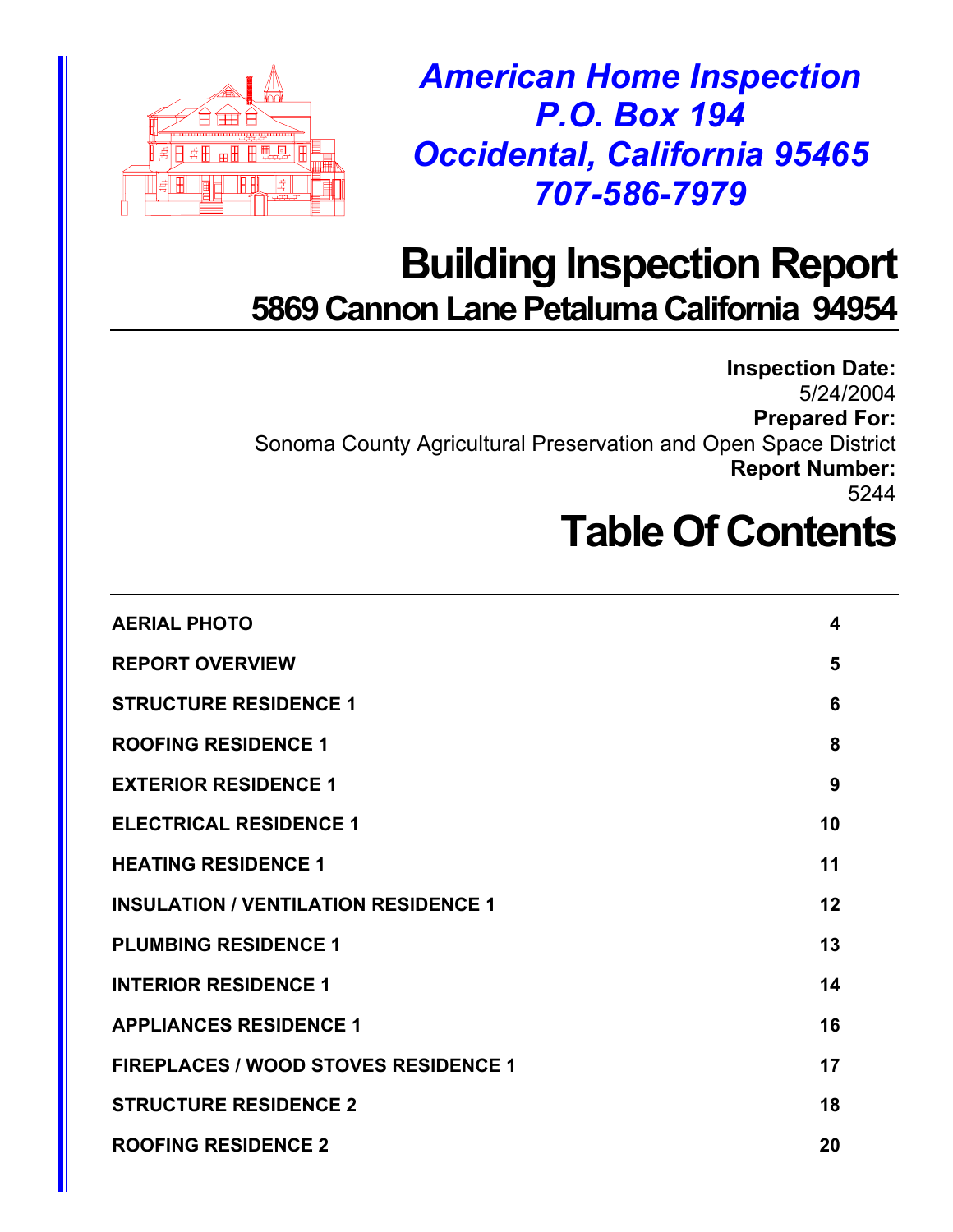*American Home Inspection*
*P.O. Box 194*
*Occidental, California 95465*
*707-586-7979*

# Building Inspection Report

## 5869 Cannon Lane Petaluma California 94954

**Inspection Date:**
5/24/2004
**Prepared For:**
Sonoma County Agricultural Preservation and Open Space District
**Report Number:**
5244

# Table Of Contents

| | |
|---|---|
| **AERIAL PHOTO** | **4** |
| **REPORT OVERVIEW** | **5** |
| **STRUCTURE RESIDENCE 1** | **6** |
| **ROOFING RESIDENCE 1** | **8** |
| **EXTERIOR RESIDENCE 1** | **9** |
| **ELECTRICAL RESIDENCE 1** | **10** |
| **HEATING RESIDENCE 1** | **11** |
| **INSULATION / VENTILATION RESIDENCE 1** | **12** |
| **PLUMBING RESIDENCE 1** | **13** |
| **INTERIOR RESIDENCE 1** | **14** |
| **APPLIANCES RESIDENCE 1** | **16** |
| **FIREPLACES / WOOD STOVES RESIDENCE 1** | **17** |
| **STRUCTURE RESIDENCE 2** | **18** |
| **ROOFING RESIDENCE 2** | **20** |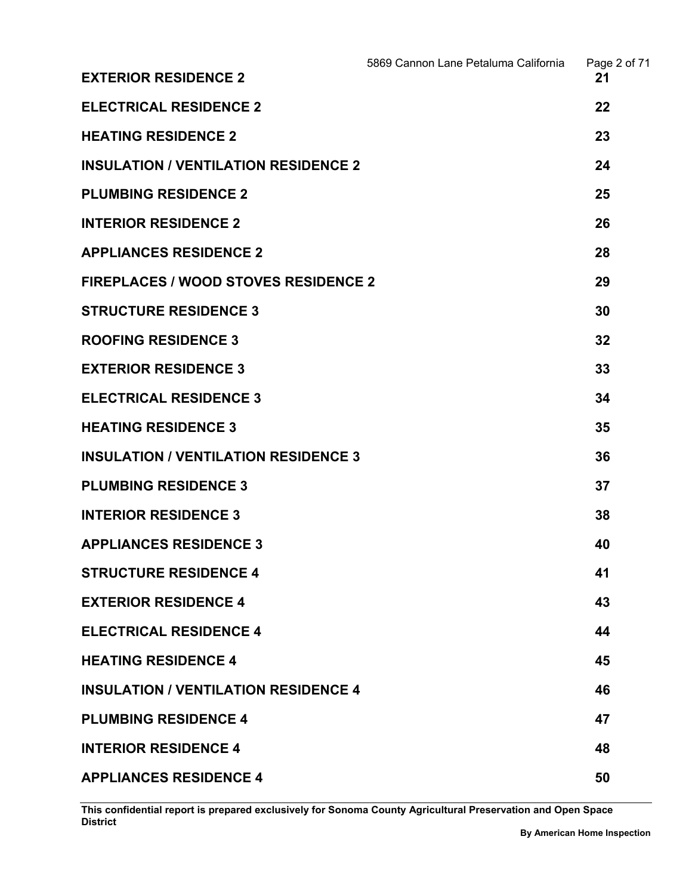| | |
|---|---|
| **EXTERIOR RESIDENCE 2** | **21** |
| **ELECTRICAL RESIDENCE 2** | **22** |
| **HEATING RESIDENCE 2** | **23** |
| **INSULATION / VENTILATION RESIDENCE 2** | **24** |
| **PLUMBING RESIDENCE 2** | **25** |
| **INTERIOR RESIDENCE 2** | **26** |
| **APPLIANCES RESIDENCE 2** | **28** |
| **FIREPLACES / WOOD STOVES RESIDENCE 2** | **29** |
| **STRUCTURE RESIDENCE 3** | **30** |
| **ROOFING RESIDENCE 3** | **32** |
| **EXTERIOR RESIDENCE 3** | **33** |
| **ELECTRICAL RESIDENCE 3** | **34** |
| **HEATING RESIDENCE 3** | **35** |
| **INSULATION / VENTILATION RESIDENCE 3** | **36** |
| **PLUMBING RESIDENCE 3** | **37** |
| **INTERIOR RESIDENCE 3** | **38** |
| **APPLIANCES RESIDENCE 3** | **40** |
| **STRUCTURE RESIDENCE 4** | **41** |
| **EXTERIOR RESIDENCE 4** | **43** |
| **ELECTRICAL RESIDENCE 4** | **44** |
| **HEATING RESIDENCE 4** | **45** |
| **INSULATION / VENTILATION RESIDENCE 4** | **46** |
| **PLUMBING RESIDENCE 4** | **47** |
| **INTERIOR RESIDENCE 4** | **48** |
| **APPLIANCES RESIDENCE 4** | **50** |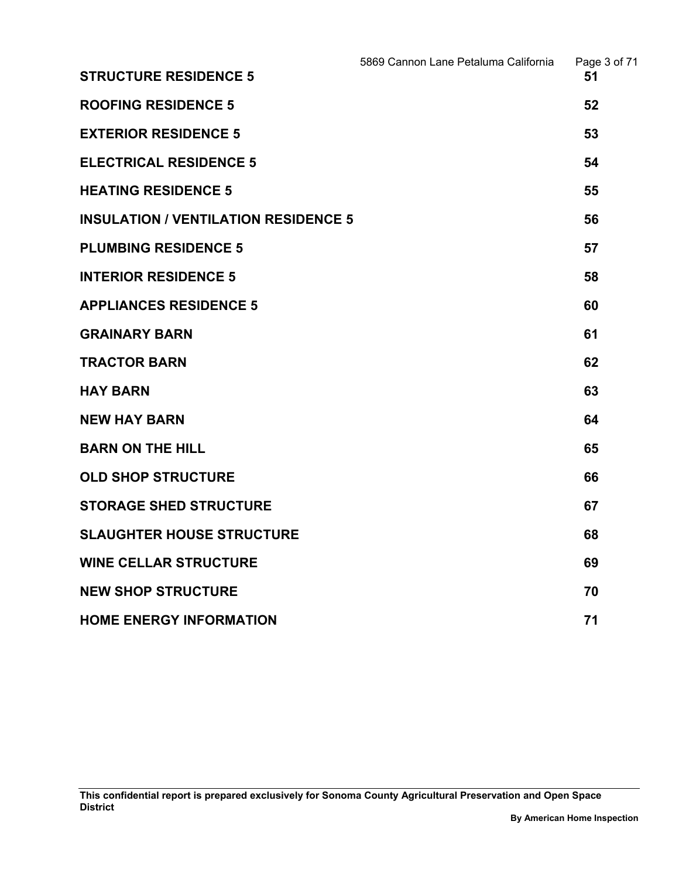| | |
|---|---|
| **STRUCTURE RESIDENCE 5** | **51** |
| **ROOFING RESIDENCE 5** | **52** |
| **EXTERIOR RESIDENCE 5** | **53** |
| **ELECTRICAL RESIDENCE 5** | **54** |
| **HEATING RESIDENCE 5** | **55** |
| **INSULATION / VENTILATION RESIDENCE 5** | **56** |
| **PLUMBING RESIDENCE 5** | **57** |
| **INTERIOR RESIDENCE 5** | **58** |
| **APPLIANCES RESIDENCE 5** | **60** |
| **GRAINARY BARN** | **61** |
| **TRACTOR BARN** | **62** |
| **HAY BARN** | **63** |
| **NEW HAY BARN** | **64** |
| **BARN ON THE HILL** | **65** |
| **OLD SHOP STRUCTURE** | **66** |
| **STORAGE SHED STRUCTURE** | **67** |
| **SLAUGHTER HOUSE STRUCTURE** | **68** |
| **WINE CELLAR STRUCTURE** | **69** |
| **NEW SHOP STRUCTURE** | **70** |
| **HOME ENERGY INFORMATION** | **71** |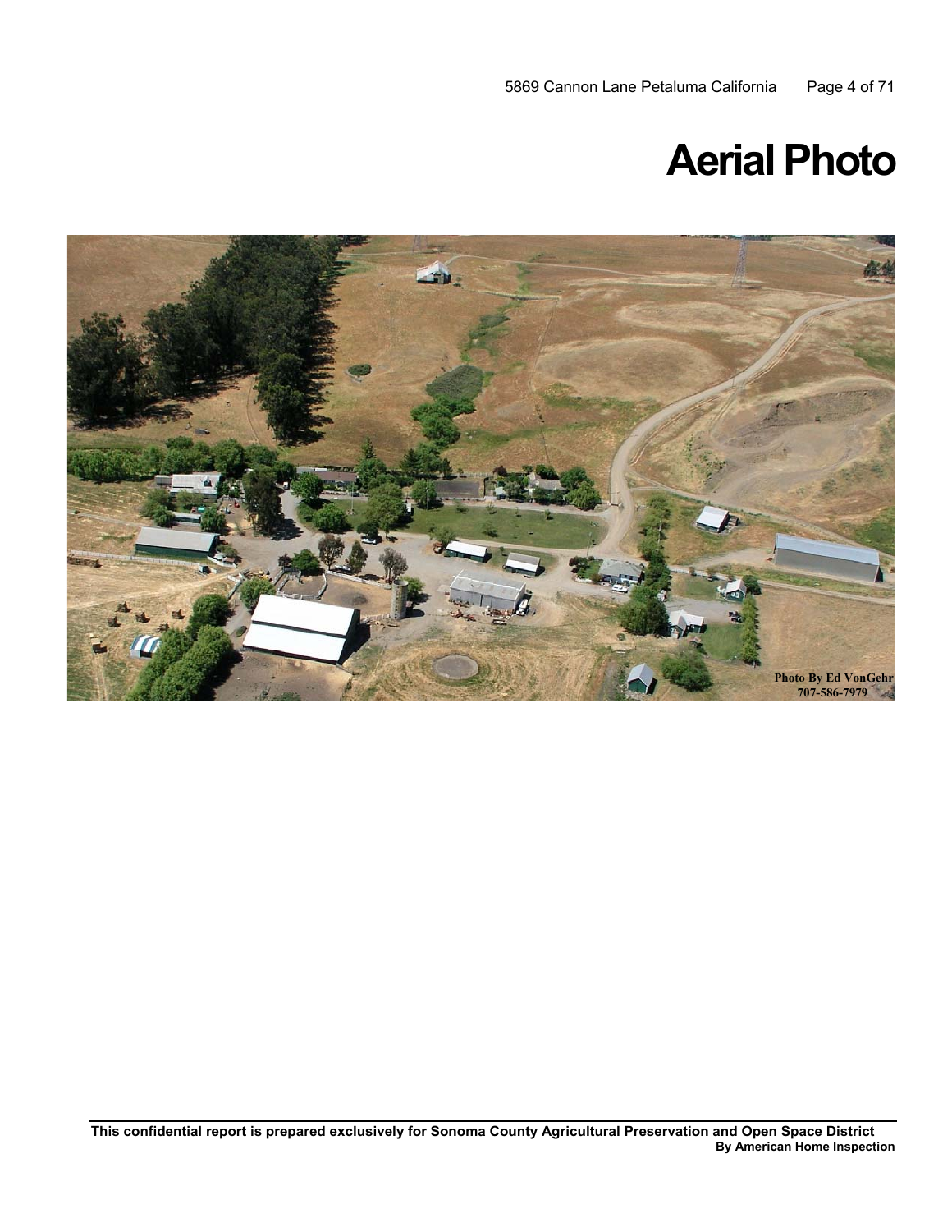# Aerial Photo

Photo By Ed VonGehr
707-586-7979

This confidential report is prepared exclusively for Sonoma County Agricultural Preservation and Open Space District
By American Home Inspection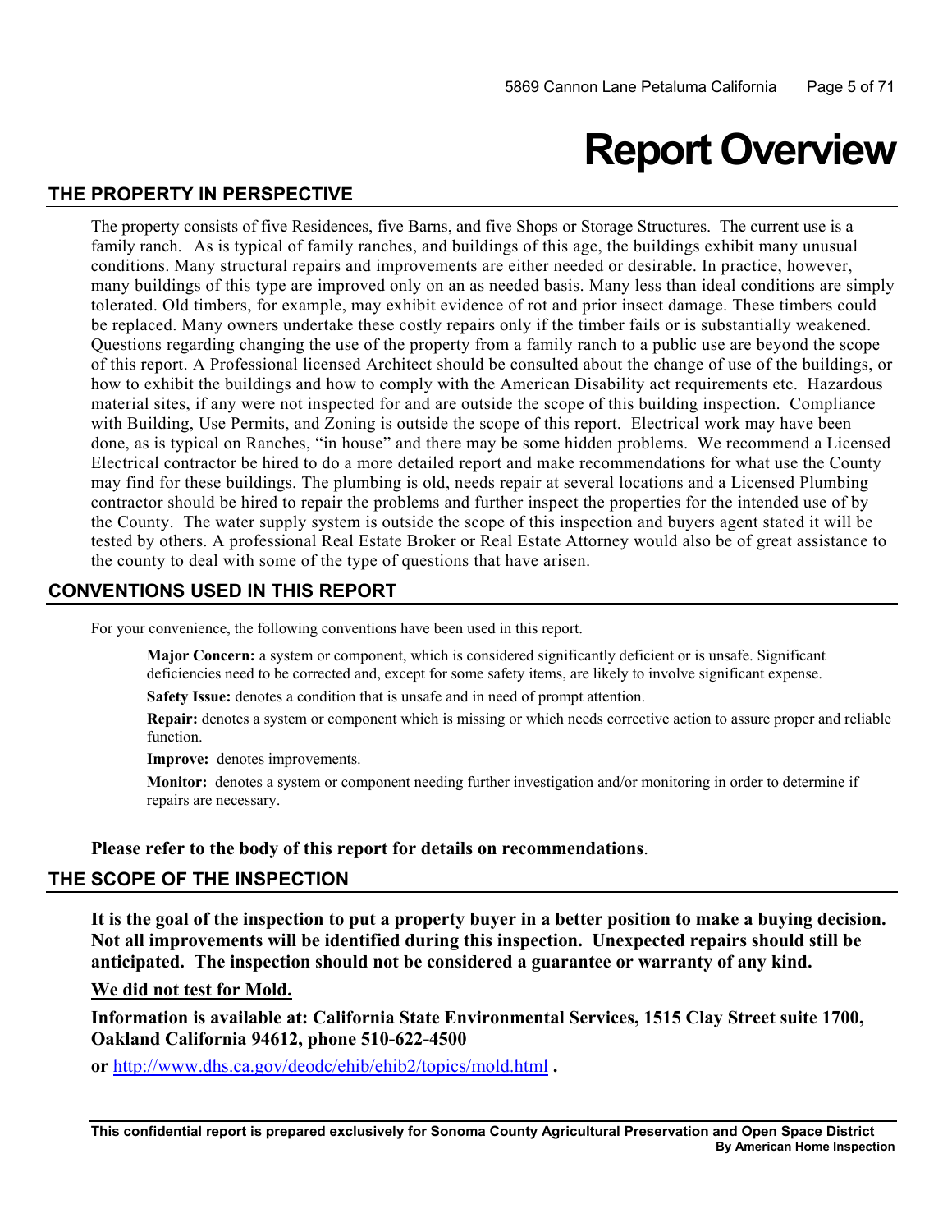# Report Overview

## THE PROPERTY IN PERSPECTIVE

The property consists of five Residences, five Barns, and five Shops or Storage Structures. The current use is a family ranch. As is typical of family ranches, and buildings of this age, the buildings exhibit many unusual conditions. Many structural repairs and improvements are either needed or desirable. In practice, however, many buildings of this type are improved only on an as needed basis. Many less than ideal conditions are simply tolerated. Old timbers, for example, may exhibit evidence of rot and prior insect damage. These timbers could be replaced. Many owners undertake these costly repairs only if the timber fails or is substantially weakened. Questions regarding changing the use of the property from a family ranch to a public use are beyond the scope of this report. A Professional licensed Architect should be consulted about the change of use of the buildings, or how to exhibit the buildings and how to comply with the American Disability act requirements etc. Hazardous material sites, if any were not inspected for and are outside the scope of this building inspection. Compliance with Building, Use Permits, and Zoning is outside the scope of this report. Electrical work may have been done, as is typical on Ranches, "in house" and there may be some hidden problems. We recommend a Licensed Electrical contractor be hired to do a more detailed report and make recommendations for what use the County may find for these buildings. The plumbing is old, needs repair at several locations and a Licensed Plumbing contractor should be hired to repair the problems and further inspect the properties for the intended use of by the County. The water supply system is outside the scope of this inspection and buyers agent stated it will be tested by others. A professional Real Estate Broker or Real Estate Attorney would also be of great assistance to the county to deal with some of the type of questions that have arisen.

## CONVENTIONS USED IN THIS REPORT

For your convenience, the following conventions have been used in this report.

**Major Concern:** a system or component, which is considered significantly deficient or is unsafe. Significant deficiencies need to be corrected and, except for some safety items, are likely to involve significant expense.

**Safety Issue:** denotes a condition that is unsafe and in need of prompt attention.

**Repair:** denotes a system or component which is missing or which needs corrective action to assure proper and reliable function.

**Improve:** denotes improvements.

**Monitor:** denotes a system or component needing further investigation and/or monitoring in order to determine if repairs are necessary.

**Please refer to the body of this report for details on recommendations**.

## THE SCOPE OF THE INSPECTION

**It is the goal of the inspection to put a property buyer in a better position to make a buying decision. Not all improvements will be identified during this inspection. Unexpected repairs should still be anticipated. The inspection should not be considered a guarantee or warranty of any kind.**

**<u>We did not test for Mold.</u>**

**Information is available at: California State Environmental Services, 1515 Clay Street suite 1700, Oakland California 94612, phone 510-622-4500**

**or** http://www.dhs.ca.gov/deodc/ehib/ehib2/topics/mold.html **.**

**This confidential report is prepared exclusively for Sonoma County Agricultural Preservation and Open Space District**
**By American Home Inspection**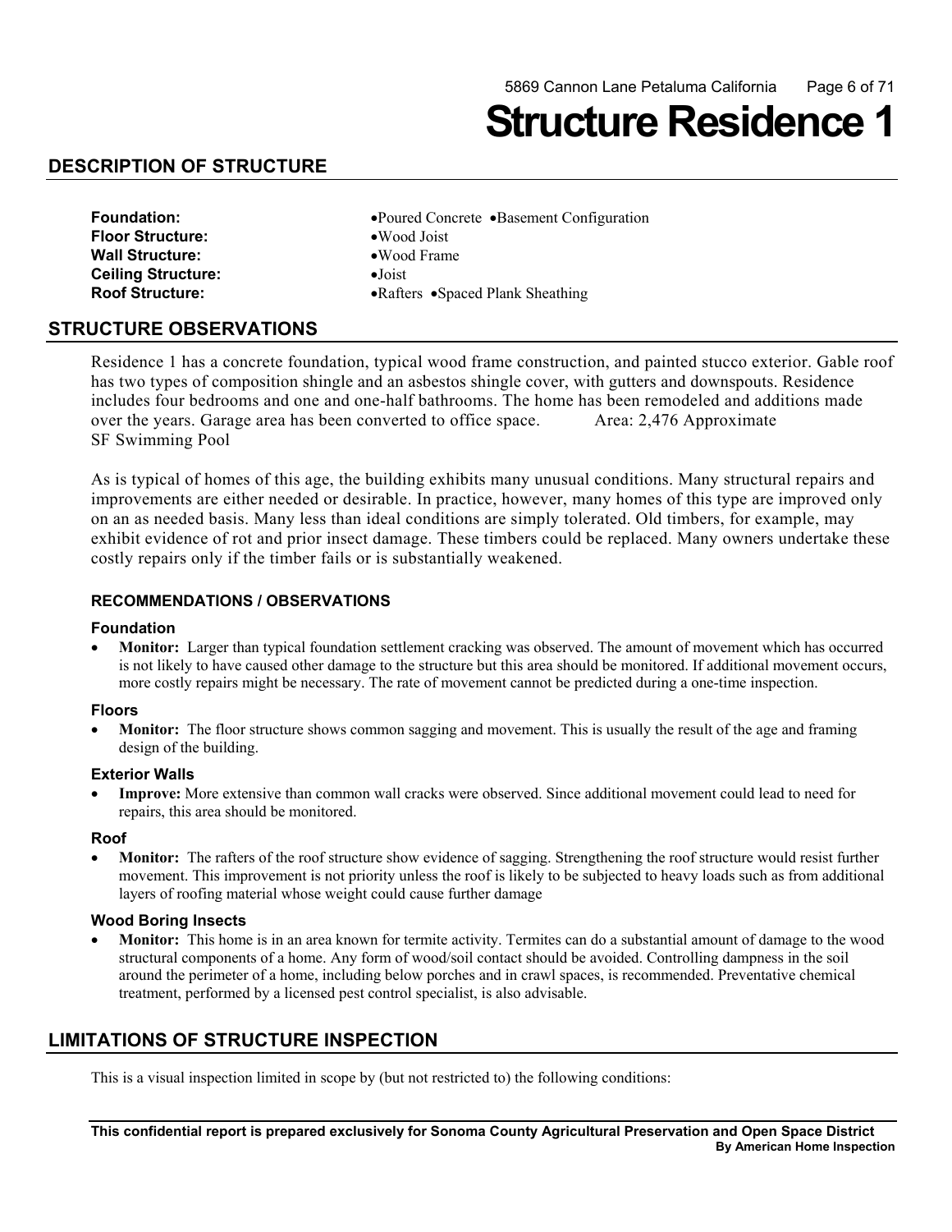# Structure Residence 1

## DESCRIPTION OF STRUCTURE

**Foundation:** •Poured Concrete •Basement Configuration
**Floor Structure:** •Wood Joist
**Wall Structure:** •Wood Frame
**Ceiling Structure:** •Joist
**Roof Structure:** •Rafters •Spaced Plank Sheathing

## STRUCTURE OBSERVATIONS

Residence 1 has a concrete foundation, typical wood frame construction, and painted stucco exterior. Gable roof has two types of composition shingle and an asbestos shingle cover, with gutters and downspouts. Residence includes four bedrooms and one and one-half bathrooms. The home has been remodeled and additions made over the years. Garage area has been converted to office space. Area: 2,476 Approximate SF Swimming Pool

As is typical of homes of this age, the building exhibits many unusual conditions. Many structural repairs and improvements are either needed or desirable. In practice, however, many homes of this type are improved only on an as needed basis. Many less than ideal conditions are simply tolerated. Old timbers, for example, may exhibit evidence of rot and prior insect damage. These timbers could be replaced. Many owners undertake these costly repairs only if the timber fails or is substantially weakened.

### RECOMMENDATIONS / OBSERVATIONS

#### Foundation

- **Monitor:** Larger than typical foundation settlement cracking was observed. The amount of movement which has occurred is not likely to have caused other damage to the structure but this area should be monitored. If additional movement occurs, more costly repairs might be necessary. The rate of movement cannot be predicted during a one-time inspection.

#### Floors

- **Monitor:** The floor structure shows common sagging and movement. This is usually the result of the age and framing design of the building.

#### Exterior Walls

- **Improve:** More extensive than common wall cracks were observed. Since additional movement could lead to need for repairs, this area should be monitored.

#### Roof

- **Monitor:** The rafters of the roof structure show evidence of sagging. Strengthening the roof structure would resist further movement. This improvement is not priority unless the roof is likely to be subjected to heavy loads such as from additional layers of roofing material whose weight could cause further damage

#### Wood Boring Insects

- **Monitor:** This home is in an area known for termite activity. Termites can do a substantial amount of damage to the wood structural components of a home. Any form of wood/soil contact should be avoided. Controlling dampness in the soil around the perimeter of a home, including below porches and in crawl spaces, is recommended. Preventative chemical treatment, performed by a licensed pest control specialist, is also advisable.

## LIMITATIONS OF STRUCTURE INSPECTION

This is a visual inspection limited in scope by (but not restricted to) the following conditions: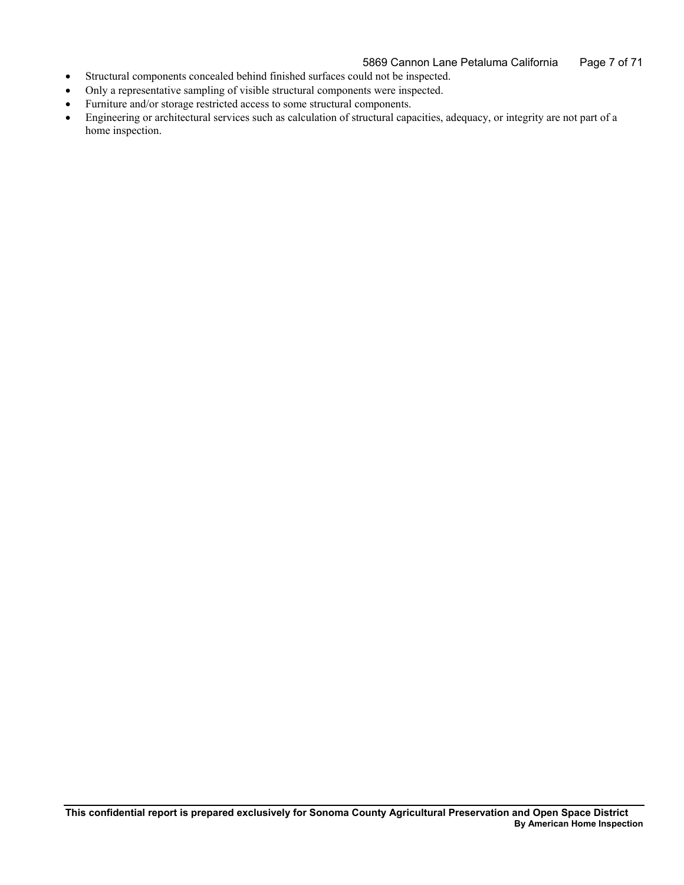- Structural components concealed behind finished surfaces could not be inspected.
- Only a representative sampling of visible structural components were inspected.
- Furniture and/or storage restricted access to some structural components.
- Engineering or architectural services such as calculation of structural capacities, adequacy, or integrity are not part of a home inspection.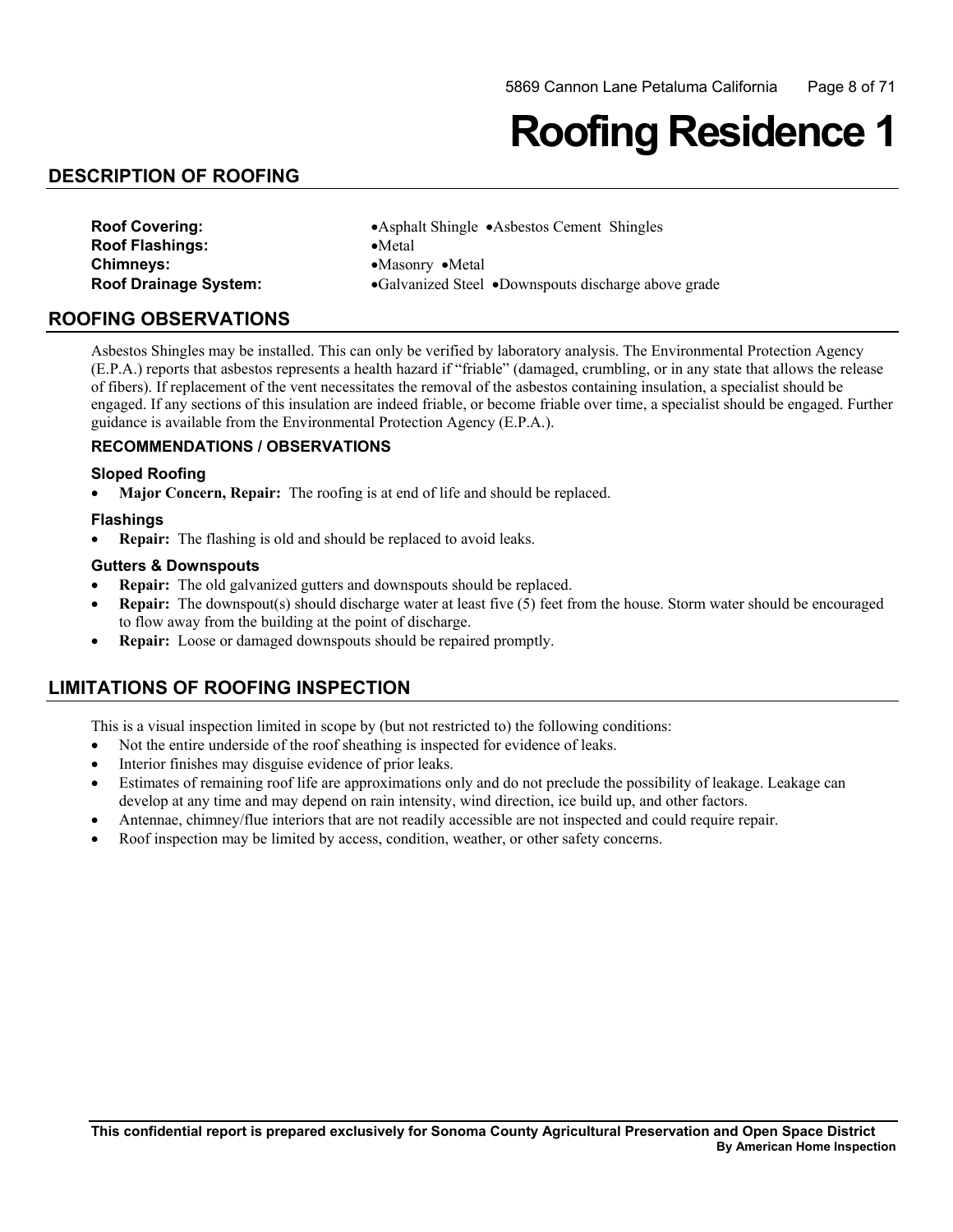# Roofing Residence 1

## DESCRIPTION OF ROOFING

**Roof Covering:** •Asphalt Shingle •Asbestos Cement Shingles
**Roof Flashings:** •Metal
**Chimneys:** •Masonry •Metal
**Roof Drainage System:** •Galvanized Steel •Downspouts discharge above grade

## ROOFING OBSERVATIONS

Asbestos Shingles may be installed. This can only be verified by laboratory analysis. The Environmental Protection Agency (E.P.A.) reports that asbestos represents a health hazard if "friable" (damaged, crumbling, or in any state that allows the release of fibers). If replacement of the vent necessitates the removal of the asbestos containing insulation, a specialist should be engaged. If any sections of this insulation are indeed friable, or become friable over time, a specialist should be engaged. Further guidance is available from the Environmental Protection Agency (E.P.A.).

### RECOMMENDATIONS / OBSERVATIONS

#### Sloped Roofing

- **Major Concern, Repair:** The roofing is at end of life and should be replaced.

#### Flashings

- **Repair:** The flashing is old and should be replaced to avoid leaks.

#### Gutters & Downspouts

- **Repair:** The old galvanized gutters and downspouts should be replaced.
- **Repair:** The downspout(s) should discharge water at least five (5) feet from the house. Storm water should be encouraged to flow away from the building at the point of discharge.
- **Repair:** Loose or damaged downspouts should be repaired promptly.

## LIMITATIONS OF ROOFING INSPECTION

This is a visual inspection limited in scope by (but not restricted to) the following conditions:

- Not the entire underside of the roof sheathing is inspected for evidence of leaks.
- Interior finishes may disguise evidence of prior leaks.
- Estimates of remaining roof life are approximations only and do not preclude the possibility of leakage. Leakage can develop at any time and may depend on rain intensity, wind direction, ice build up, and other factors.
- Antennae, chimney/flue interiors that are not readily accessible are not inspected and could require repair.
- Roof inspection may be limited by access, condition, weather, or other safety concerns.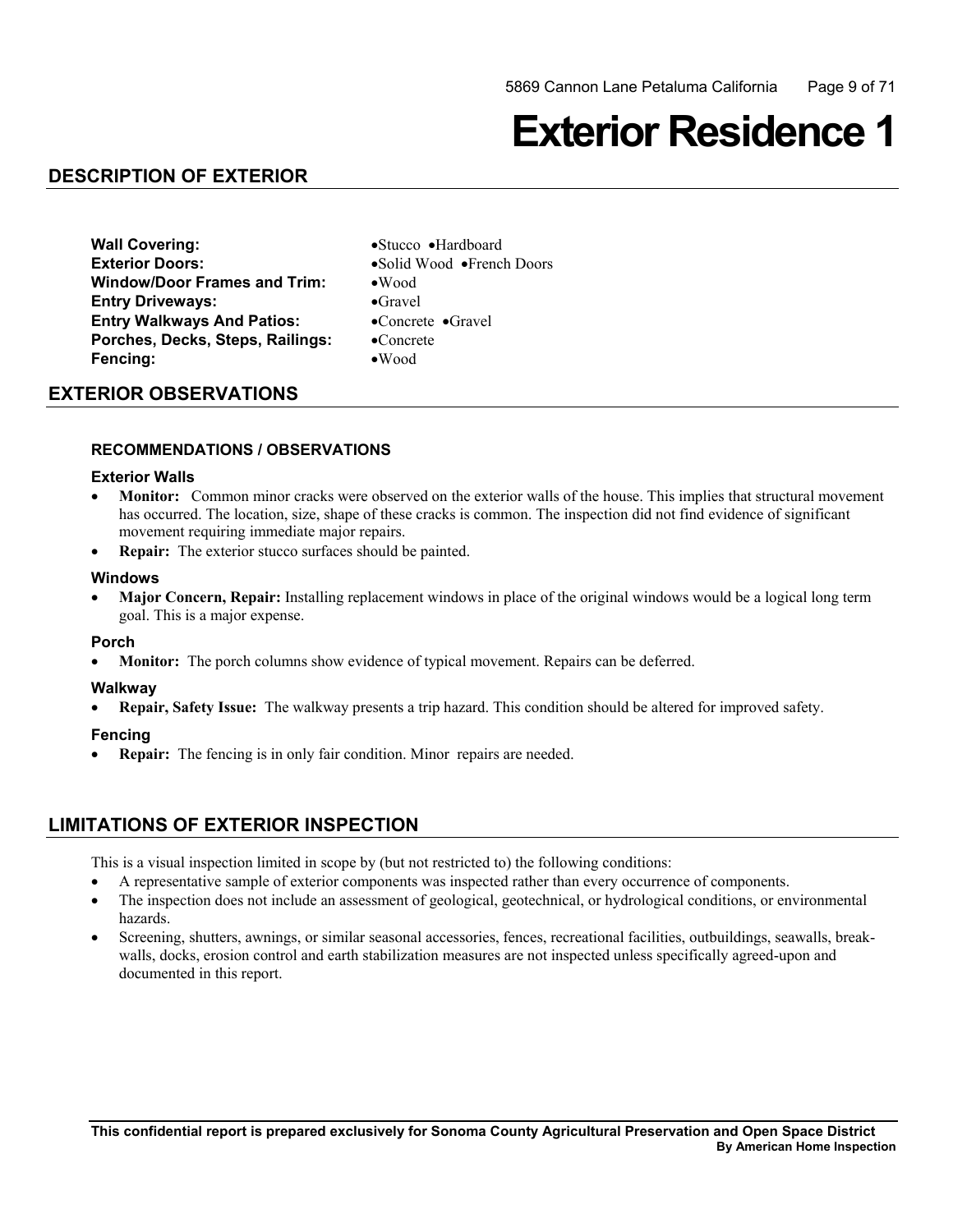# Exterior Residence 1

## DESCRIPTION OF EXTERIOR

| | |
|---|---|
| **Wall Covering:** | •Stucco •Hardboard |
| **Exterior Doors:** | •Solid Wood •French Doors |
| **Window/Door Frames and Trim:** | •Wood |
| **Entry Driveways:** | •Gravel |
| **Entry Walkways And Patios:** | •Concrete •Gravel |
| **Porches, Decks, Steps, Railings:** | •Concrete |
| **Fencing:** | •Wood |

## EXTERIOR OBSERVATIONS

### RECOMMENDATIONS / OBSERVATIONS

#### Exterior Walls

- **Monitor:** Common minor cracks were observed on the exterior walls of the house. This implies that structural movement has occurred. The location, size, shape of these cracks is common. The inspection did not find evidence of significant movement requiring immediate major repairs.
- **Repair:** The exterior stucco surfaces should be painted.

#### Windows

- **Major Concern, Repair:** Installing replacement windows in place of the original windows would be a logical long term goal. This is a major expense.

#### Porch

- **Monitor:** The porch columns show evidence of typical movement. Repairs can be deferred.

#### Walkway

- **Repair, Safety Issue:** The walkway presents a trip hazard. This condition should be altered for improved safety.

#### Fencing

- **Repair:** The fencing is in only fair condition. Minor repairs are needed.

## LIMITATIONS OF EXTERIOR INSPECTION

This is a visual inspection limited in scope by (but not restricted to) the following conditions:

- A representative sample of exterior components was inspected rather than every occurrence of components.
- The inspection does not include an assessment of geological, geotechnical, or hydrological conditions, or environmental hazards.
- Screening, shutters, awnings, or similar seasonal accessories, fences, recreational facilities, outbuildings, seawalls, break-walls, docks, erosion control and earth stabilization measures are not inspected unless specifically agreed-upon and documented in this report.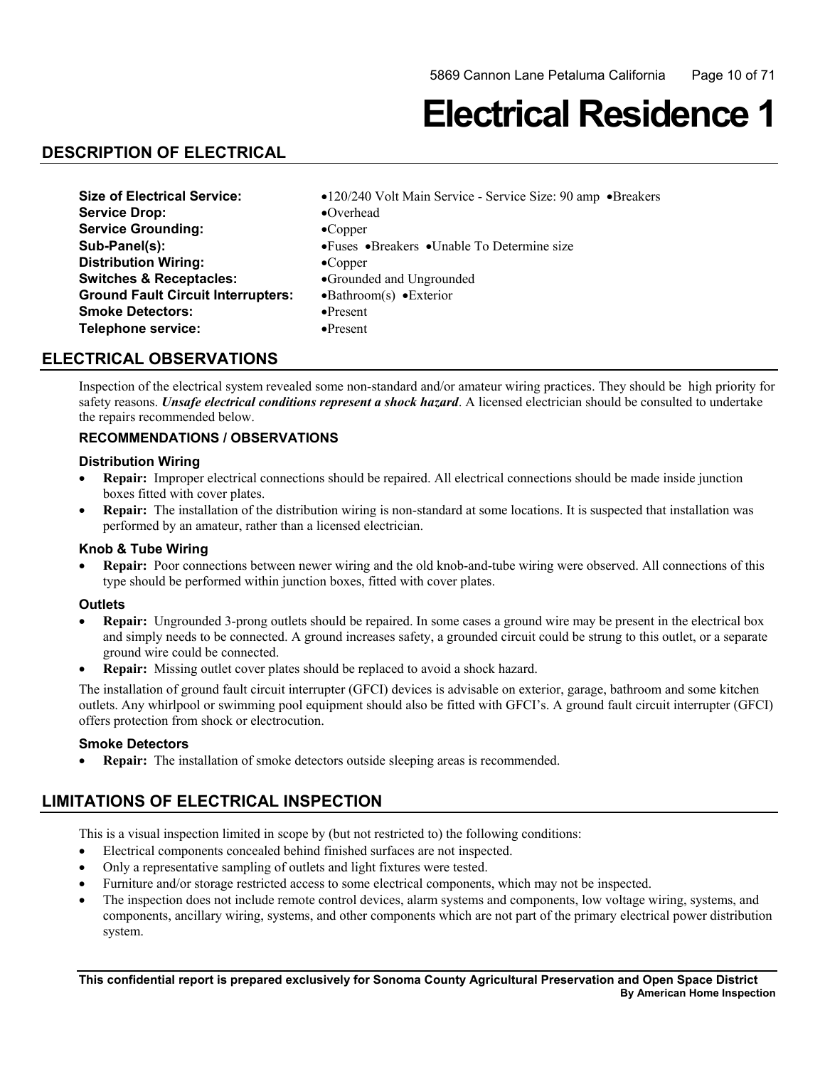# Electrical Residence 1

## DESCRIPTION OF ELECTRICAL

| | |
|---|---|
| **Size of Electrical Service:** | •120/240 Volt Main Service - Service Size: 90 amp •Breakers |
| **Service Drop:** | •Overhead |
| **Service Grounding:** | •Copper |
| **Sub-Panel(s):** | •Fuses •Breakers •Unable To Determine size |
| **Distribution Wiring:** | •Copper |
| **Switches & Receptacles:** | •Grounded and Ungrounded |
| **Ground Fault Circuit Interrupters:** | •Bathroom(s) •Exterior |
| **Smoke Detectors:** | •Present |
| **Telephone service:** | •Present |

## ELECTRICAL OBSERVATIONS

Inspection of the electrical system revealed some non-standard and/or amateur wiring practices. They should be high priority for safety reasons. ***Unsafe electrical conditions represent a shock hazard***. A licensed electrician should be consulted to undertake the repairs recommended below.

### RECOMMENDATIONS / OBSERVATIONS

#### Distribution Wiring

- **Repair:** Improper electrical connections should be repaired. All electrical connections should be made inside junction boxes fitted with cover plates.
- **Repair:** The installation of the distribution wiring is non-standard at some locations. It is suspected that installation was performed by an amateur, rather than a licensed electrician.

#### Knob & Tube Wiring

- **Repair:** Poor connections between newer wiring and the old knob-and-tube wiring were observed. All connections of this type should be performed within junction boxes, fitted with cover plates.

#### Outlets

- **Repair:** Ungrounded 3-prong outlets should be repaired. In some cases a ground wire may be present in the electrical box and simply needs to be connected. A ground increases safety, a grounded circuit could be strung to this outlet, or a separate ground wire could be connected.
- **Repair:** Missing outlet cover plates should be replaced to avoid a shock hazard.

The installation of ground fault circuit interrupter (GFCI) devices is advisable on exterior, garage, bathroom and some kitchen outlets. Any whirlpool or swimming pool equipment should also be fitted with GFCI's. A ground fault circuit interrupter (GFCI) offers protection from shock or electrocution.

#### Smoke Detectors

- **Repair:** The installation of smoke detectors outside sleeping areas is recommended.

## LIMITATIONS OF ELECTRICAL INSPECTION

This is a visual inspection limited in scope by (but not restricted to) the following conditions:

- Electrical components concealed behind finished surfaces are not inspected.
- Only a representative sampling of outlets and light fixtures were tested.
- Furniture and/or storage restricted access to some electrical components, which may not be inspected.
- The inspection does not include remote control devices, alarm systems and components, low voltage wiring, systems, and components, ancillary wiring, systems, and other components which are not part of the primary electrical power distribution system.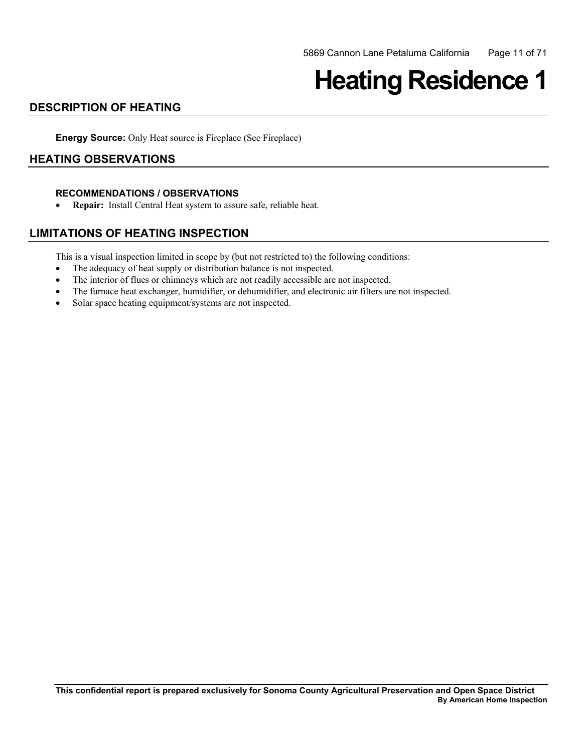# Heating Residence 1

## DESCRIPTION OF HEATING

**Energy Source:** Only Heat source is Fireplace (See Fireplace)

## HEATING OBSERVATIONS

### RECOMMENDATIONS / OBSERVATIONS

- **Repair:** Install Central Heat system to assure safe, reliable heat.

## LIMITATIONS OF HEATING INSPECTION

This is a visual inspection limited in scope by (but not restricted to) the following conditions:

- The adequacy of heat supply or distribution balance is not inspected.
- The interior of flues or chimneys which are not readily accessible are not inspected.
- The furnace heat exchanger, humidifier, or dehumidifier, and electronic air filters are not inspected.
- Solar space heating equipment/systems are not inspected.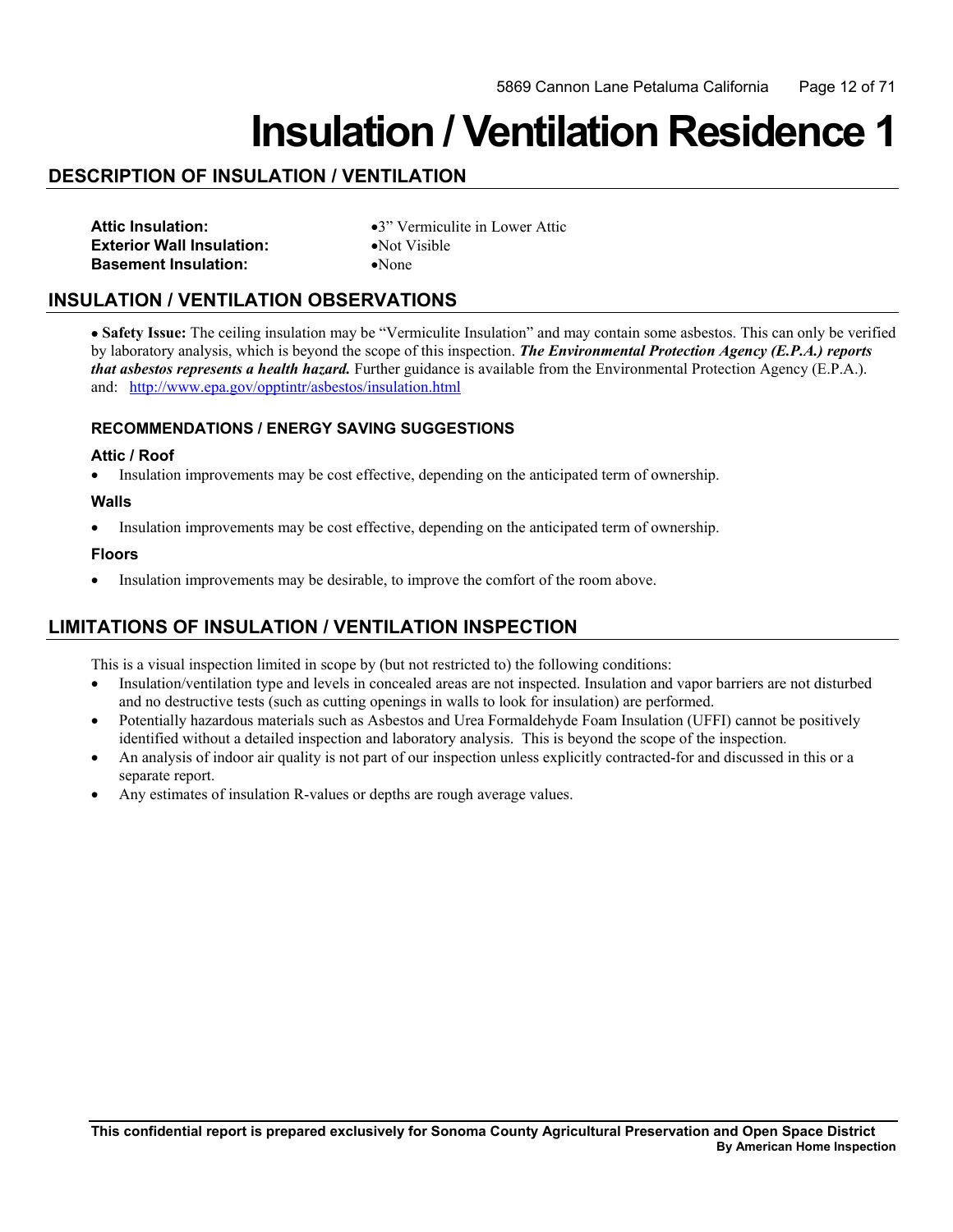# Insulation / Ventilation Residence 1

## DESCRIPTION OF INSULATION / VENTILATION

| | |
|---|---|
| **Attic Insulation:** | •3” Vermiculite in Lower Attic |
| **Exterior Wall Insulation:** | •Not Visible |
| **Basement Insulation:** | •None |

## INSULATION / VENTILATION OBSERVATIONS

• **Safety Issue:** The ceiling insulation may be “Vermiculite Insulation” and may contain some asbestos. This can only be verified by laboratory analysis, which is beyond the scope of this inspection. ***The Environmental Protection Agency (E.P.A.) reports that asbestos represents a health hazard.*** Further guidance is available from the Environmental Protection Agency (E.P.A.). and: http://www.epa.gov/opptintr/asbestos/insulation.html

### RECOMMENDATIONS / ENERGY SAVING SUGGESTIONS

#### Attic / Roof

- Insulation improvements may be cost effective, depending on the anticipated term of ownership.

#### Walls

- Insulation improvements may be cost effective, depending on the anticipated term of ownership.

#### Floors

- Insulation improvements may be desirable, to improve the comfort of the room above.

## LIMITATIONS OF INSULATION / VENTILATION INSPECTION

This is a visual inspection limited in scope by (but not restricted to) the following conditions:

- Insulation/ventilation type and levels in concealed areas are not inspected. Insulation and vapor barriers are not disturbed and no destructive tests (such as cutting openings in walls to look for insulation) are performed.
- Potentially hazardous materials such as Asbestos and Urea Formaldehyde Foam Insulation (UFFI) cannot be positively identified without a detailed inspection and laboratory analysis. This is beyond the scope of the inspection.
- An analysis of indoor air quality is not part of our inspection unless explicitly contracted-for and discussed in this or a separate report.
- Any estimates of insulation R-values or depths are rough average values.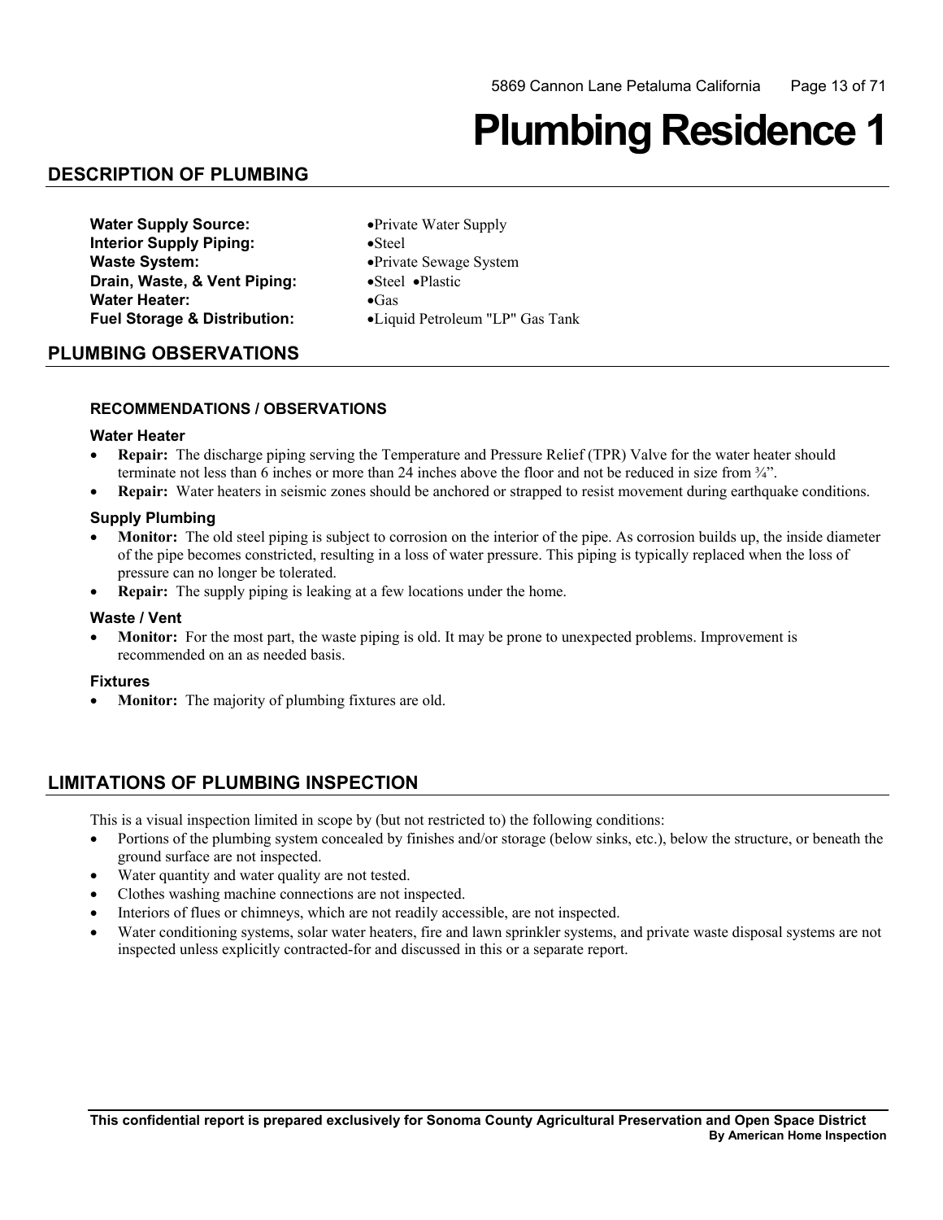# Plumbing Residence 1

## DESCRIPTION OF PLUMBING

**Water Supply Source:** •Private Water Supply
**Interior Supply Piping:** •Steel
**Waste System:** •Private Sewage System
**Drain, Waste, & Vent Piping:** •Steel •Plastic
**Water Heater:** •Gas
**Fuel Storage & Distribution:** •Liquid Petroleum "LP" Gas Tank

## PLUMBING OBSERVATIONS

### RECOMMENDATIONS / OBSERVATIONS

#### Water Heater

- **Repair:** The discharge piping serving the Temperature and Pressure Relief (TPR) Valve for the water heater should terminate not less than 6 inches or more than 24 inches above the floor and not be reduced in size from ¾".
- **Repair:** Water heaters in seismic zones should be anchored or strapped to resist movement during earthquake conditions.

#### Supply Plumbing

- **Monitor:** The old steel piping is subject to corrosion on the interior of the pipe. As corrosion builds up, the inside diameter of the pipe becomes constricted, resulting in a loss of water pressure. This piping is typically replaced when the loss of pressure can no longer be tolerated.
- **Repair:** The supply piping is leaking at a few locations under the home.

#### Waste / Vent

- **Monitor:** For the most part, the waste piping is old. It may be prone to unexpected problems. Improvement is recommended on an as needed basis.

#### Fixtures

- **Monitor:** The majority of plumbing fixtures are old.

## LIMITATIONS OF PLUMBING INSPECTION

This is a visual inspection limited in scope by (but not restricted to) the following conditions:

- Portions of the plumbing system concealed by finishes and/or storage (below sinks, etc.), below the structure, or beneath the ground surface are not inspected.
- Water quantity and water quality are not tested.
- Clothes washing machine connections are not inspected.
- Interiors of flues or chimneys, which are not readily accessible, are not inspected.
- Water conditioning systems, solar water heaters, fire and lawn sprinkler systems, and private waste disposal systems are not inspected unless explicitly contracted-for and discussed in this or a separate report.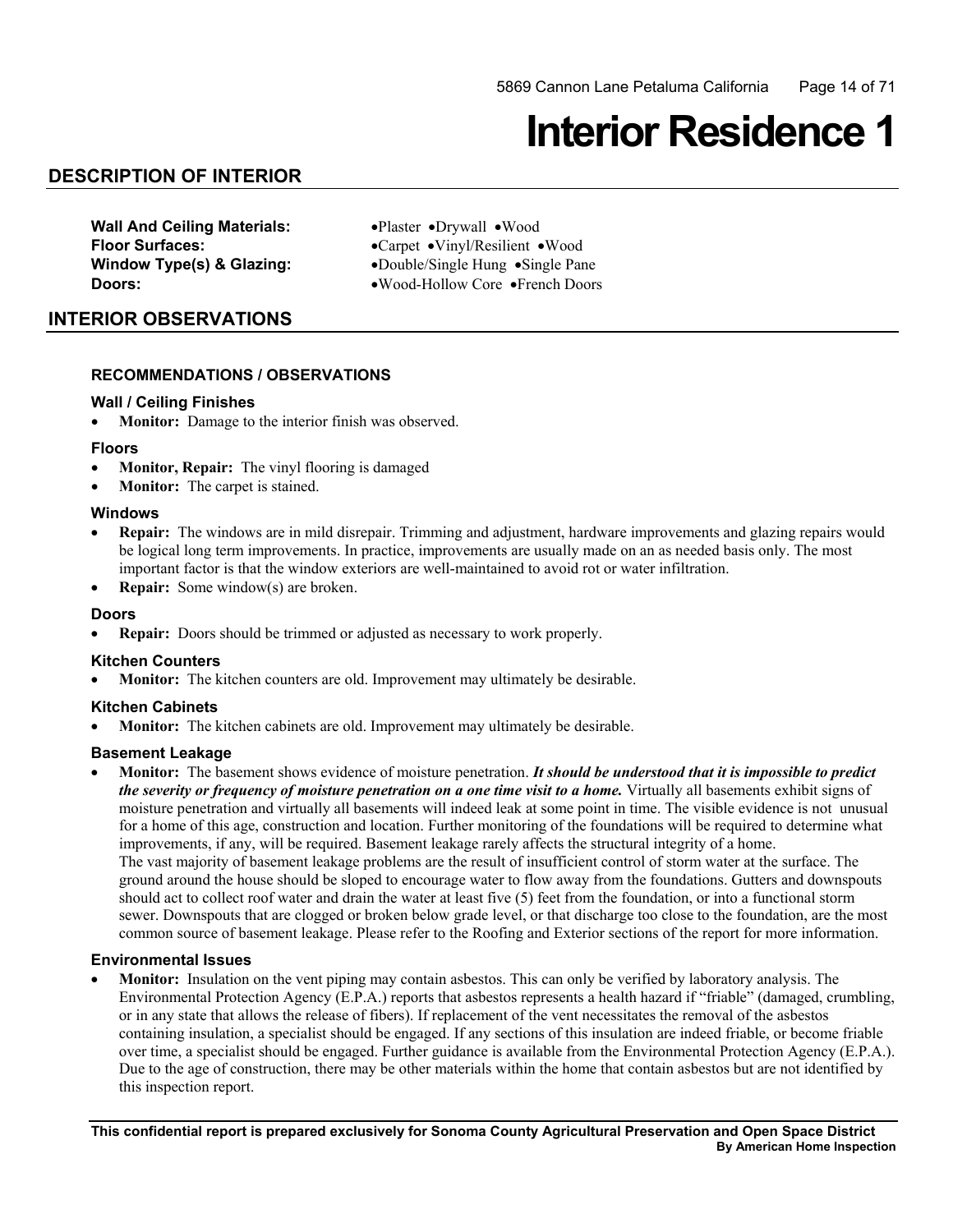# Interior Residence 1

## DESCRIPTION OF INTERIOR

**Wall And Ceiling Materials:** •Plaster •Drywall •Wood
**Floor Surfaces:** •Carpet •Vinyl/Resilient •Wood
**Window Type(s) & Glazing:** •Double/Single Hung •Single Pane
**Doors:** •Wood-Hollow Core •French Doors

## INTERIOR OBSERVATIONS

### RECOMMENDATIONS / OBSERVATIONS

#### Wall / Ceiling Finishes

- **Monitor:** Damage to the interior finish was observed.

#### Floors

- **Monitor, Repair:** The vinyl flooring is damaged
- **Monitor:** The carpet is stained.

#### Windows

- **Repair:** The windows are in mild disrepair. Trimming and adjustment, hardware improvements and glazing repairs would be logical long term improvements. In practice, improvements are usually made on an as needed basis only. The most important factor is that the window exteriors are well-maintained to avoid rot or water infiltration.
- **Repair:** Some window(s) are broken.

#### Doors

- **Repair:** Doors should be trimmed or adjusted as necessary to work properly.

#### Kitchen Counters

- **Monitor:** The kitchen counters are old. Improvement may ultimately be desirable.

#### Kitchen Cabinets

- **Monitor:** The kitchen cabinets are old. Improvement may ultimately be desirable.

#### Basement Leakage

- **Monitor:** The basement shows evidence of moisture penetration. ***It should be understood that it is impossible to predict the severity or frequency of moisture penetration on a one time visit to a home.*** Virtually all basements exhibit signs of moisture penetration and virtually all basements will indeed leak at some point in time. The visible evidence is not unusual for a home of this age, construction and location. Further monitoring of the foundations will be required to determine what improvements, if any, will be required. Basement leakage rarely affects the structural integrity of a home.
  The vast majority of basement leakage problems are the result of insufficient control of storm water at the surface. The ground around the house should be sloped to encourage water to flow away from the foundations. Gutters and downspouts should act to collect roof water and drain the water at least five (5) feet from the foundation, or into a functional storm sewer. Downspouts that are clogged or broken below grade level, or that discharge too close to the foundation, are the most common source of basement leakage. Please refer to the Roofing and Exterior sections of the report for more information.

#### Environmental Issues

- **Monitor:** Insulation on the vent piping may contain asbestos. This can only be verified by laboratory analysis. The Environmental Protection Agency (E.P.A.) reports that asbestos represents a health hazard if "friable" (damaged, crumbling, or in any state that allows the release of fibers). If replacement of the vent necessitates the removal of the asbestos containing insulation, a specialist should be engaged. If any sections of this insulation are indeed friable, or become friable over time, a specialist should be engaged. Further guidance is available from the Environmental Protection Agency (E.P.A.). Due to the age of construction, there may be other materials within the home that contain asbestos but are not identified by this inspection report.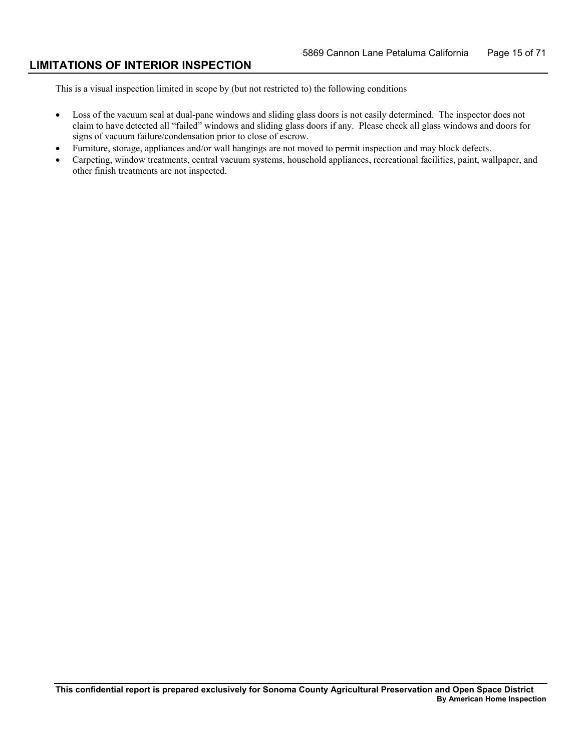## LIMITATIONS OF INTERIOR INSPECTION

This is a visual inspection limited in scope by (but not restricted to) the following conditions

- Loss of the vacuum seal at dual-pane windows and sliding glass doors is not easily determined. The inspector does not claim to have detected all "failed" windows and sliding glass doors if any. Please check all glass windows and doors for signs of vacuum failure/condensation prior to close of escrow.
- Furniture, storage, appliances and/or wall hangings are not moved to permit inspection and may block defects.
- Carpeting, window treatments, central vacuum systems, household appliances, recreational facilities, paint, wallpaper, and other finish treatments are not inspected.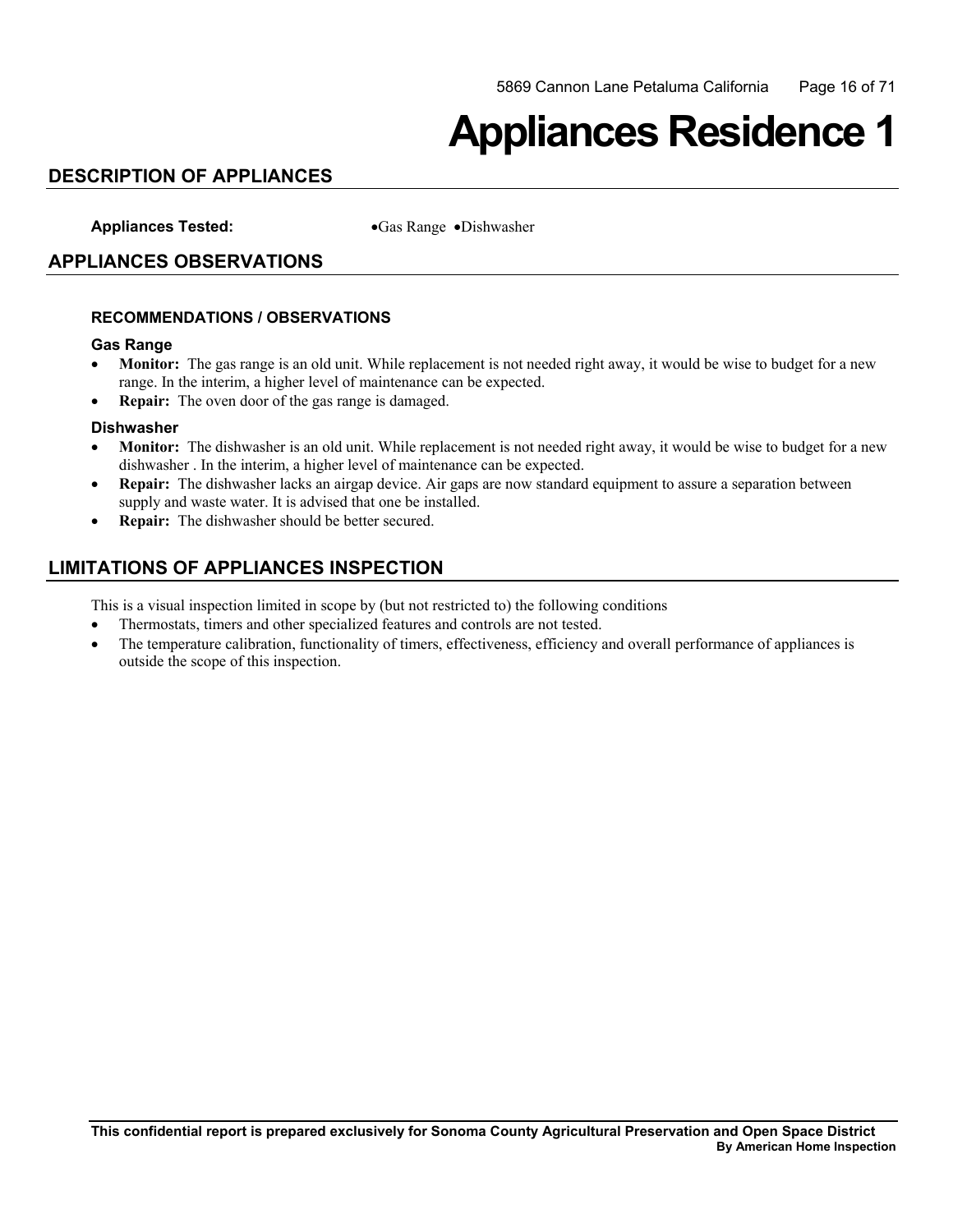# Appliances Residence 1

## DESCRIPTION OF APPLIANCES

**Appliances Tested:** •Gas Range •Dishwasher

## APPLIANCES OBSERVATIONS

### RECOMMENDATIONS / OBSERVATIONS

**Gas Range**

- **Monitor:** The gas range is an old unit. While replacement is not needed right away, it would be wise to budget for a new range. In the interim, a higher level of maintenance can be expected.
- **Repair:** The oven door of the gas range is damaged.

**Dishwasher**

- **Monitor:** The dishwasher is an old unit. While replacement is not needed right away, it would be wise to budget for a new dishwasher . In the interim, a higher level of maintenance can be expected.
- **Repair:** The dishwasher lacks an airgap device. Air gaps are now standard equipment to assure a separation between supply and waste water. It is advised that one be installed.
- **Repair:** The dishwasher should be better secured.

## LIMITATIONS OF APPLIANCES INSPECTION

This is a visual inspection limited in scope by (but not restricted to) the following conditions

- Thermostats, timers and other specialized features and controls are not tested.
- The temperature calibration, functionality of timers, effectiveness, efficiency and overall performance of appliances is outside the scope of this inspection.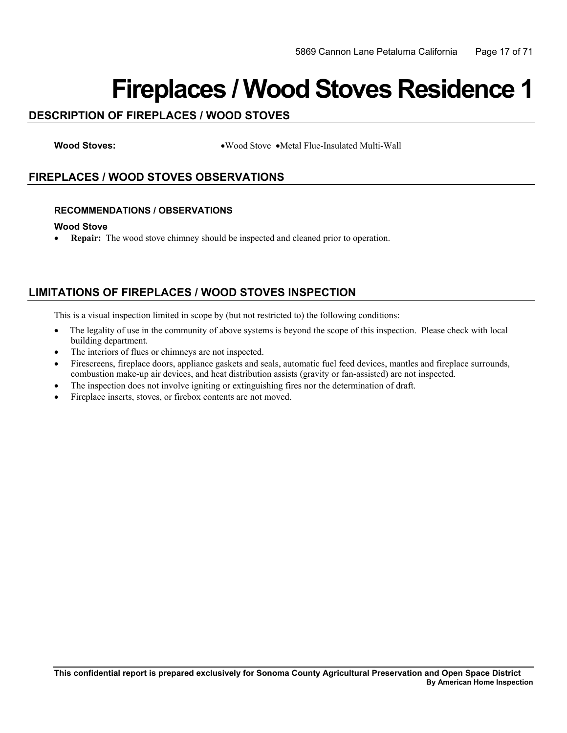# Fireplaces / Wood Stoves Residence 1

## DESCRIPTION OF FIREPLACES / WOOD STOVES

**Wood Stoves:** •Wood Stove •Metal Flue-Insulated Multi-Wall

## FIREPLACES / WOOD STOVES OBSERVATIONS

### RECOMMENDATIONS / OBSERVATIONS

**Wood Stove**

- **Repair:** The wood stove chimney should be inspected and cleaned prior to operation.

## LIMITATIONS OF FIREPLACES / WOOD STOVES INSPECTION

This is a visual inspection limited in scope by (but not restricted to) the following conditions:

- The legality of use in the community of above systems is beyond the scope of this inspection. Please check with local building department.
- The interiors of flues or chimneys are not inspected.
- Firescreens, fireplace doors, appliance gaskets and seals, automatic fuel feed devices, mantles and fireplace surrounds, combustion make-up air devices, and heat distribution assists (gravity or fan-assisted) are not inspected.
- The inspection does not involve igniting or extinguishing fires nor the determination of draft.
- Fireplace inserts, stoves, or firebox contents are not moved.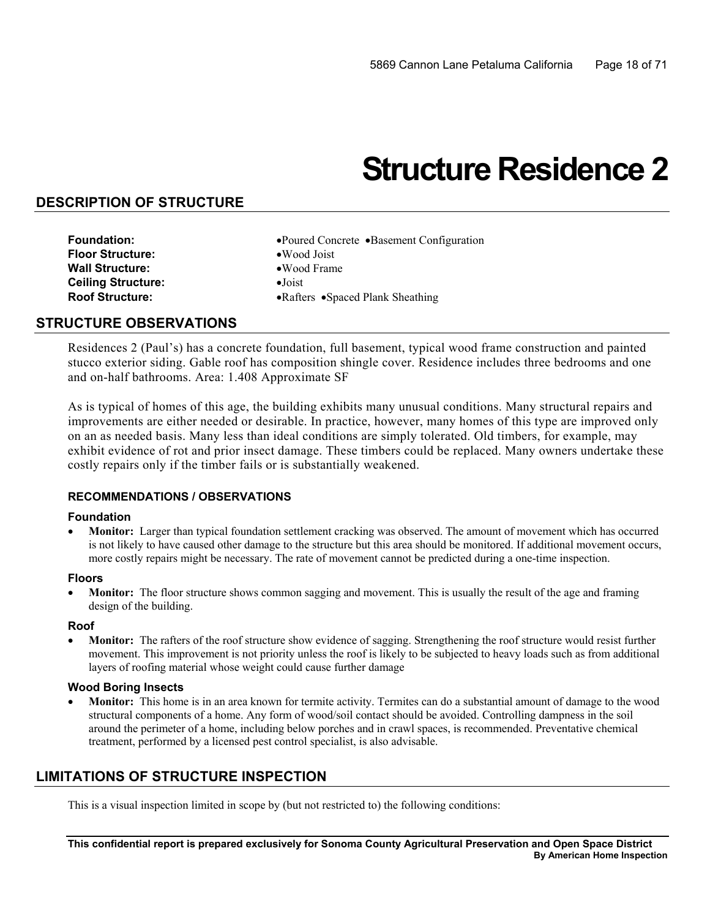# Structure Residence 2

## DESCRIPTION OF STRUCTURE

| | |
|---|---|
| **Foundation:** | •Poured Concrete •Basement Configuration |
| **Floor Structure:** | •Wood Joist |
| **Wall Structure:** | •Wood Frame |
| **Ceiling Structure:** | •Joist |
| **Roof Structure:** | •Rafters •Spaced Plank Sheathing |

## STRUCTURE OBSERVATIONS

Residences 2 (Paul's) has a concrete foundation, full basement, typical wood frame construction and painted stucco exterior siding. Gable roof has composition shingle cover. Residence includes three bedrooms and one and on-half bathrooms. Area: 1.408 Approximate SF

As is typical of homes of this age, the building exhibits many unusual conditions. Many structural repairs and improvements are either needed or desirable. In practice, however, many homes of this type are improved only on an as needed basis. Many less than ideal conditions are simply tolerated. Old timbers, for example, may exhibit evidence of rot and prior insect damage. These timbers could be replaced. Many owners undertake these costly repairs only if the timber fails or is substantially weakened.

### RECOMMENDATIONS / OBSERVATIONS

#### Foundation

- **Monitor:** Larger than typical foundation settlement cracking was observed. The amount of movement which has occurred is not likely to have caused other damage to the structure but this area should be monitored. If additional movement occurs, more costly repairs might be necessary. The rate of movement cannot be predicted during a one-time inspection.

#### Floors

- **Monitor:** The floor structure shows common sagging and movement. This is usually the result of the age and framing design of the building.

#### Roof

- **Monitor:** The rafters of the roof structure show evidence of sagging. Strengthening the roof structure would resist further movement. This improvement is not priority unless the roof is likely to be subjected to heavy loads such as from additional layers of roofing material whose weight could cause further damage

#### Wood Boring Insects

- **Monitor:** This home is in an area known for termite activity. Termites can do a substantial amount of damage to the wood structural components of a home. Any form of wood/soil contact should be avoided. Controlling dampness in the soil around the perimeter of a home, including below porches and in crawl spaces, is recommended. Preventative chemical treatment, performed by a licensed pest control specialist, is also advisable.

## LIMITATIONS OF STRUCTURE INSPECTION

This is a visual inspection limited in scope by (but not restricted to) the following conditions: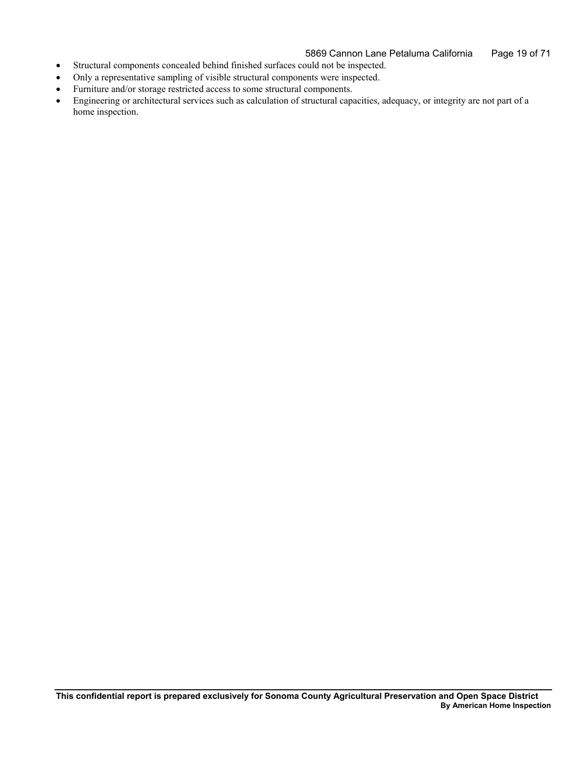- Structural components concealed behind finished surfaces could not be inspected.
- Only a representative sampling of visible structural components were inspected.
- Furniture and/or storage restricted access to some structural components.
- Engineering or architectural services such as calculation of structural capacities, adequacy, or integrity are not part of a home inspection.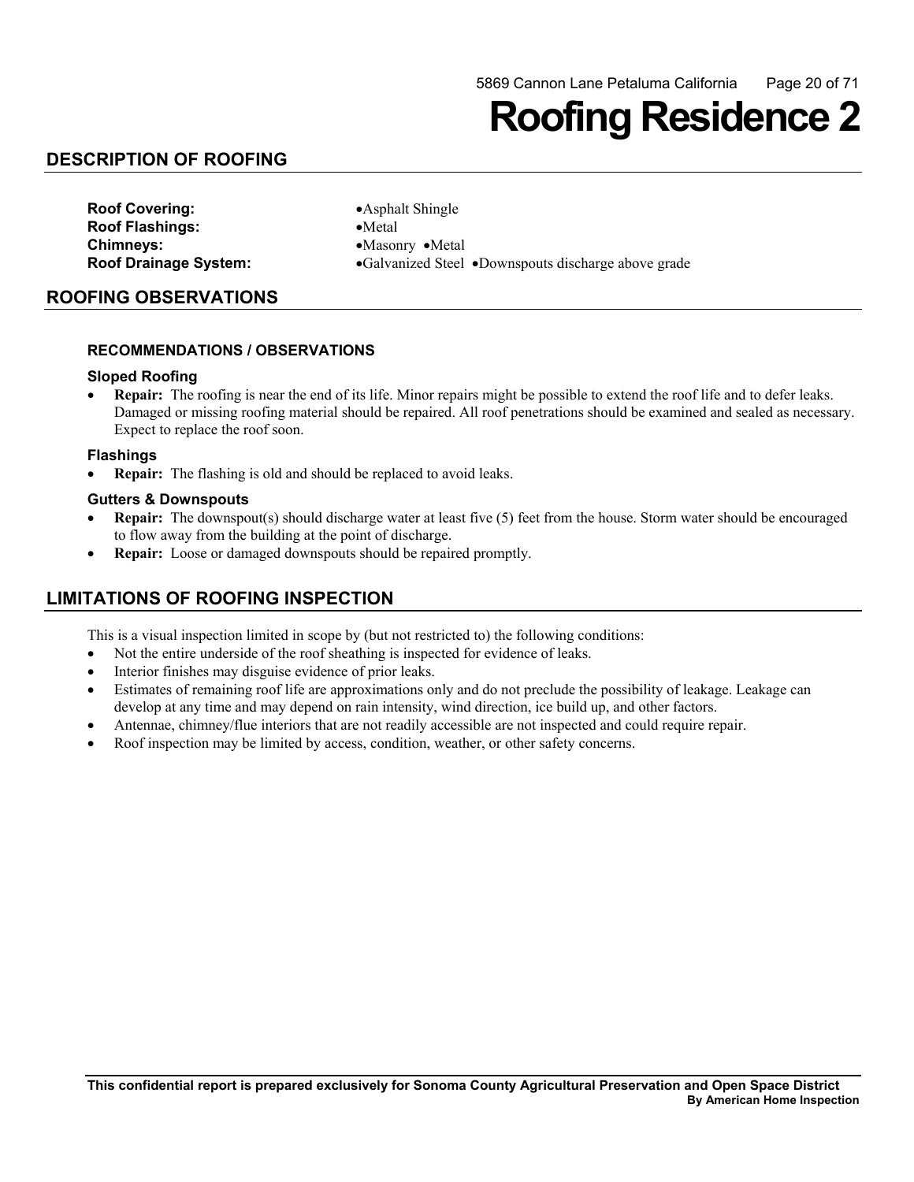# Roofing Residence 2

## DESCRIPTION OF ROOFING

**Roof Covering:** •Asphalt Shingle
**Roof Flashings:** •Metal
**Chimneys:** •Masonry •Metal
**Roof Drainage System:** •Galvanized Steel •Downspouts discharge above grade

## ROOFING OBSERVATIONS

### RECOMMENDATIONS / OBSERVATIONS

#### Sloped Roofing

- **Repair:** The roofing is near the end of its life. Minor repairs might be possible to extend the roof life and to defer leaks. Damaged or missing roofing material should be repaired. All roof penetrations should be examined and sealed as necessary. Expect to replace the roof soon.

#### Flashings

- **Repair:** The flashing is old and should be replaced to avoid leaks.

#### Gutters & Downspouts

- **Repair:** The downspout(s) should discharge water at least five (5) feet from the house. Storm water should be encouraged to flow away from the building at the point of discharge.
- **Repair:** Loose or damaged downspouts should be repaired promptly.

## LIMITATIONS OF ROOFING INSPECTION

This is a visual inspection limited in scope by (but not restricted to) the following conditions:

- Not the entire underside of the roof sheathing is inspected for evidence of leaks.
- Interior finishes may disguise evidence of prior leaks.
- Estimates of remaining roof life are approximations only and do not preclude the possibility of leakage. Leakage can develop at any time and may depend on rain intensity, wind direction, ice build up, and other factors.
- Antennae, chimney/flue interiors that are not readily accessible are not inspected and could require repair.
- Roof inspection may be limited by access, condition, weather, or other safety concerns.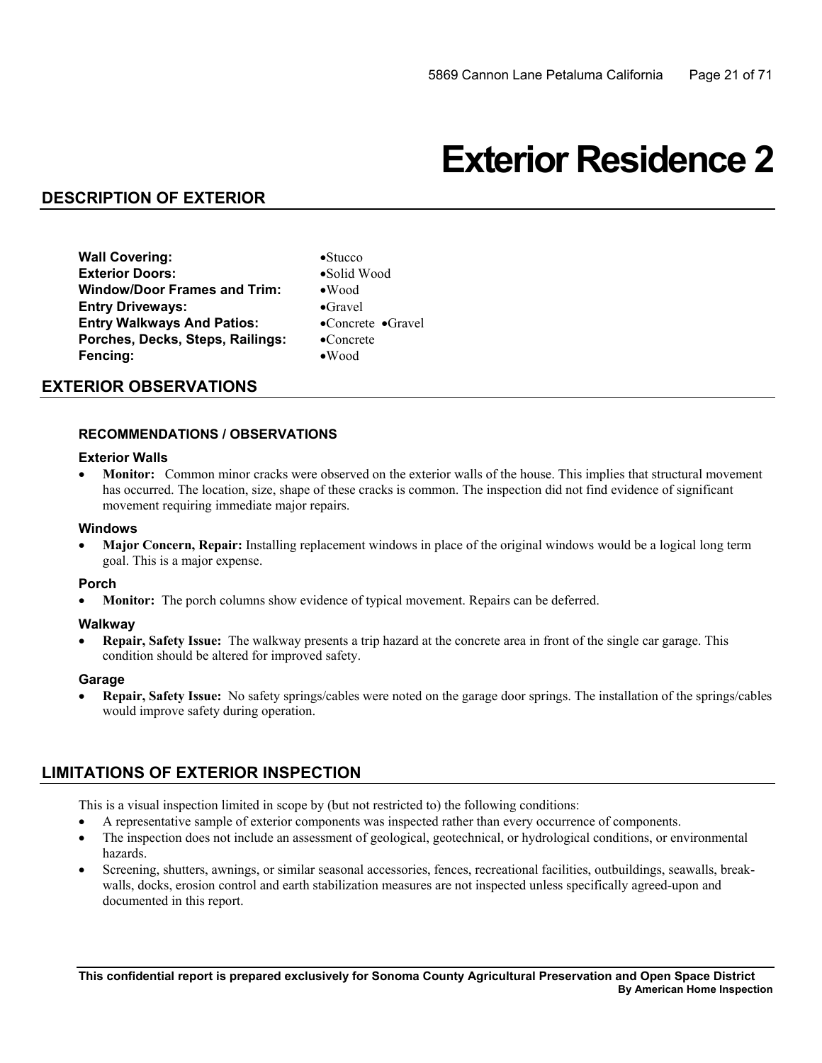# Exterior Residence 2

## DESCRIPTION OF EXTERIOR

| | |
|---|---|
| **Wall Covering:** | •Stucco |
| **Exterior Doors:** | •Solid Wood |
| **Window/Door Frames and Trim:** | •Wood |
| **Entry Driveways:** | •Gravel |
| **Entry Walkways And Patios:** | •Concrete •Gravel |
| **Porches, Decks, Steps, Railings:** | •Concrete |
| **Fencing:** | •Wood |

## EXTERIOR OBSERVATIONS

#### RECOMMENDATIONS / OBSERVATIONS

#### Exterior Walls

- **Monitor:** Common minor cracks were observed on the exterior walls of the house. This implies that structural movement has occurred. The location, size, shape of these cracks is common. The inspection did not find evidence of significant movement requiring immediate major repairs.

#### Windows

- **Major Concern, Repair:** Installing replacement windows in place of the original windows would be a logical long term goal. This is a major expense.

#### Porch

- **Monitor:** The porch columns show evidence of typical movement. Repairs can be deferred.

#### Walkway

- **Repair, Safety Issue:** The walkway presents a trip hazard at the concrete area in front of the single car garage. This condition should be altered for improved safety.

#### Garage

- **Repair, Safety Issue:** No safety springs/cables were noted on the garage door springs. The installation of the springs/cables would improve safety during operation.

## LIMITATIONS OF EXTERIOR INSPECTION

This is a visual inspection limited in scope by (but not restricted to) the following conditions:

- A representative sample of exterior components was inspected rather than every occurrence of components.
- The inspection does not include an assessment of geological, geotechnical, or hydrological conditions, or environmental hazards.
- Screening, shutters, awnings, or similar seasonal accessories, fences, recreational facilities, outbuildings, seawalls, break-walls, docks, erosion control and earth stabilization measures are not inspected unless specifically agreed-upon and documented in this report.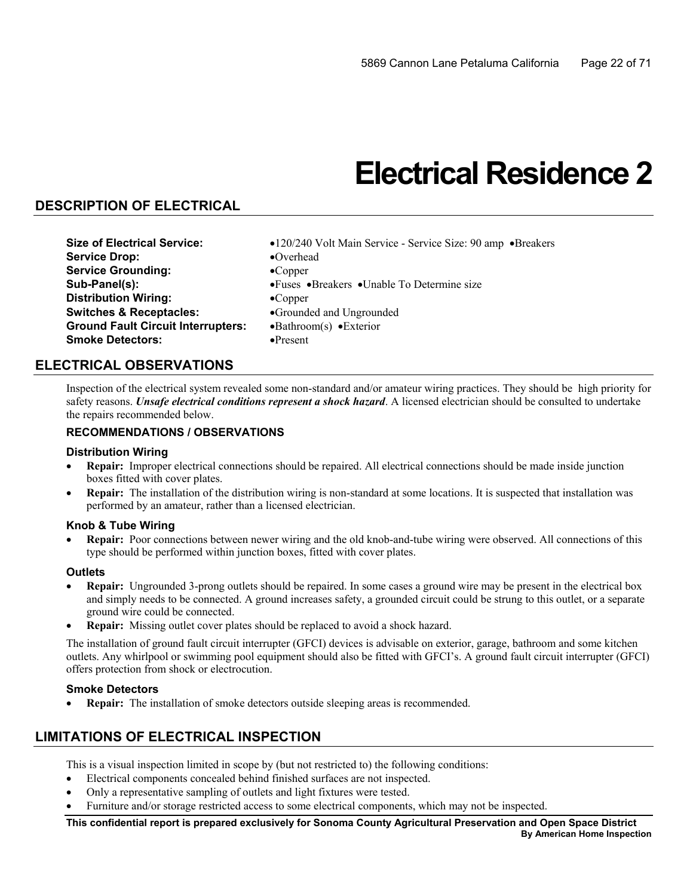# Electrical Residence 2

## DESCRIPTION OF ELECTRICAL

| | |
|---|---|
| **Size of Electrical Service:** | •120/240 Volt Main Service - Service Size: 90 amp •Breakers |
| **Service Drop:** | •Overhead |
| **Service Grounding:** | •Copper |
| **Sub-Panel(s):** | •Fuses •Breakers •Unable To Determine size |
| **Distribution Wiring:** | •Copper |
| **Switches & Receptacles:** | •Grounded and Ungrounded |
| **Ground Fault Circuit Interrupters:** | •Bathroom(s) •Exterior |
| **Smoke Detectors:** | •Present |

## ELECTRICAL OBSERVATIONS

Inspection of the electrical system revealed some non-standard and/or amateur wiring practices. They should be high priority for safety reasons. ***Unsafe electrical conditions represent a shock hazard***. A licensed electrician should be consulted to undertake the repairs recommended below.

### RECOMMENDATIONS / OBSERVATIONS

#### Distribution Wiring

- **Repair:** Improper electrical connections should be repaired. All electrical connections should be made inside junction boxes fitted with cover plates.
- **Repair:** The installation of the distribution wiring is non-standard at some locations. It is suspected that installation was performed by an amateur, rather than a licensed electrician.

#### Knob & Tube Wiring

- **Repair:** Poor connections between newer wiring and the old knob-and-tube wiring were observed. All connections of this type should be performed within junction boxes, fitted with cover plates.

#### Outlets

- **Repair:** Ungrounded 3-prong outlets should be repaired. In some cases a ground wire may be present in the electrical box and simply needs to be connected. A ground increases safety, a grounded circuit could be strung to this outlet, or a separate ground wire could be connected.
- **Repair:** Missing outlet cover plates should be replaced to avoid a shock hazard.

The installation of ground fault circuit interrupter (GFCI) devices is advisable on exterior, garage, bathroom and some kitchen outlets. Any whirlpool or swimming pool equipment should also be fitted with GFCI's. A ground fault circuit interrupter (GFCI) offers protection from shock or electrocution.

#### Smoke Detectors

- **Repair:** The installation of smoke detectors outside sleeping areas is recommended.

## LIMITATIONS OF ELECTRICAL INSPECTION

This is a visual inspection limited in scope by (but not restricted to) the following conditions:

- Electrical components concealed behind finished surfaces are not inspected.
- Only a representative sampling of outlets and light fixtures were tested.
- Furniture and/or storage restricted access to some electrical components, which may not be inspected.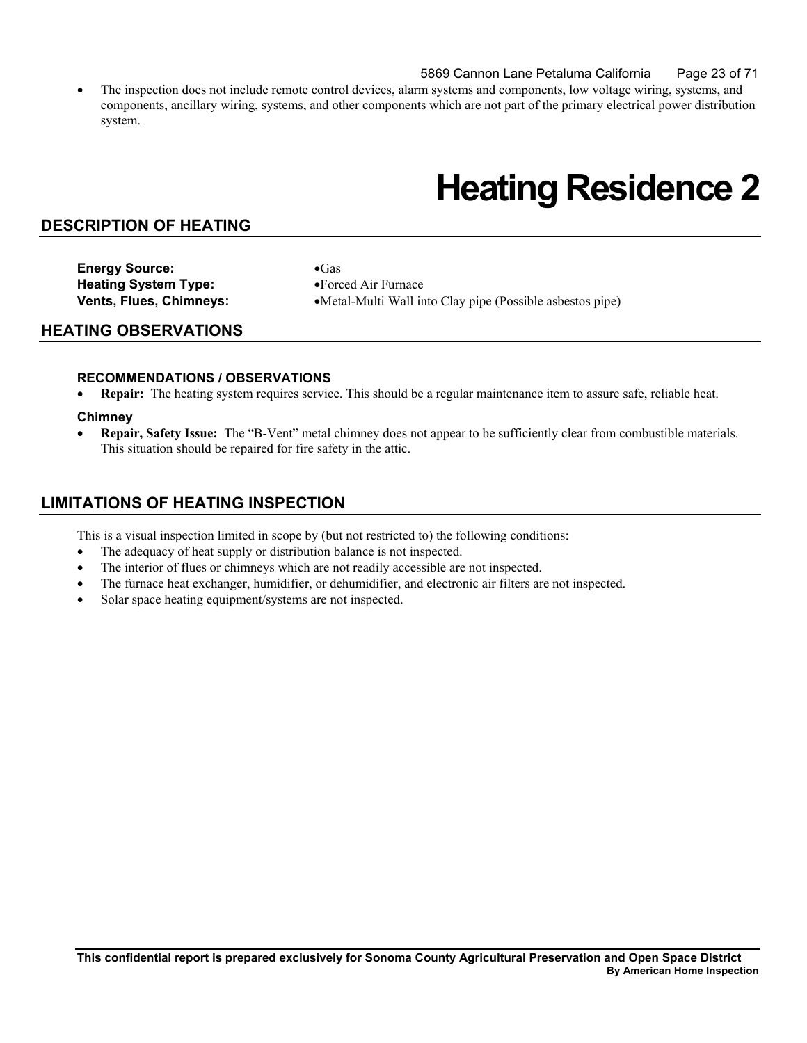- The inspection does not include remote control devices, alarm systems and components, low voltage wiring, systems, and components, ancillary wiring, systems, and other components which are not part of the primary electrical power distribution system.

# Heating Residence 2

## DESCRIPTION OF HEATING

**Energy Source:** •Gas
**Heating System Type:** •Forced Air Furnace
**Vents, Flues, Chimneys:** •Metal-Multi Wall into Clay pipe (Possible asbestos pipe)

## HEATING OBSERVATIONS

### RECOMMENDATIONS / OBSERVATIONS

- **Repair:** The heating system requires service. This should be a regular maintenance item to assure safe, reliable heat.

### Chimney

- **Repair, Safety Issue:** The "B-Vent" metal chimney does not appear to be sufficiently clear from combustible materials. This situation should be repaired for fire safety in the attic.

## LIMITATIONS OF HEATING INSPECTION

This is a visual inspection limited in scope by (but not restricted to) the following conditions:

- The adequacy of heat supply or distribution balance is not inspected.
- The interior of flues or chimneys which are not readily accessible are not inspected.
- The furnace heat exchanger, humidifier, or dehumidifier, and electronic air filters are not inspected.
- Solar space heating equipment/systems are not inspected.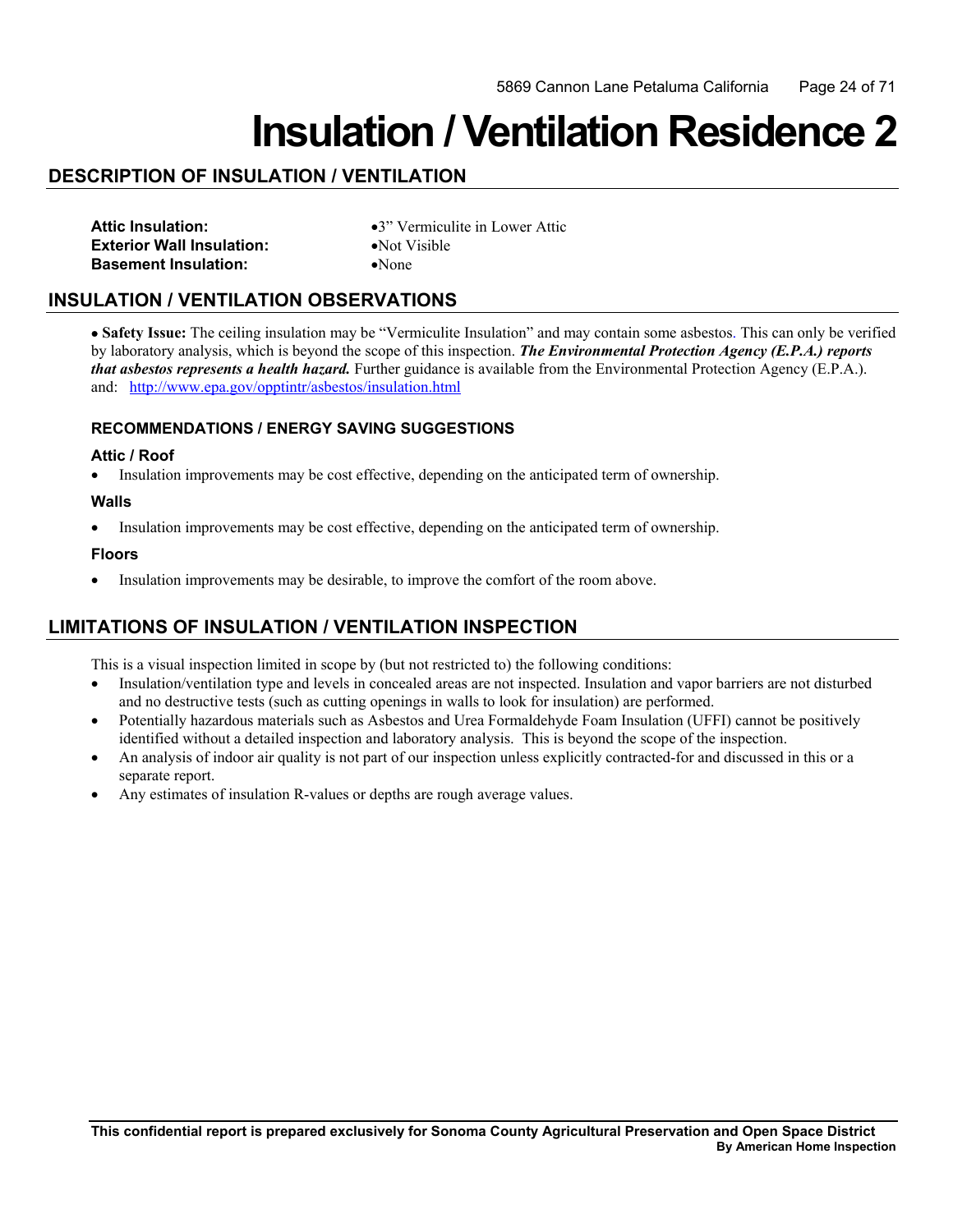# Insulation / Ventilation Residence 2

## DESCRIPTION OF INSULATION / VENTILATION

**Attic Insulation:** •3" Vermiculite in Lower Attic
**Exterior Wall Insulation:** •Not Visible
**Basement Insulation:** •None

## INSULATION / VENTILATION OBSERVATIONS

• **Safety Issue:** The ceiling insulation may be "Vermiculite Insulation" and may contain some asbestos. This can only be verified by laboratory analysis, which is beyond the scope of this inspection. ***The Environmental Protection Agency (E.P.A.) reports that asbestos represents a health hazard.*** Further guidance is available from the Environmental Protection Agency (E.P.A.). and: http://www.epa.gov/opptintr/asbestos/insulation.html

### RECOMMENDATIONS / ENERGY SAVING SUGGESTIONS

#### Attic / Roof

- Insulation improvements may be cost effective, depending on the anticipated term of ownership.

#### Walls

- Insulation improvements may be cost effective, depending on the anticipated term of ownership.

#### Floors

- Insulation improvements may be desirable, to improve the comfort of the room above.

## LIMITATIONS OF INSULATION / VENTILATION INSPECTION

This is a visual inspection limited in scope by (but not restricted to) the following conditions:

- Insulation/ventilation type and levels in concealed areas are not inspected. Insulation and vapor barriers are not disturbed and no destructive tests (such as cutting openings in walls to look for insulation) are performed.
- Potentially hazardous materials such as Asbestos and Urea Formaldehyde Foam Insulation (UFFI) cannot be positively identified without a detailed inspection and laboratory analysis. This is beyond the scope of the inspection.
- An analysis of indoor air quality is not part of our inspection unless explicitly contracted-for and discussed in this or a separate report.
- Any estimates of insulation R-values or depths are rough average values.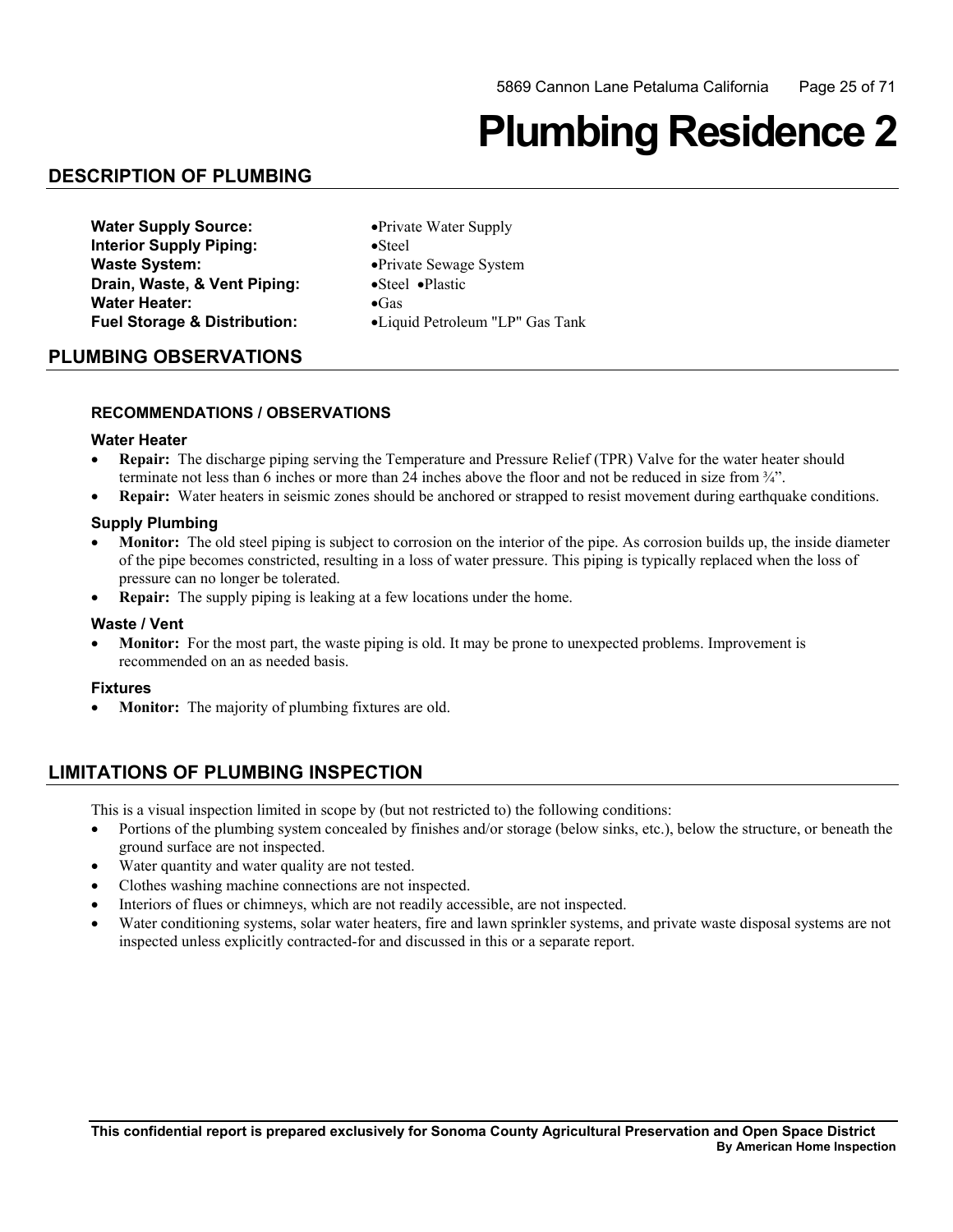# Plumbing Residence 2

## DESCRIPTION OF PLUMBING

**Water Supply Source:** •Private Water Supply
**Interior Supply Piping:** •Steel
**Waste System:** •Private Sewage System
**Drain, Waste, & Vent Piping:** •Steel •Plastic
**Water Heater:** •Gas
**Fuel Storage & Distribution:** •Liquid Petroleum "LP" Gas Tank

## PLUMBING OBSERVATIONS

### RECOMMENDATIONS / OBSERVATIONS

#### Water Heater

- **Repair:** The discharge piping serving the Temperature and Pressure Relief (TPR) Valve for the water heater should terminate not less than 6 inches or more than 24 inches above the floor and not be reduced in size from ¾".
- **Repair:** Water heaters in seismic zones should be anchored or strapped to resist movement during earthquake conditions.

#### Supply Plumbing

- **Monitor:** The old steel piping is subject to corrosion on the interior of the pipe. As corrosion builds up, the inside diameter of the pipe becomes constricted, resulting in a loss of water pressure. This piping is typically replaced when the loss of pressure can no longer be tolerated.
- **Repair:** The supply piping is leaking at a few locations under the home.

#### Waste / Vent

- **Monitor:** For the most part, the waste piping is old. It may be prone to unexpected problems. Improvement is recommended on an as needed basis.

#### Fixtures

- **Monitor:** The majority of plumbing fixtures are old.

## LIMITATIONS OF PLUMBING INSPECTION

This is a visual inspection limited in scope by (but not restricted to) the following conditions:

- Portions of the plumbing system concealed by finishes and/or storage (below sinks, etc.), below the structure, or beneath the ground surface are not inspected.
- Water quantity and water quality are not tested.
- Clothes washing machine connections are not inspected.
- Interiors of flues or chimneys, which are not readily accessible, are not inspected.
- Water conditioning systems, solar water heaters, fire and lawn sprinkler systems, and private waste disposal systems are not inspected unless explicitly contracted-for and discussed in this or a separate report.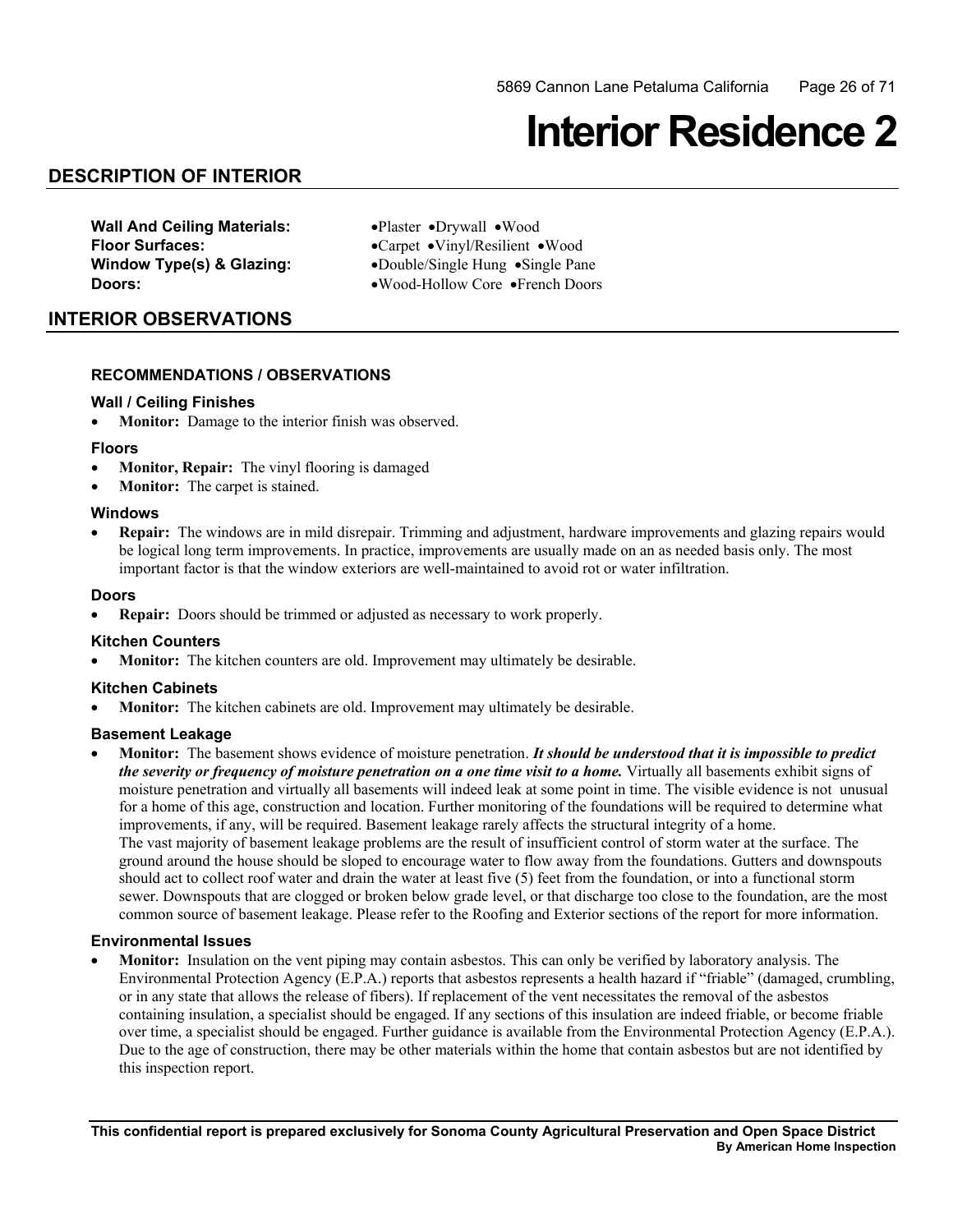# Interior Residence 2

## DESCRIPTION OF INTERIOR

**Wall And Ceiling Materials:** •Plaster •Drywall •Wood
**Floor Surfaces:** •Carpet •Vinyl/Resilient •Wood
**Window Type(s) & Glazing:** •Double/Single Hung •Single Pane
**Doors:** •Wood-Hollow Core •French Doors

## INTERIOR OBSERVATIONS

### RECOMMENDATIONS / OBSERVATIONS

#### Wall / Ceiling Finishes

- **Monitor:** Damage to the interior finish was observed.

#### Floors

- **Monitor, Repair:** The vinyl flooring is damaged
- **Monitor:** The carpet is stained.

#### Windows

- **Repair:** The windows are in mild disrepair. Trimming and adjustment, hardware improvements and glazing repairs would be logical long term improvements. In practice, improvements are usually made on an as needed basis only. The most important factor is that the window exteriors are well-maintained to avoid rot or water infiltration.

#### Doors

- **Repair:** Doors should be trimmed or adjusted as necessary to work properly.

#### Kitchen Counters

- **Monitor:** The kitchen counters are old. Improvement may ultimately be desirable.

#### Kitchen Cabinets

- **Monitor:** The kitchen cabinets are old. Improvement may ultimately be desirable.

#### Basement Leakage

- **Monitor:** The basement shows evidence of moisture penetration. ***It should be understood that it is impossible to predict the severity or frequency of moisture penetration on a one time visit to a home.*** Virtually all basements exhibit signs of moisture penetration and virtually all basements will indeed leak at some point in time. The visible evidence is not unusual for a home of this age, construction and location. Further monitoring of the foundations will be required to determine what improvements, if any, will be required. Basement leakage rarely affects the structural integrity of a home.
  The vast majority of basement leakage problems are the result of insufficient control of storm water at the surface. The ground around the house should be sloped to encourage water to flow away from the foundations. Gutters and downspouts should act to collect roof water and drain the water at least five (5) feet from the foundation, or into a functional storm sewer. Downspouts that are clogged or broken below grade level, or that discharge too close to the foundation, are the most common source of basement leakage. Please refer to the Roofing and Exterior sections of the report for more information.

#### Environmental Issues

- **Monitor:** Insulation on the vent piping may contain asbestos. This can only be verified by laboratory analysis. The Environmental Protection Agency (E.P.A.) reports that asbestos represents a health hazard if "friable" (damaged, crumbling, or in any state that allows the release of fibers). If replacement of the vent necessitates the removal of the asbestos containing insulation, a specialist should be engaged. If any sections of this insulation are indeed friable, or become friable over time, a specialist should be engaged. Further guidance is available from the Environmental Protection Agency (E.P.A.). Due to the age of construction, there may be other materials within the home that contain asbestos but are not identified by this inspection report.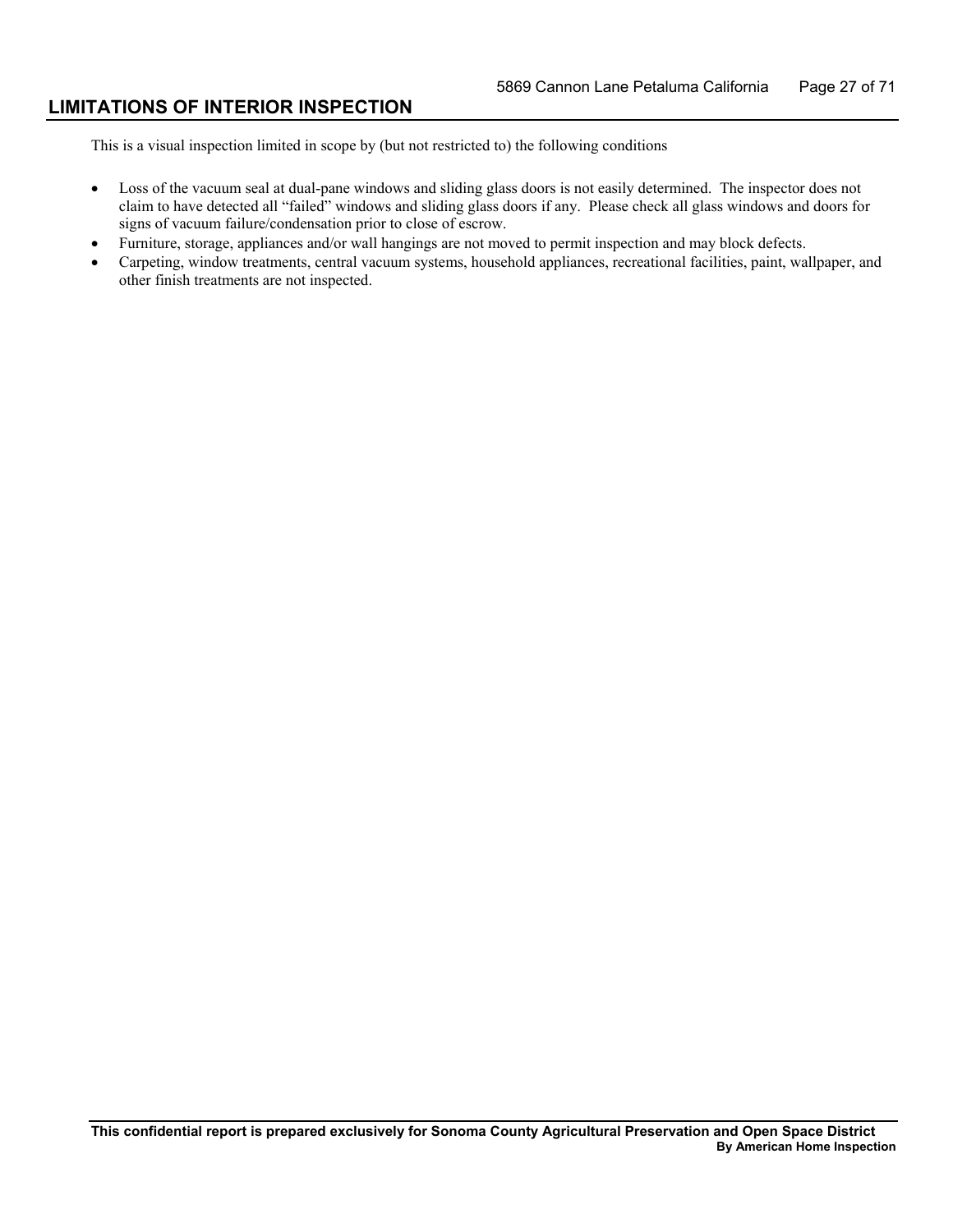## LIMITATIONS OF INTERIOR INSPECTION

This is a visual inspection limited in scope by (but not restricted to) the following conditions

- Loss of the vacuum seal at dual-pane windows and sliding glass doors is not easily determined. The inspector does not claim to have detected all "failed" windows and sliding glass doors if any. Please check all glass windows and doors for signs of vacuum failure/condensation prior to close of escrow.
- Furniture, storage, appliances and/or wall hangings are not moved to permit inspection and may block defects.
- Carpeting, window treatments, central vacuum systems, household appliances, recreational facilities, paint, wallpaper, and other finish treatments are not inspected.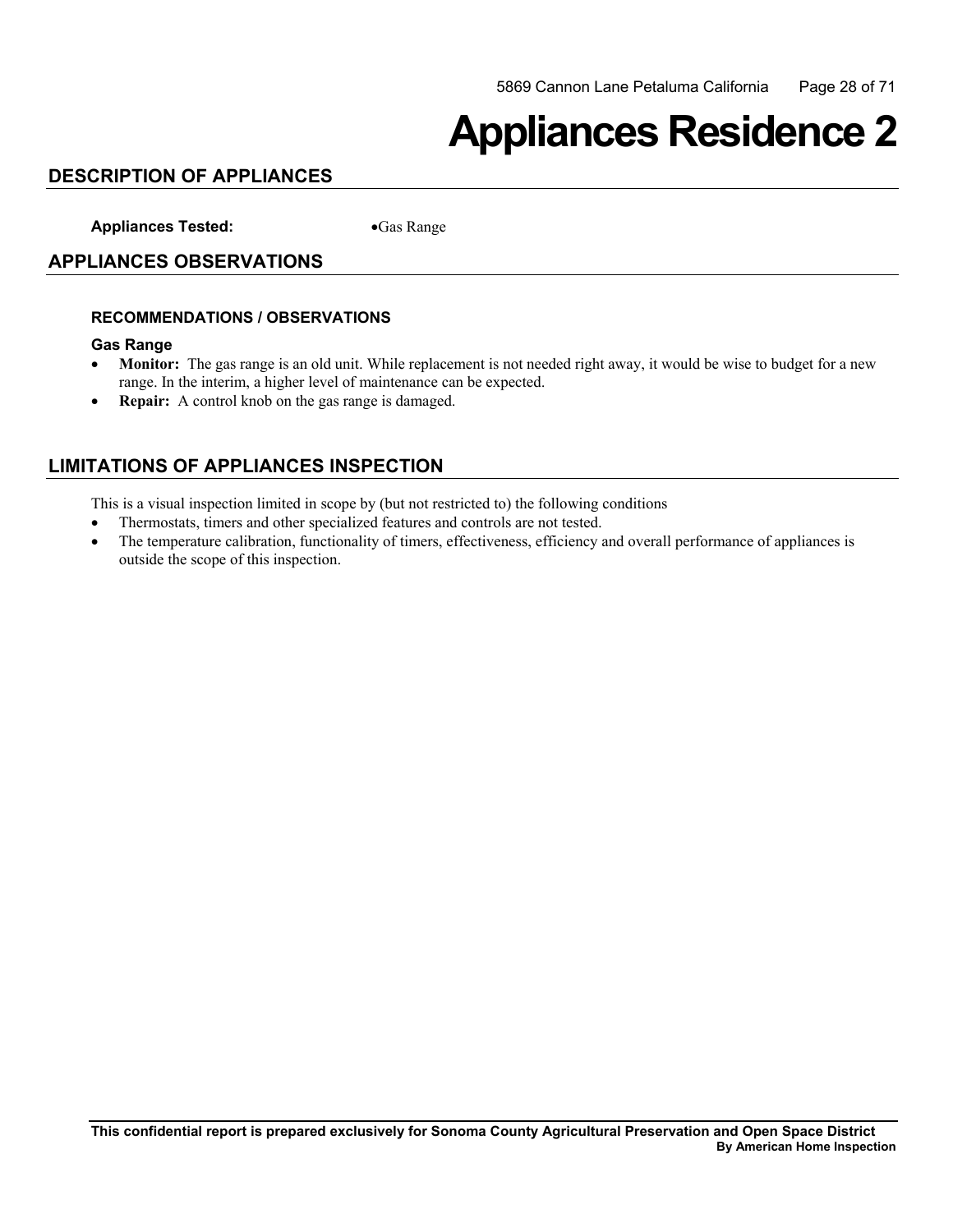# Appliances Residence 2

## DESCRIPTION OF APPLIANCES

**Appliances Tested:** •Gas Range

## APPLIANCES OBSERVATIONS

### RECOMMENDATIONS / OBSERVATIONS

**Gas Range**

- **Monitor:** The gas range is an old unit. While replacement is not needed right away, it would be wise to budget for a new range. In the interim, a higher level of maintenance can be expected.
- **Repair:** A control knob on the gas range is damaged.

## LIMITATIONS OF APPLIANCES INSPECTION

This is a visual inspection limited in scope by (but not restricted to) the following conditions

- Thermostats, timers and other specialized features and controls are not tested.
- The temperature calibration, functionality of timers, effectiveness, efficiency and overall performance of appliances is outside the scope of this inspection.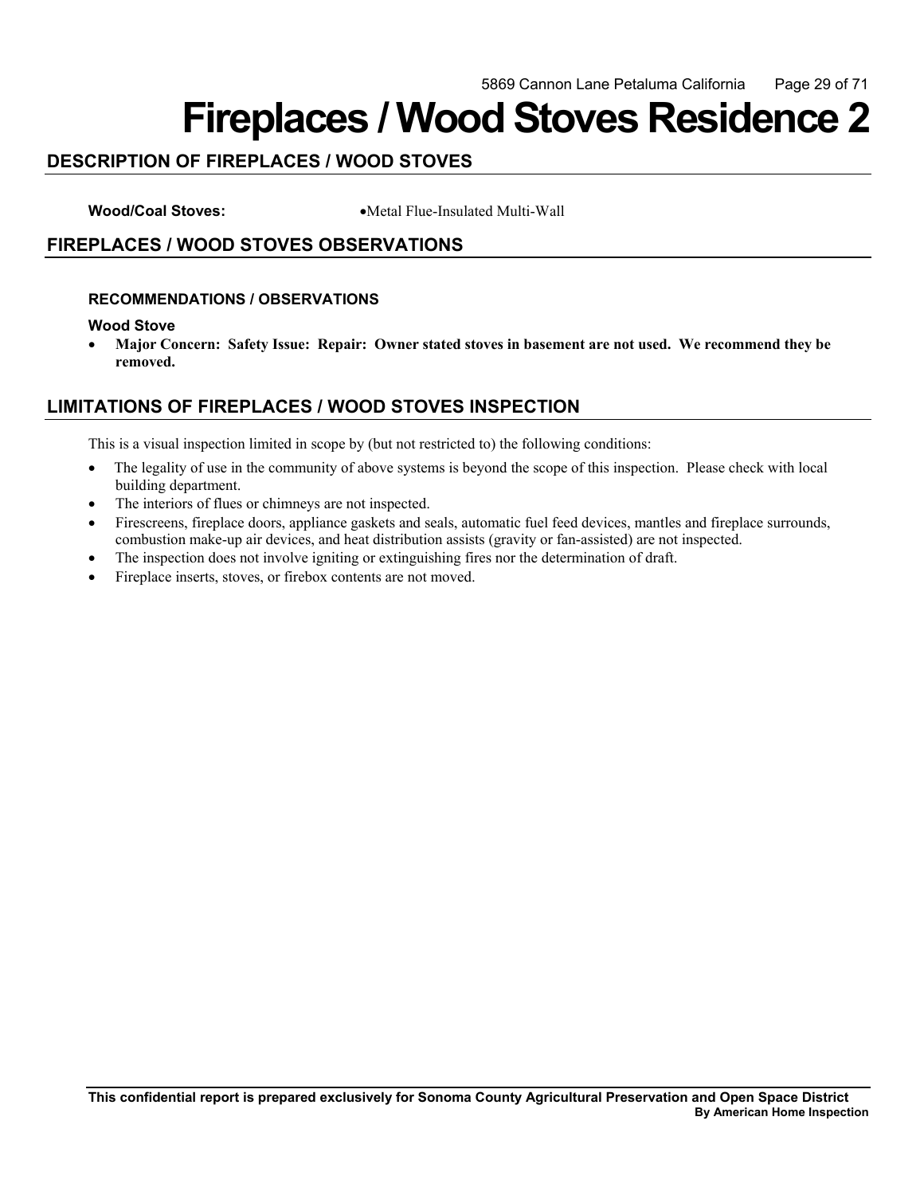# Fireplaces / Wood Stoves Residence 2

## DESCRIPTION OF FIREPLACES / WOOD STOVES

**Wood/Coal Stoves:** •Metal Flue-Insulated Multi-Wall

## FIREPLACES / WOOD STOVES OBSERVATIONS

### RECOMMENDATIONS / OBSERVATIONS

**Wood Stove**

- **Major Concern: Safety Issue: Repair: Owner stated stoves in basement are not used. We recommend they be removed.**

## LIMITATIONS OF FIREPLACES / WOOD STOVES INSPECTION

This is a visual inspection limited in scope by (but not restricted to) the following conditions:

- The legality of use in the community of above systems is beyond the scope of this inspection. Please check with local building department.
- The interiors of flues or chimneys are not inspected.
- Firescreens, fireplace doors, appliance gaskets and seals, automatic fuel feed devices, mantles and fireplace surrounds, combustion make-up air devices, and heat distribution assists (gravity or fan-assisted) are not inspected.
- The inspection does not involve igniting or extinguishing fires nor the determination of draft.
- Fireplace inserts, stoves, or firebox contents are not moved.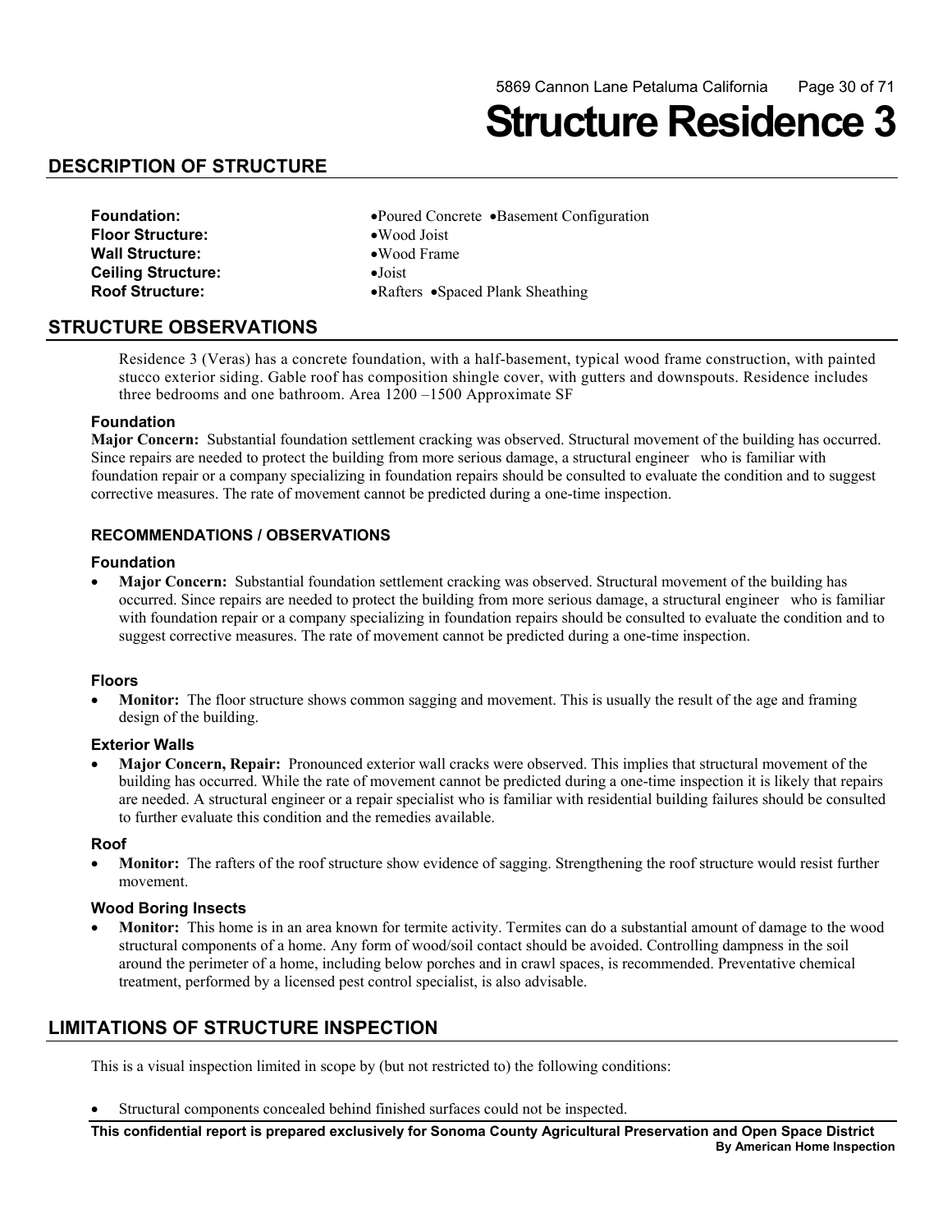# Structure Residence 3

## DESCRIPTION OF STRUCTURE

| | |
|---|---|
| **Foundation:** | •Poured Concrete •Basement Configuration |
| **Floor Structure:** | •Wood Joist |
| **Wall Structure:** | •Wood Frame |
| **Ceiling Structure:** | •Joist |
| **Roof Structure:** | •Rafters •Spaced Plank Sheathing |

## STRUCTURE OBSERVATIONS

Residence 3 (Veras) has a concrete foundation, with a half-basement, typical wood frame construction, with painted stucco exterior siding. Gable roof has composition shingle cover, with gutters and downspouts. Residence includes three bedrooms and one bathroom. Area 1200 –1500 Approximate SF

### Foundation

**Major Concern:** Substantial foundation settlement cracking was observed. Structural movement of the building has occurred. Since repairs are needed to protect the building from more serious damage, a structural engineer who is familiar with foundation repair or a company specializing in foundation repairs should be consulted to evaluate the condition and to suggest corrective measures. The rate of movement cannot be predicted during a one-time inspection.

### RECOMMENDATIONS / OBSERVATIONS

#### Foundation

- **Major Concern:** Substantial foundation settlement cracking was observed. Structural movement of the building has occurred. Since repairs are needed to protect the building from more serious damage, a structural engineer who is familiar with foundation repair or a company specializing in foundation repairs should be consulted to evaluate the condition and to suggest corrective measures. The rate of movement cannot be predicted during a one-time inspection.

#### Floors

- **Monitor:** The floor structure shows common sagging and movement. This is usually the result of the age and framing design of the building.

#### Exterior Walls

- **Major Concern, Repair:** Pronounced exterior wall cracks were observed. This implies that structural movement of the building has occurred. While the rate of movement cannot be predicted during a one-time inspection it is likely that repairs are needed. A structural engineer or a repair specialist who is familiar with residential building failures should be consulted to further evaluate this condition and the remedies available.

#### Roof

- **Monitor:** The rafters of the roof structure show evidence of sagging. Strengthening the roof structure would resist further movement.

#### Wood Boring Insects

- **Monitor:** This home is in an area known for termite activity. Termites can do a substantial amount of damage to the wood structural components of a home. Any form of wood/soil contact should be avoided. Controlling dampness in the soil around the perimeter of a home, including below porches and in crawl spaces, is recommended. Preventative chemical treatment, performed by a licensed pest control specialist, is also advisable.

## LIMITATIONS OF STRUCTURE INSPECTION

This is a visual inspection limited in scope by (but not restricted to) the following conditions:

- Structural components concealed behind finished surfaces could not be inspected.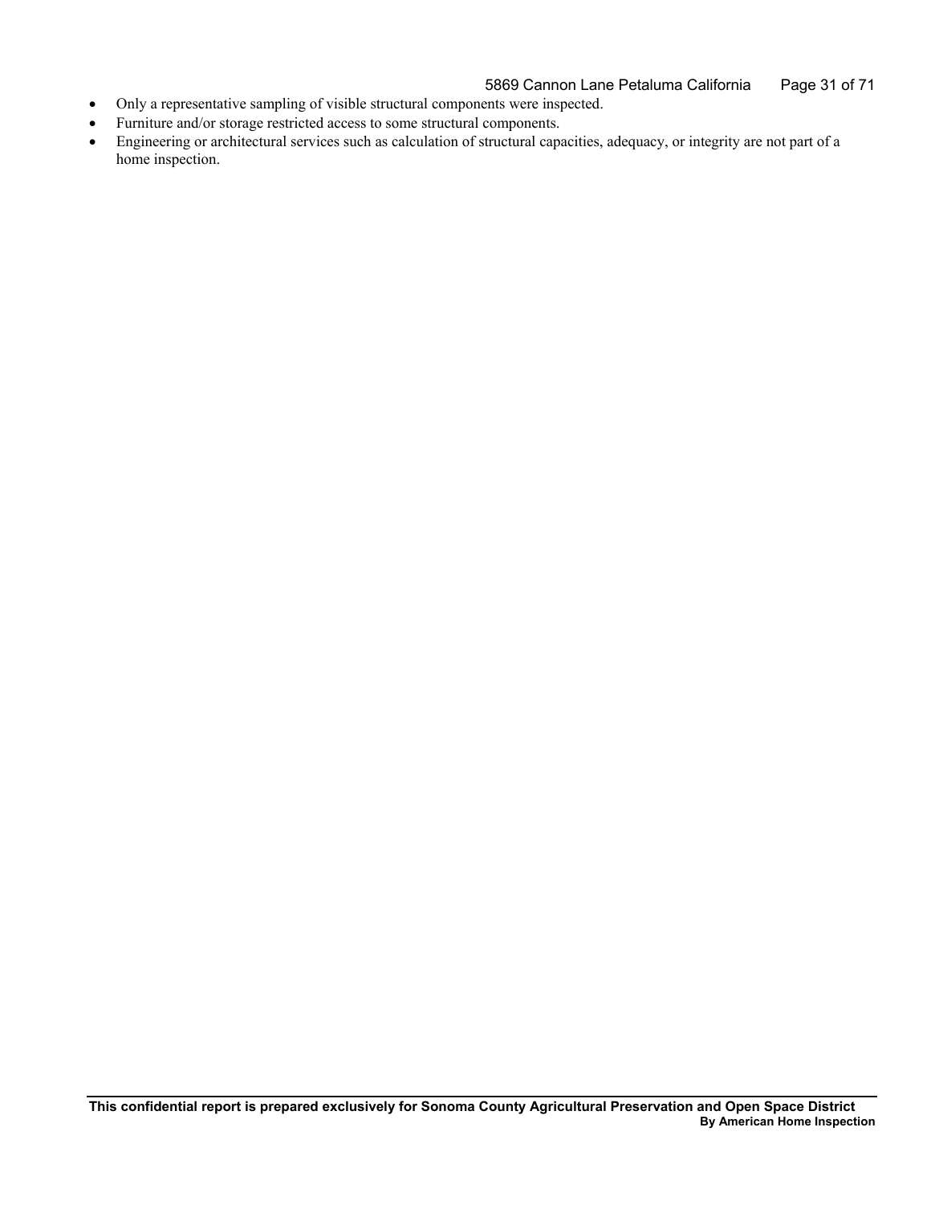- Only a representative sampling of visible structural components were inspected.
- Furniture and/or storage restricted access to some structural components.
- Engineering or architectural services such as calculation of structural capacities, adequacy, or integrity are not part of a home inspection.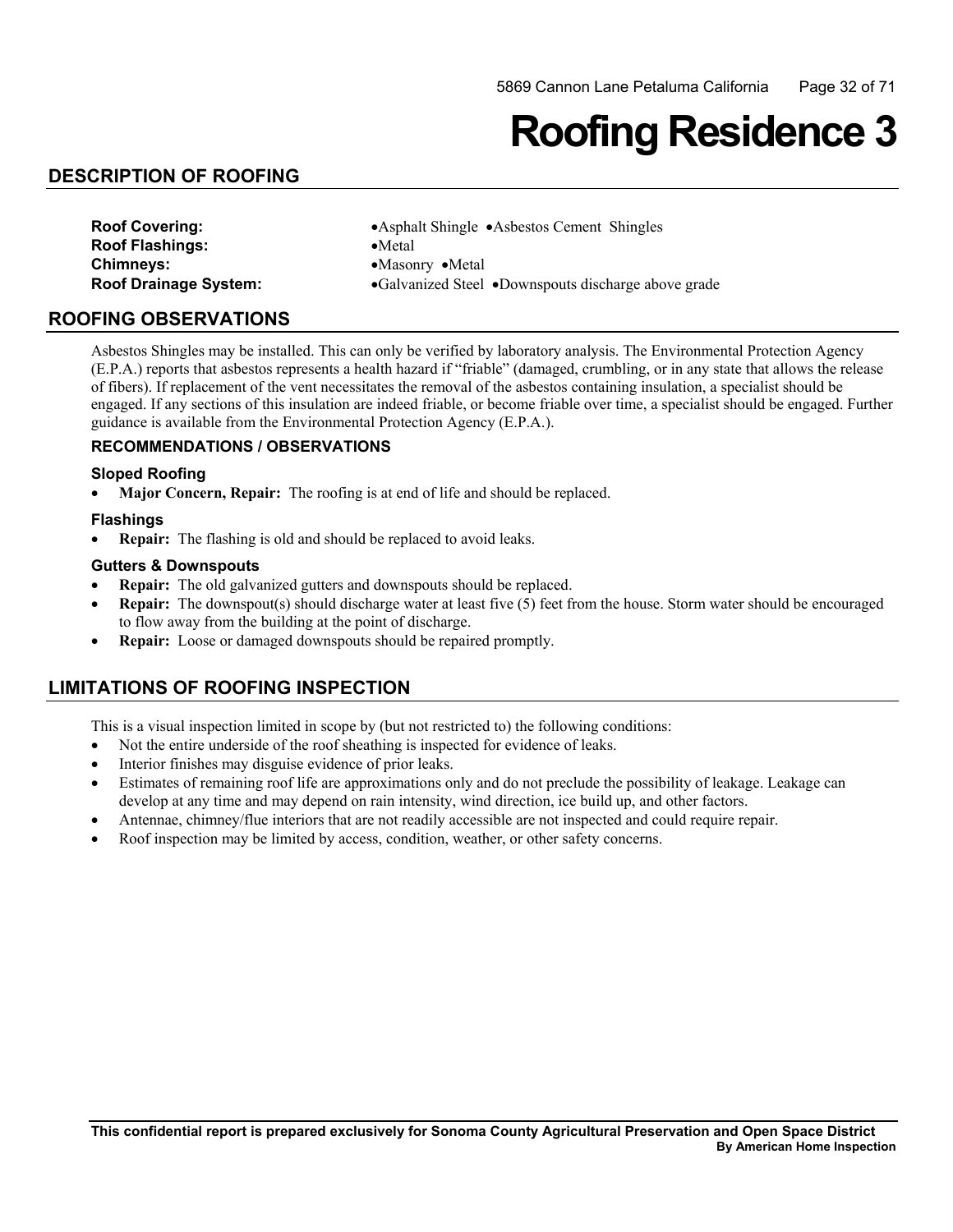# Roofing Residence 3

## DESCRIPTION OF ROOFING

| | |
|---|---|
| **Roof Covering:** | •Asphalt Shingle •Asbestos Cement Shingles |
| **Roof Flashings:** | •Metal |
| **Chimneys:** | •Masonry •Metal |
| **Roof Drainage System:** | •Galvanized Steel •Downspouts discharge above grade |

## ROOFING OBSERVATIONS

Asbestos Shingles may be installed. This can only be verified by laboratory analysis. The Environmental Protection Agency (E.P.A.) reports that asbestos represents a health hazard if "friable" (damaged, crumbling, or in any state that allows the release of fibers). If replacement of the vent necessitates the removal of the asbestos containing insulation, a specialist should be engaged. If any sections of this insulation are indeed friable, or become friable over time, a specialist should be engaged. Further guidance is available from the Environmental Protection Agency (E.P.A.).

### RECOMMENDATIONS / OBSERVATIONS

#### Sloped Roofing

- **Major Concern, Repair:** The roofing is at end of life and should be replaced.

#### Flashings

- **Repair:** The flashing is old and should be replaced to avoid leaks.

#### Gutters & Downspouts

- **Repair:** The old galvanized gutters and downspouts should be replaced.
- **Repair:** The downspout(s) should discharge water at least five (5) feet from the house. Storm water should be encouraged to flow away from the building at the point of discharge.
- **Repair:** Loose or damaged downspouts should be repaired promptly.

## LIMITATIONS OF ROOFING INSPECTION

This is a visual inspection limited in scope by (but not restricted to) the following conditions:

- Not the entire underside of the roof sheathing is inspected for evidence of leaks.
- Interior finishes may disguise evidence of prior leaks.
- Estimates of remaining roof life are approximations only and do not preclude the possibility of leakage. Leakage can develop at any time and may depend on rain intensity, wind direction, ice build up, and other factors.
- Antennae, chimney/flue interiors that are not readily accessible are not inspected and could require repair.
- Roof inspection may be limited by access, condition, weather, or other safety concerns.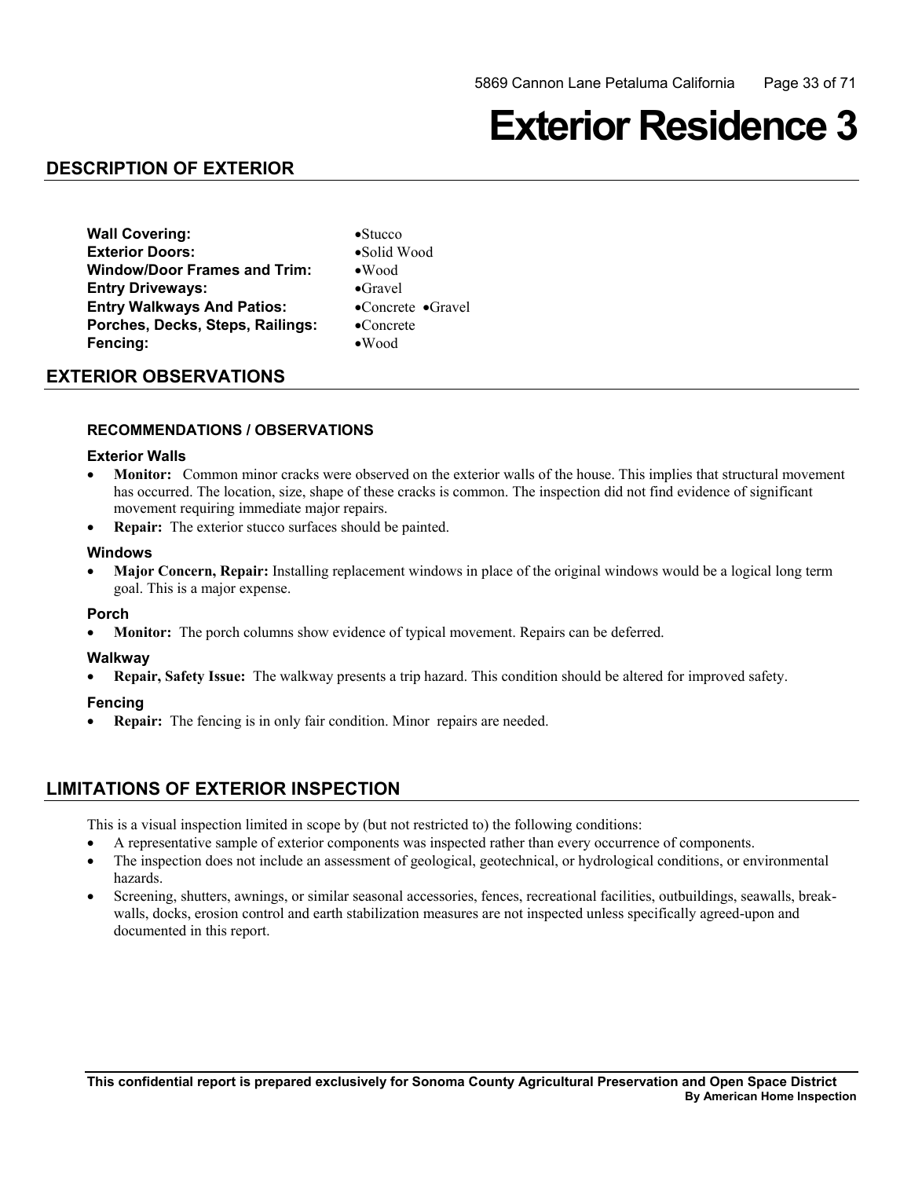# Exterior Residence 3

## DESCRIPTION OF EXTERIOR

| | |
|---|---|
| **Wall Covering:** | •Stucco |
| **Exterior Doors:** | •Solid Wood |
| **Window/Door Frames and Trim:** | •Wood |
| **Entry Driveways:** | •Gravel |
| **Entry Walkways And Patios:** | •Concrete •Gravel |
| **Porches, Decks, Steps, Railings:** | •Concrete |
| **Fencing:** | •Wood |

## EXTERIOR OBSERVATIONS

#### RECOMMENDATIONS / OBSERVATIONS

**Exterior Walls**

- **Monitor:** Common minor cracks were observed on the exterior walls of the house. This implies that structural movement has occurred. The location, size, shape of these cracks is common. The inspection did not find evidence of significant movement requiring immediate major repairs.
- **Repair:** The exterior stucco surfaces should be painted.

**Windows**

- **Major Concern, Repair:** Installing replacement windows in place of the original windows would be a logical long term goal. This is a major expense.

**Porch**

- **Monitor:** The porch columns show evidence of typical movement. Repairs can be deferred.

**Walkway**

- **Repair, Safety Issue:** The walkway presents a trip hazard. This condition should be altered for improved safety.

**Fencing**

- **Repair:** The fencing is in only fair condition. Minor repairs are needed.

## LIMITATIONS OF EXTERIOR INSPECTION

This is a visual inspection limited in scope by (but not restricted to) the following conditions:

- A representative sample of exterior components was inspected rather than every occurrence of components.
- The inspection does not include an assessment of geological, geotechnical, or hydrological conditions, or environmental hazards.
- Screening, shutters, awnings, or similar seasonal accessories, fences, recreational facilities, outbuildings, seawalls, break-walls, docks, erosion control and earth stabilization measures are not inspected unless specifically agreed-upon and documented in this report.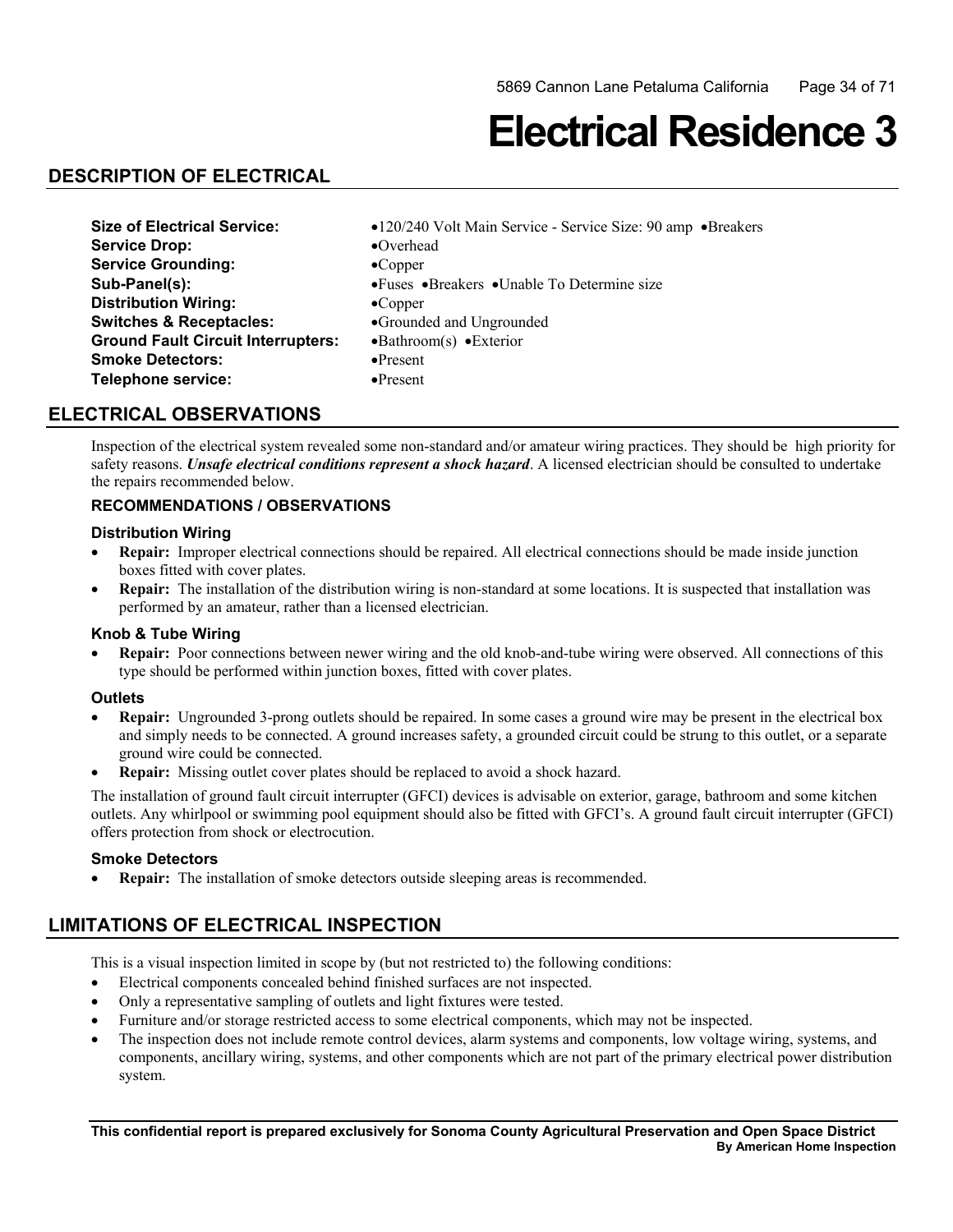# Electrical Residence 3

## DESCRIPTION OF ELECTRICAL

| | |
|---|---|
| **Size of Electrical Service:** | •120/240 Volt Main Service - Service Size: 90 amp •Breakers |
| **Service Drop:** | •Overhead |
| **Service Grounding:** | •Copper |
| **Sub-Panel(s):** | •Fuses •Breakers •Unable To Determine size |
| **Distribution Wiring:** | •Copper |
| **Switches & Receptacles:** | •Grounded and Ungrounded |
| **Ground Fault Circuit Interrupters:** | •Bathroom(s) •Exterior |
| **Smoke Detectors:** | •Present |
| **Telephone service:** | •Present |

## ELECTRICAL OBSERVATIONS

Inspection of the electrical system revealed some non-standard and/or amateur wiring practices. They should be high priority for safety reasons. ***Unsafe electrical conditions represent a shock hazard***. A licensed electrician should be consulted to undertake the repairs recommended below.

### RECOMMENDATIONS / OBSERVATIONS

#### Distribution Wiring

- **Repair:** Improper electrical connections should be repaired. All electrical connections should be made inside junction boxes fitted with cover plates.
- **Repair:** The installation of the distribution wiring is non-standard at some locations. It is suspected that installation was performed by an amateur, rather than a licensed electrician.

#### Knob & Tube Wiring

- **Repair:** Poor connections between newer wiring and the old knob-and-tube wiring were observed. All connections of this type should be performed within junction boxes, fitted with cover plates.

#### Outlets

- **Repair:** Ungrounded 3-prong outlets should be repaired. In some cases a ground wire may be present in the electrical box and simply needs to be connected. A ground increases safety, a grounded circuit could be strung to this outlet, or a separate ground wire could be connected.
- **Repair:** Missing outlet cover plates should be replaced to avoid a shock hazard.

The installation of ground fault circuit interrupter (GFCI) devices is advisable on exterior, garage, bathroom and some kitchen outlets. Any whirlpool or swimming pool equipment should also be fitted with GFCI's. A ground fault circuit interrupter (GFCI) offers protection from shock or electrocution.

#### Smoke Detectors

- **Repair:** The installation of smoke detectors outside sleeping areas is recommended.

## LIMITATIONS OF ELECTRICAL INSPECTION

This is a visual inspection limited in scope by (but not restricted to) the following conditions:

- Electrical components concealed behind finished surfaces are not inspected.
- Only a representative sampling of outlets and light fixtures were tested.
- Furniture and/or storage restricted access to some electrical components, which may not be inspected.
- The inspection does not include remote control devices, alarm systems and components, low voltage wiring, systems, and components, ancillary wiring, systems, and other components which are not part of the primary electrical power distribution system.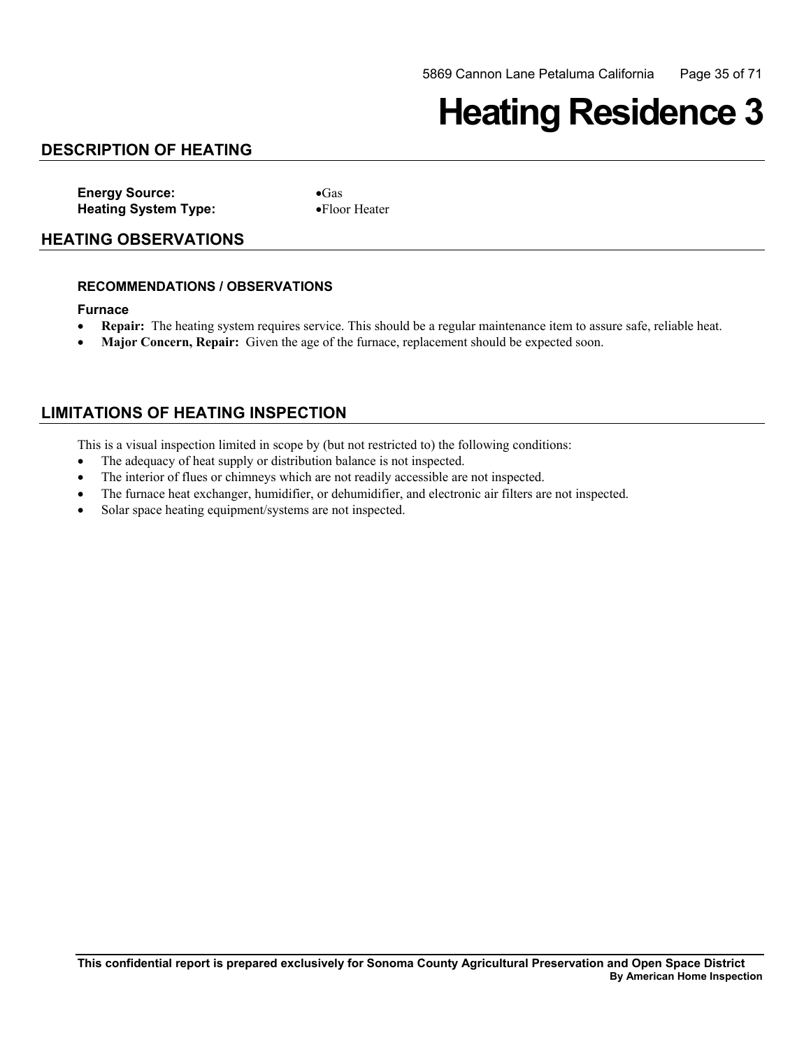# Heating Residence 3

## DESCRIPTION OF HEATING

**Energy Source:** •Gas
**Heating System Type:** •Floor Heater

## HEATING OBSERVATIONS

### RECOMMENDATIONS / OBSERVATIONS

**Furnace**

- **Repair:** The heating system requires service. This should be a regular maintenance item to assure safe, reliable heat.
- **Major Concern, Repair:** Given the age of the furnace, replacement should be expected soon.

## LIMITATIONS OF HEATING INSPECTION

This is a visual inspection limited in scope by (but not restricted to) the following conditions:

- The adequacy of heat supply or distribution balance is not inspected.
- The interior of flues or chimneys which are not readily accessible are not inspected.
- The furnace heat exchanger, humidifier, or dehumidifier, and electronic air filters are not inspected.
- Solar space heating equipment/systems are not inspected.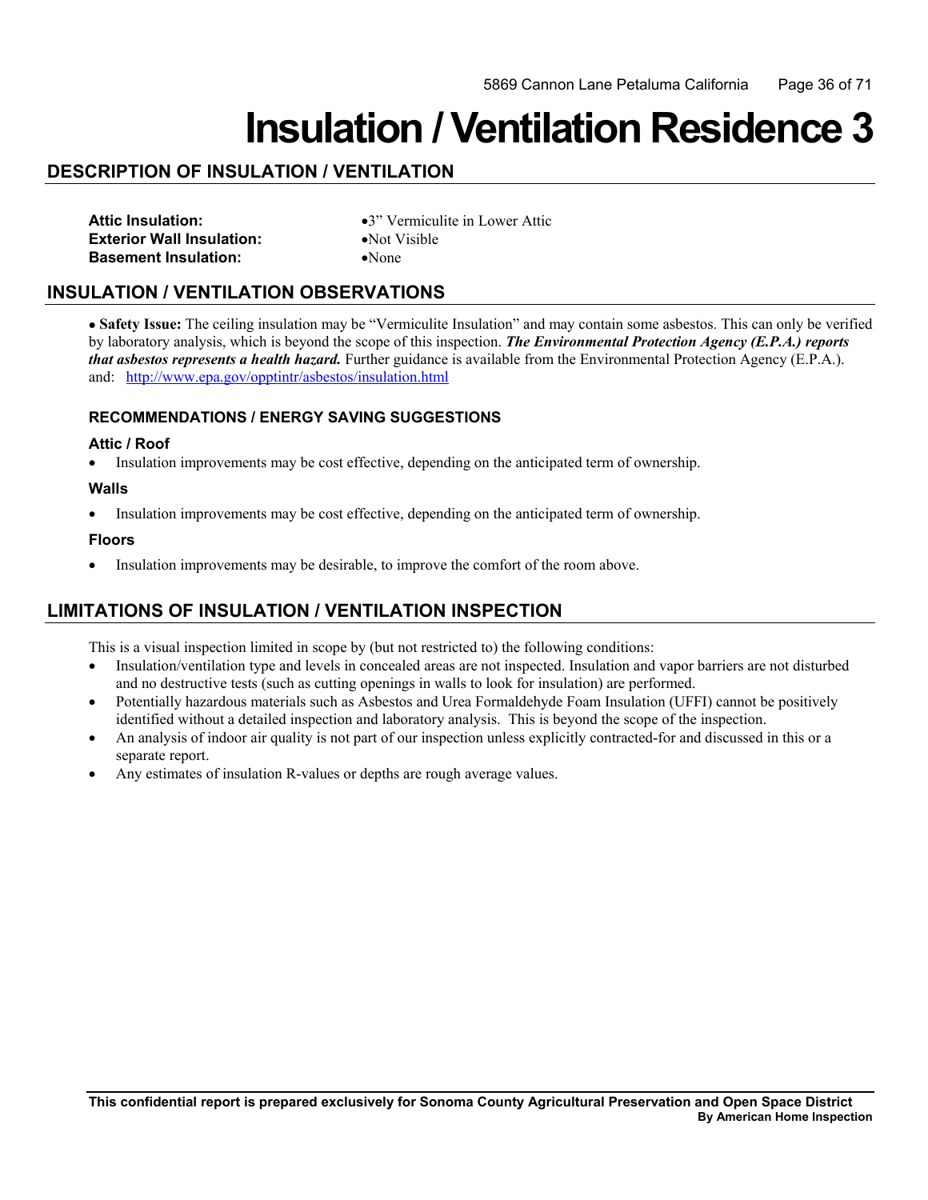# Insulation / Ventilation Residence 3

## DESCRIPTION OF INSULATION / VENTILATION

**Attic Insulation:** •3" Vermiculite in Lower Attic
**Exterior Wall Insulation:** •Not Visible
**Basement Insulation:** •None

## INSULATION / VENTILATION OBSERVATIONS

• **Safety Issue:** The ceiling insulation may be "Vermiculite Insulation" and may contain some asbestos. This can only be verified by laboratory analysis, which is beyond the scope of this inspection. ***The Environmental Protection Agency (E.P.A.) reports that asbestos represents a health hazard.*** Further guidance is available from the Environmental Protection Agency (E.P.A.). and: http://www.epa.gov/opptintr/asbestos/insulation.html

### RECOMMENDATIONS / ENERGY SAVING SUGGESTIONS

#### Attic / Roof

- Insulation improvements may be cost effective, depending on the anticipated term of ownership.

#### Walls

- Insulation improvements may be cost effective, depending on the anticipated term of ownership.

#### Floors

- Insulation improvements may be desirable, to improve the comfort of the room above.

## LIMITATIONS OF INSULATION / VENTILATION INSPECTION

This is a visual inspection limited in scope by (but not restricted to) the following conditions:

- Insulation/ventilation type and levels in concealed areas are not inspected. Insulation and vapor barriers are not disturbed and no destructive tests (such as cutting openings in walls to look for insulation) are performed.
- Potentially hazardous materials such as Asbestos and Urea Formaldehyde Foam Insulation (UFFI) cannot be positively identified without a detailed inspection and laboratory analysis. This is beyond the scope of the inspection.
- An analysis of indoor air quality is not part of our inspection unless explicitly contracted-for and discussed in this or a separate report.
- Any estimates of insulation R-values or depths are rough average values.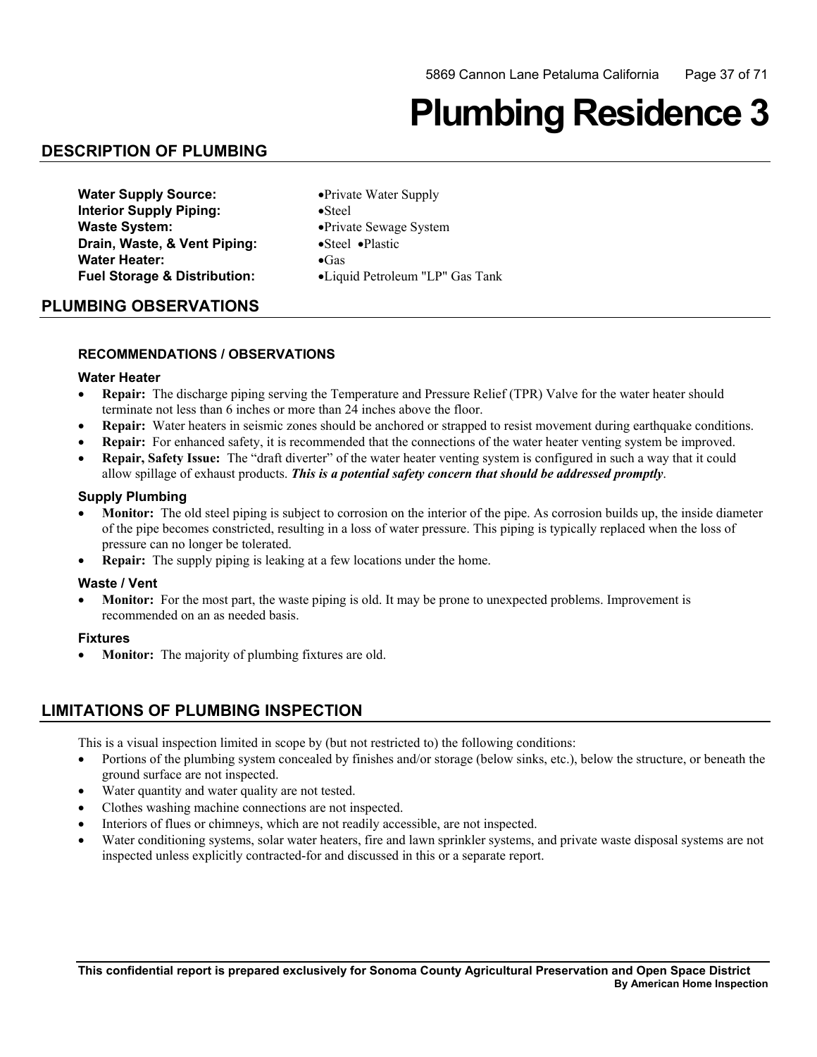# Plumbing Residence 3

## DESCRIPTION OF PLUMBING

**Water Supply Source:** •Private Water Supply
**Interior Supply Piping:** •Steel
**Waste System:** •Private Sewage System
**Drain, Waste, & Vent Piping:** •Steel •Plastic
**Water Heater:** •Gas
**Fuel Storage & Distribution:** •Liquid Petroleum "LP" Gas Tank

## PLUMBING OBSERVATIONS

### RECOMMENDATIONS / OBSERVATIONS

#### Water Heater

- **Repair:** The discharge piping serving the Temperature and Pressure Relief (TPR) Valve for the water heater should terminate not less than 6 inches or more than 24 inches above the floor.
- **Repair:** Water heaters in seismic zones should be anchored or strapped to resist movement during earthquake conditions.
- **Repair:** For enhanced safety, it is recommended that the connections of the water heater venting system be improved.
- **Repair, Safety Issue:** The "draft diverter" of the water heater venting system is configured in such a way that it could allow spillage of exhaust products. ***This is a potential safety concern that should be addressed promptly***.

#### Supply Plumbing

- **Monitor:** The old steel piping is subject to corrosion on the interior of the pipe. As corrosion builds up, the inside diameter of the pipe becomes constricted, resulting in a loss of water pressure. This piping is typically replaced when the loss of pressure can no longer be tolerated.
- **Repair:** The supply piping is leaking at a few locations under the home.

#### Waste / Vent

- **Monitor:** For the most part, the waste piping is old. It may be prone to unexpected problems. Improvement is recommended on an as needed basis.

#### Fixtures

- **Monitor:** The majority of plumbing fixtures are old.

## LIMITATIONS OF PLUMBING INSPECTION

This is a visual inspection limited in scope by (but not restricted to) the following conditions:

- Portions of the plumbing system concealed by finishes and/or storage (below sinks, etc.), below the structure, or beneath the ground surface are not inspected.
- Water quantity and water quality are not tested.
- Clothes washing machine connections are not inspected.
- Interiors of flues or chimneys, which are not readily accessible, are not inspected.
- Water conditioning systems, solar water heaters, fire and lawn sprinkler systems, and private waste disposal systems are not inspected unless explicitly contracted-for and discussed in this or a separate report.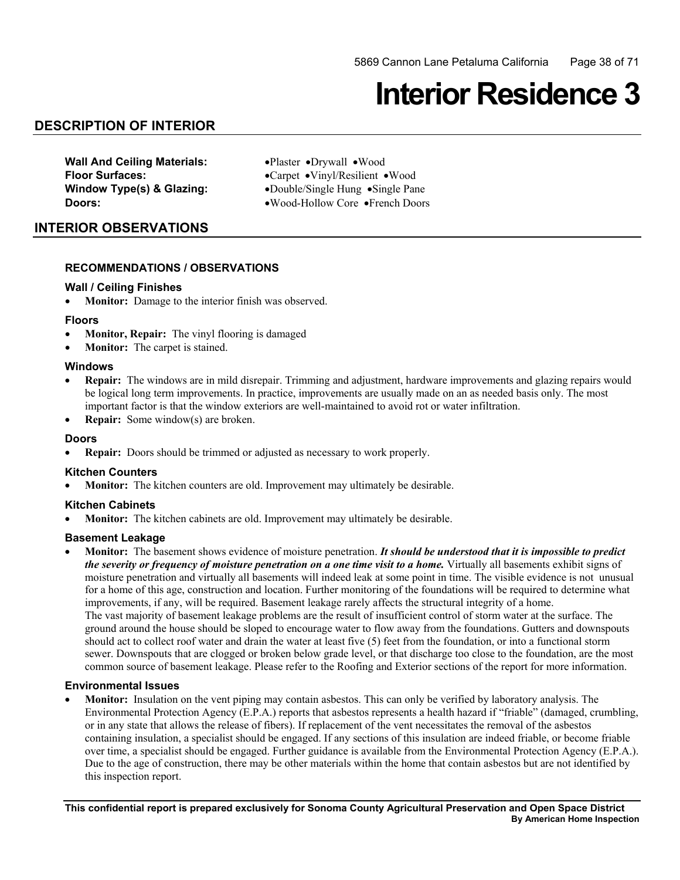# Interior Residence 3

## DESCRIPTION OF INTERIOR

**Wall And Ceiling Materials:** •Plaster •Drywall •Wood
**Floor Surfaces:** •Carpet •Vinyl/Resilient •Wood
**Window Type(s) & Glazing:** •Double/Single Hung •Single Pane
**Doors:** •Wood-Hollow Core •French Doors

## INTERIOR OBSERVATIONS

### RECOMMENDATIONS / OBSERVATIONS

#### Wall / Ceiling Finishes

- **Monitor:** Damage to the interior finish was observed.

#### Floors

- **Monitor, Repair:** The vinyl flooring is damaged
- **Monitor:** The carpet is stained.

#### Windows

- **Repair:** The windows are in mild disrepair. Trimming and adjustment, hardware improvements and glazing repairs would be logical long term improvements. In practice, improvements are usually made on an as needed basis only. The most important factor is that the window exteriors are well-maintained to avoid rot or water infiltration.
- **Repair:** Some window(s) are broken.

#### Doors

- **Repair:** Doors should be trimmed or adjusted as necessary to work properly.

#### Kitchen Counters

- **Monitor:** The kitchen counters are old. Improvement may ultimately be desirable.

#### Kitchen Cabinets

- **Monitor:** The kitchen cabinets are old. Improvement may ultimately be desirable.

#### Basement Leakage

- **Monitor:** The basement shows evidence of moisture penetration. ***It should be understood that it is impossible to predict the severity or frequency of moisture penetration on a one time visit to a home.*** Virtually all basements exhibit signs of moisture penetration and virtually all basements will indeed leak at some point in time. The visible evidence is not unusual for a home of this age, construction and location. Further monitoring of the foundations will be required to determine what improvements, if any, will be required. Basement leakage rarely affects the structural integrity of a home.
  The vast majority of basement leakage problems are the result of insufficient control of storm water at the surface. The ground around the house should be sloped to encourage water to flow away from the foundations. Gutters and downspouts should act to collect roof water and drain the water at least five (5) feet from the foundation, or into a functional storm sewer. Downspouts that are clogged or broken below grade level, or that discharge too close to the foundation, are the most common source of basement leakage. Please refer to the Roofing and Exterior sections of the report for more information.

#### Environmental Issues

- **Monitor:** Insulation on the vent piping may contain asbestos. This can only be verified by laboratory analysis. The Environmental Protection Agency (E.P.A.) reports that asbestos represents a health hazard if "friable" (damaged, crumbling, or in any state that allows the release of fibers). If replacement of the vent necessitates the removal of the asbestos containing insulation, a specialist should be engaged. If any sections of this insulation are indeed friable, or become friable over time, a specialist should be engaged. Further guidance is available from the Environmental Protection Agency (E.P.A.). Due to the age of construction, there may be other materials within the home that contain asbestos but are not identified by this inspection report.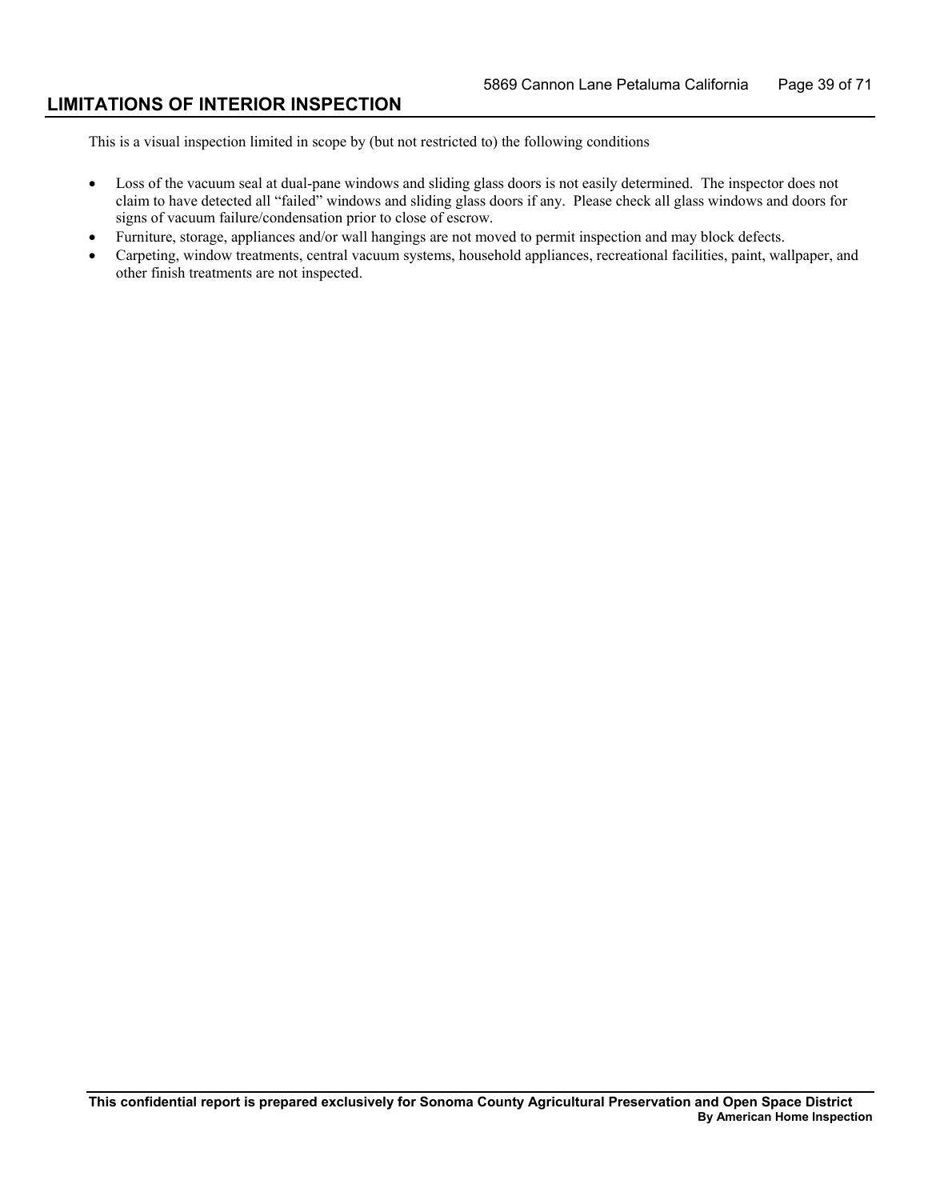## LIMITATIONS OF INTERIOR INSPECTION

This is a visual inspection limited in scope by (but not restricted to) the following conditions

- Loss of the vacuum seal at dual-pane windows and sliding glass doors is not easily determined. The inspector does not claim to have detected all "failed" windows and sliding glass doors if any. Please check all glass windows and doors for signs of vacuum failure/condensation prior to close of escrow.
- Furniture, storage, appliances and/or wall hangings are not moved to permit inspection and may block defects.
- Carpeting, window treatments, central vacuum systems, household appliances, recreational facilities, paint, wallpaper, and other finish treatments are not inspected.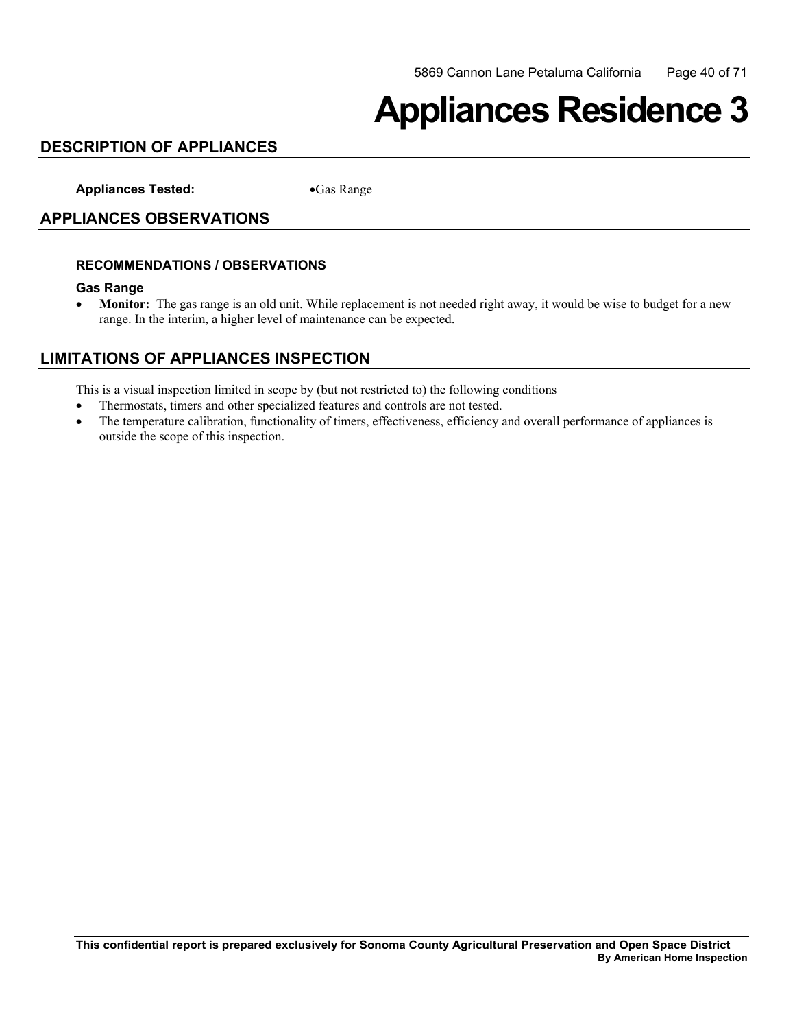# Appliances Residence 3

## DESCRIPTION OF APPLIANCES

**Appliances Tested:** •Gas Range

## APPLIANCES OBSERVATIONS

### RECOMMENDATIONS / OBSERVATIONS

**Gas Range**

- **Monitor:** The gas range is an old unit. While replacement is not needed right away, it would be wise to budget for a new range. In the interim, a higher level of maintenance can be expected.

## LIMITATIONS OF APPLIANCES INSPECTION

This is a visual inspection limited in scope by (but not restricted to) the following conditions

- Thermostats, timers and other specialized features and controls are not tested.
- The temperature calibration, functionality of timers, effectiveness, efficiency and overall performance of appliances is outside the scope of this inspection.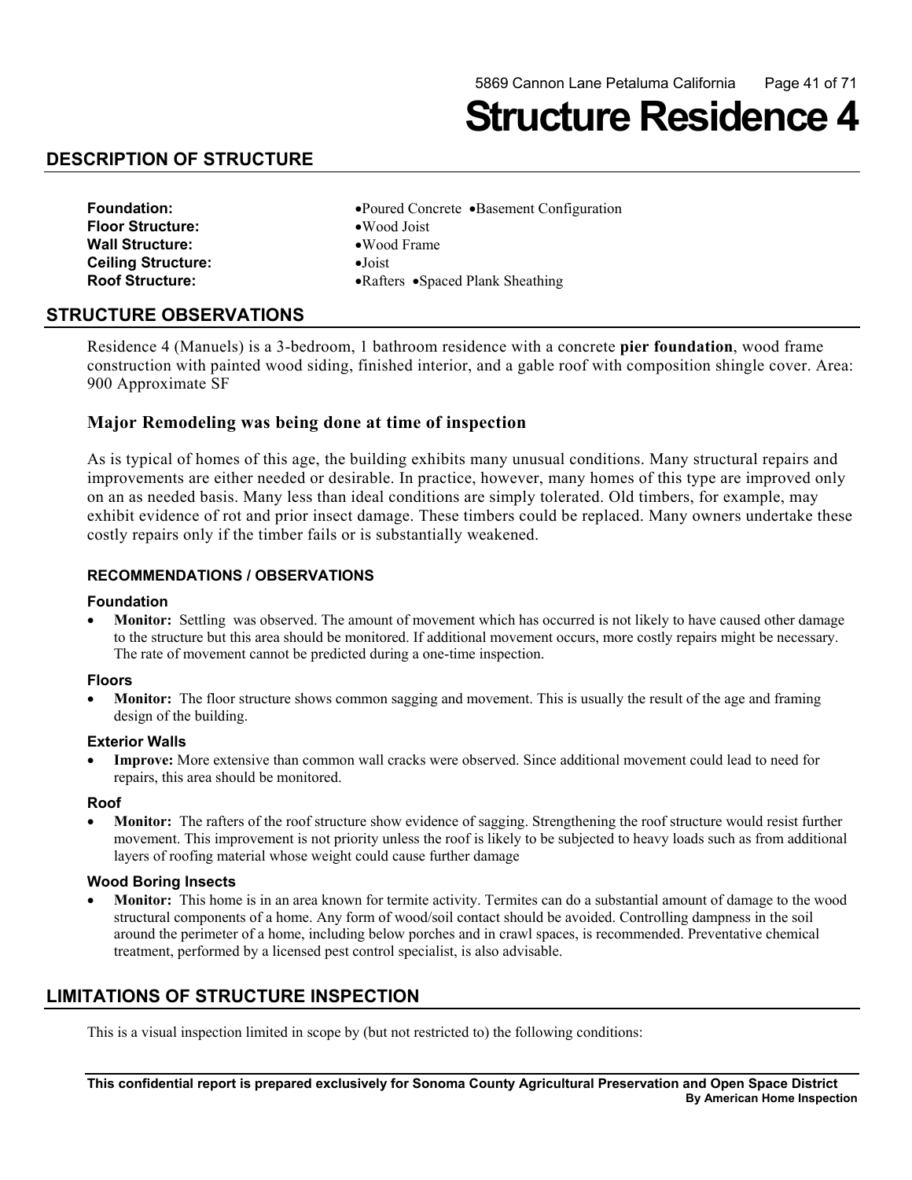# Structure Residence 4

## DESCRIPTION OF STRUCTURE

| | |
|---|---|
| **Foundation:** | •Poured Concrete •Basement Configuration |
| **Floor Structure:** | •Wood Joist |
| **Wall Structure:** | •Wood Frame |
| **Ceiling Structure:** | •Joist |
| **Roof Structure:** | •Rafters •Spaced Plank Sheathing |

## STRUCTURE OBSERVATIONS

Residence 4 (Manuels) is a 3-bedroom, 1 bathroom residence with a concrete **pier foundation**, wood frame construction with painted wood siding, finished interior, and a gable roof with composition shingle cover. Area: 900 Approximate SF

### Major Remodeling was being done at time of inspection

As is typical of homes of this age, the building exhibits many unusual conditions. Many structural repairs and improvements are either needed or desirable. In practice, however, many homes of this type are improved only on an as needed basis. Many less than ideal conditions are simply tolerated. Old timbers, for example, may exhibit evidence of rot and prior insect damage. These timbers could be replaced. Many owners undertake these costly repairs only if the timber fails or is substantially weakened.

#### RECOMMENDATIONS / OBSERVATIONS

**Foundation**

- **Monitor:** Settling was observed. The amount of movement which has occurred is not likely to have caused other damage to the structure but this area should be monitored. If additional movement occurs, more costly repairs might be necessary. The rate of movement cannot be predicted during a one-time inspection.

**Floors**

- **Monitor:** The floor structure shows common sagging and movement. This is usually the result of the age and framing design of the building.

**Exterior Walls**

- **Improve:** More extensive than common wall cracks were observed. Since additional movement could lead to need for repairs, this area should be monitored.

**Roof**

- **Monitor:** The rafters of the roof structure show evidence of sagging. Strengthening the roof structure would resist further movement. This improvement is not priority unless the roof is likely to be subjected to heavy loads such as from additional layers of roofing material whose weight could cause further damage

**Wood Boring Insects**

- **Monitor:** This home is in an area known for termite activity. Termites can do a substantial amount of damage to the wood structural components of a home. Any form of wood/soil contact should be avoided. Controlling dampness in the soil around the perimeter of a home, including below porches and in crawl spaces, is recommended. Preventative chemical treatment, performed by a licensed pest control specialist, is also advisable.

## LIMITATIONS OF STRUCTURE INSPECTION

This is a visual inspection limited in scope by (but not restricted to) the following conditions: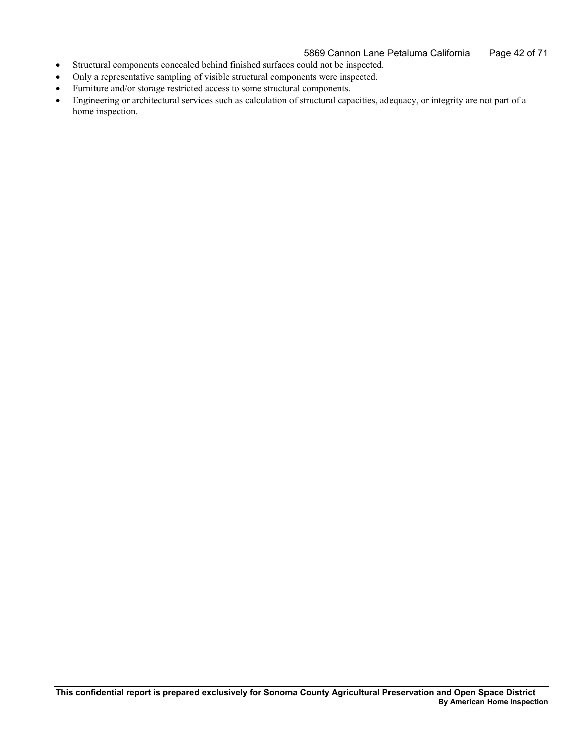- Structural components concealed behind finished surfaces could not be inspected.
- Only a representative sampling of visible structural components were inspected.
- Furniture and/or storage restricted access to some structural components.
- Engineering or architectural services such as calculation of structural capacities, adequacy, or integrity are not part of a home inspection.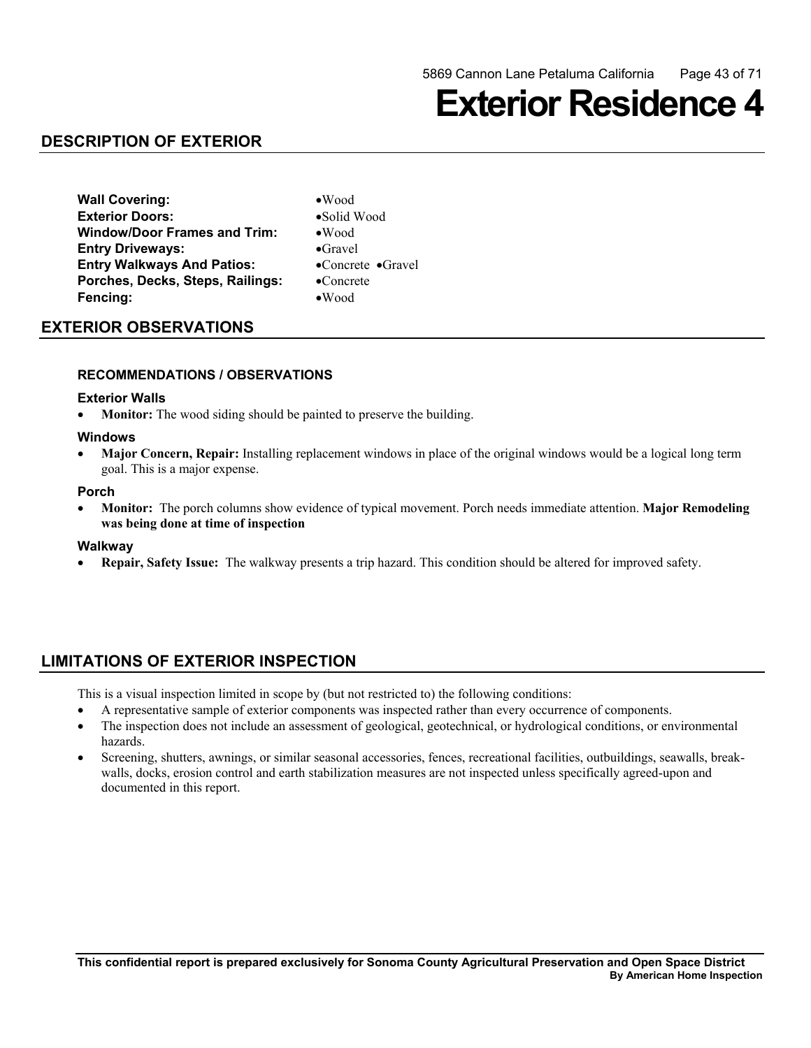# Exterior Residence 4

## DESCRIPTION OF EXTERIOR

| | |
|---|---|
| **Wall Covering:** | •Wood |
| **Exterior Doors:** | •Solid Wood |
| **Window/Door Frames and Trim:** | •Wood |
| **Entry Driveways:** | •Gravel |
| **Entry Walkways And Patios:** | •Concrete •Gravel |
| **Porches, Decks, Steps, Railings:** | •Concrete |
| **Fencing:** | •Wood |

## EXTERIOR OBSERVATIONS

### RECOMMENDATIONS / OBSERVATIONS

#### Exterior Walls

- **Monitor:** The wood siding should be painted to preserve the building.

#### Windows

- **Major Concern, Repair:** Installing replacement windows in place of the original windows would be a logical long term goal. This is a major expense.

#### Porch

- **Monitor:** The porch columns show evidence of typical movement. Porch needs immediate attention. **Major Remodeling was being done at time of inspection**

#### Walkway

- **Repair, Safety Issue:** The walkway presents a trip hazard. This condition should be altered for improved safety.

## LIMITATIONS OF EXTERIOR INSPECTION

This is a visual inspection limited in scope by (but not restricted to) the following conditions:

- A representative sample of exterior components was inspected rather than every occurrence of components.
- The inspection does not include an assessment of geological, geotechnical, or hydrological conditions, or environmental hazards.
- Screening, shutters, awnings, or similar seasonal accessories, fences, recreational facilities, outbuildings, seawalls, break-walls, docks, erosion control and earth stabilization measures are not inspected unless specifically agreed-upon and documented in this report.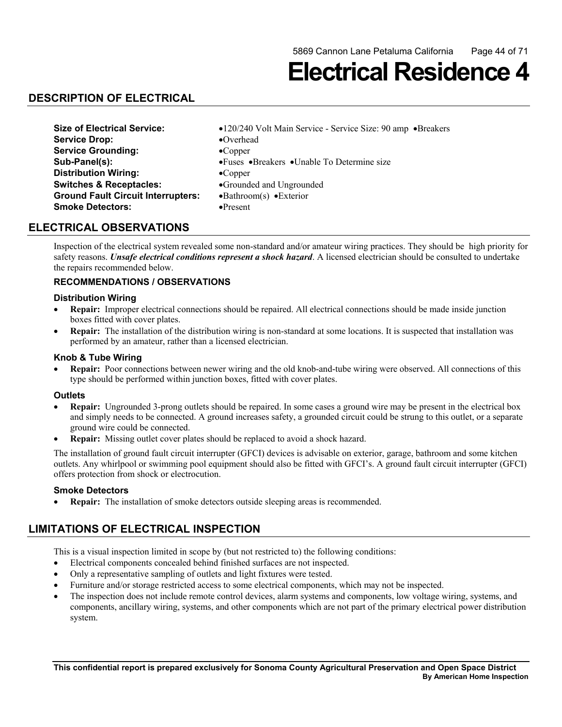# Electrical Residence 4

## DESCRIPTION OF ELECTRICAL

| | |
|---|---|
| **Size of Electrical Service:** | •120/240 Volt Main Service - Service Size: 90 amp •Breakers |
| **Service Drop:** | •Overhead |
| **Service Grounding:** | •Copper |
| **Sub-Panel(s):** | •Fuses •Breakers •Unable To Determine size |
| **Distribution Wiring:** | •Copper |
| **Switches & Receptacles:** | •Grounded and Ungrounded |
| **Ground Fault Circuit Interrupters:** | •Bathroom(s) •Exterior |
| **Smoke Detectors:** | •Present |

## ELECTRICAL OBSERVATIONS

Inspection of the electrical system revealed some non-standard and/or amateur wiring practices. They should be high priority for safety reasons. ***Unsafe electrical conditions represent a shock hazard***. A licensed electrician should be consulted to undertake the repairs recommended below.

### RECOMMENDATIONS / OBSERVATIONS

#### Distribution Wiring

- **Repair:** Improper electrical connections should be repaired. All electrical connections should be made inside junction boxes fitted with cover plates.
- **Repair:** The installation of the distribution wiring is non-standard at some locations. It is suspected that installation was performed by an amateur, rather than a licensed electrician.

#### Knob & Tube Wiring

- **Repair:** Poor connections between newer wiring and the old knob-and-tube wiring were observed. All connections of this type should be performed within junction boxes, fitted with cover plates.

#### Outlets

- **Repair:** Ungrounded 3-prong outlets should be repaired. In some cases a ground wire may be present in the electrical box and simply needs to be connected. A ground increases safety, a grounded circuit could be strung to this outlet, or a separate ground wire could be connected.
- **Repair:** Missing outlet cover plates should be replaced to avoid a shock hazard.

The installation of ground fault circuit interrupter (GFCI) devices is advisable on exterior, garage, bathroom and some kitchen outlets. Any whirlpool or swimming pool equipment should also be fitted with GFCI's. A ground fault circuit interrupter (GFCI) offers protection from shock or electrocution.

#### Smoke Detectors

- **Repair:** The installation of smoke detectors outside sleeping areas is recommended.

## LIMITATIONS OF ELECTRICAL INSPECTION

This is a visual inspection limited in scope by (but not restricted to) the following conditions:

- Electrical components concealed behind finished surfaces are not inspected.
- Only a representative sampling of outlets and light fixtures were tested.
- Furniture and/or storage restricted access to some electrical components, which may not be inspected.
- The inspection does not include remote control devices, alarm systems and components, low voltage wiring, systems, and components, ancillary wiring, systems, and other components which are not part of the primary electrical power distribution system.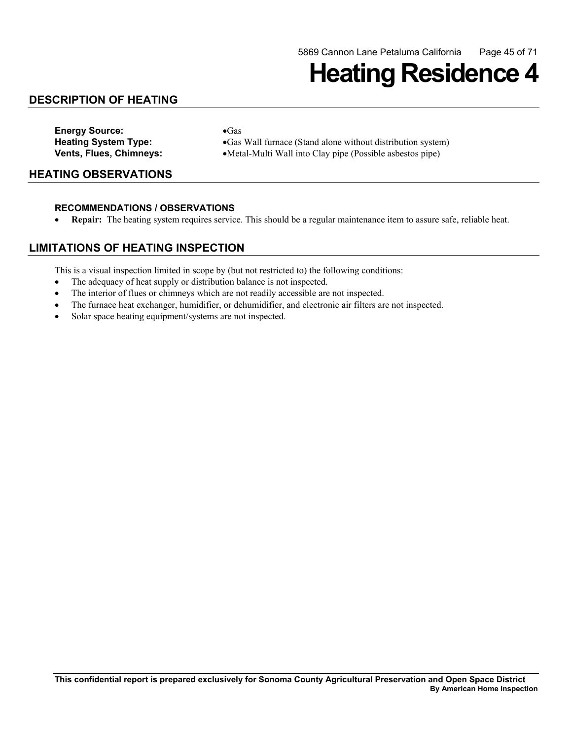# Heating Residence 4

## DESCRIPTION OF HEATING

**Energy Source:** •Gas
**Heating System Type:** •Gas Wall furnace (Stand alone without distribution system)
**Vents, Flues, Chimneys:** •Metal-Multi Wall into Clay pipe (Possible asbestos pipe)

## HEATING OBSERVATIONS

### RECOMMENDATIONS / OBSERVATIONS

- **Repair:** The heating system requires service. This should be a regular maintenance item to assure safe, reliable heat.

## LIMITATIONS OF HEATING INSPECTION

This is a visual inspection limited in scope by (but not restricted to) the following conditions:

- The adequacy of heat supply or distribution balance is not inspected.
- The interior of flues or chimneys which are not readily accessible are not inspected.
- The furnace heat exchanger, humidifier, or dehumidifier, and electronic air filters are not inspected.
- Solar space heating equipment/systems are not inspected.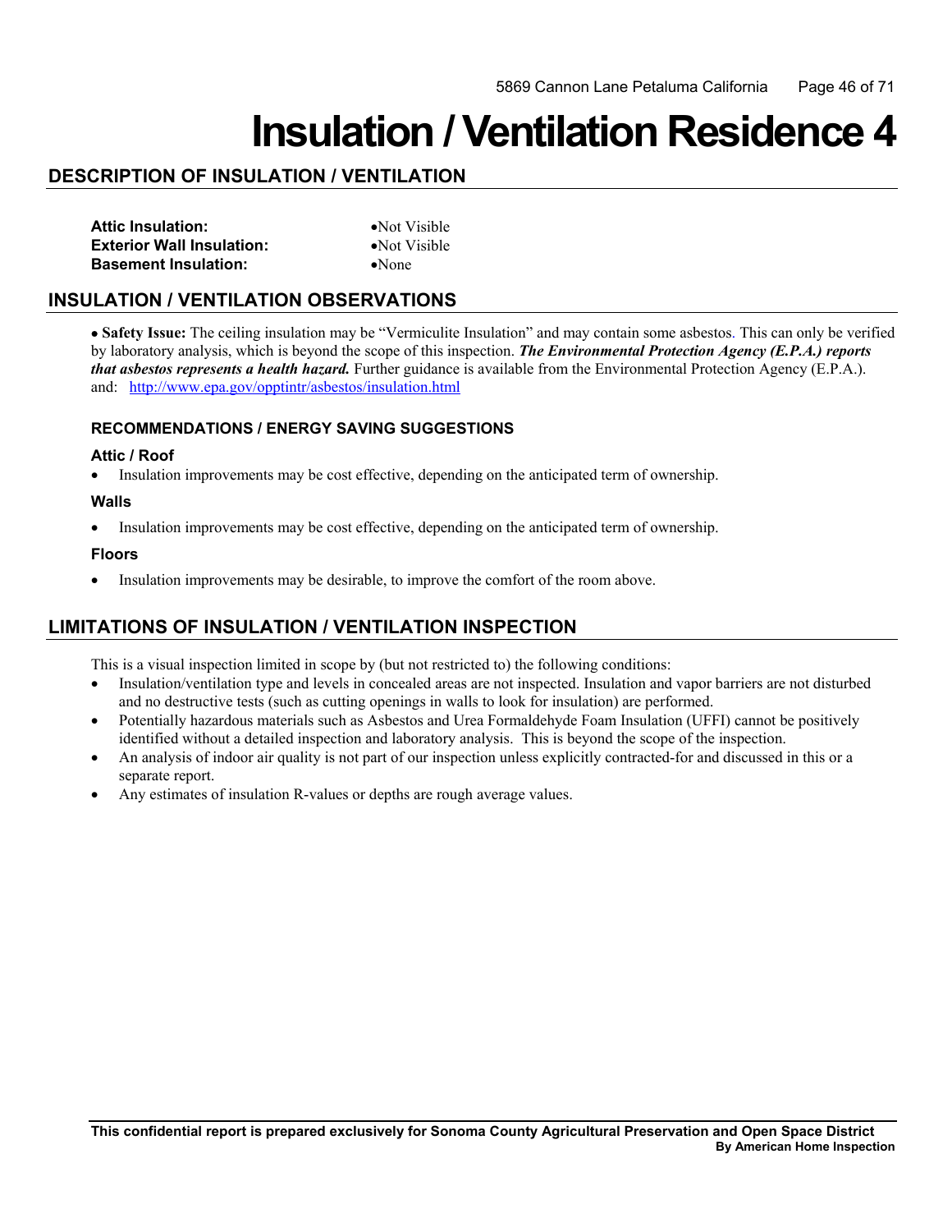# Insulation / Ventilation Residence 4

## DESCRIPTION OF INSULATION / VENTILATION

| | |
|---|---|
| **Attic Insulation:** | •Not Visible |
| **Exterior Wall Insulation:** | •Not Visible |
| **Basement Insulation:** | •None |

## INSULATION / VENTILATION OBSERVATIONS

• **Safety Issue:** The ceiling insulation may be "Vermiculite Insulation" and may contain some asbestos. This can only be verified by laboratory analysis, which is beyond the scope of this inspection. ***The Environmental Protection Agency (E.P.A.) reports that asbestos represents a health hazard.*** Further guidance is available from the Environmental Protection Agency (E.P.A.). and: http://www.epa.gov/opptintr/asbestos/insulation.html

### RECOMMENDATIONS / ENERGY SAVING SUGGESTIONS

#### Attic / Roof

- Insulation improvements may be cost effective, depending on the anticipated term of ownership.

#### Walls

- Insulation improvements may be cost effective, depending on the anticipated term of ownership.

#### Floors

- Insulation improvements may be desirable, to improve the comfort of the room above.

## LIMITATIONS OF INSULATION / VENTILATION INSPECTION

This is a visual inspection limited in scope by (but not restricted to) the following conditions:

- Insulation/ventilation type and levels in concealed areas are not inspected. Insulation and vapor barriers are not disturbed and no destructive tests (such as cutting openings in walls to look for insulation) are performed.
- Potentially hazardous materials such as Asbestos and Urea Formaldehyde Foam Insulation (UFFI) cannot be positively identified without a detailed inspection and laboratory analysis. This is beyond the scope of the inspection.
- An analysis of indoor air quality is not part of our inspection unless explicitly contracted-for and discussed in this or a separate report.
- Any estimates of insulation R-values or depths are rough average values.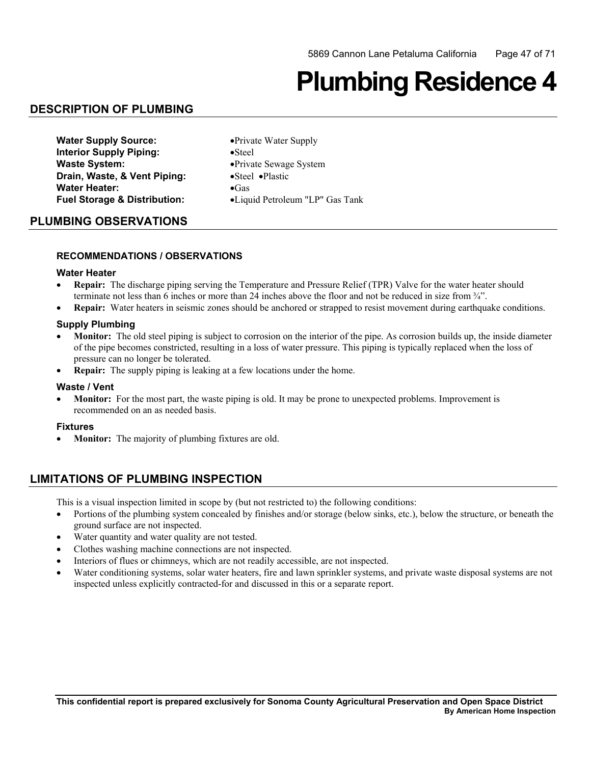# Plumbing Residence 4

## DESCRIPTION OF PLUMBING

**Water Supply Source:** •Private Water Supply
**Interior Supply Piping:** •Steel
**Waste System:** •Private Sewage System
**Drain, Waste, & Vent Piping:** •Steel •Plastic
**Water Heater:** •Gas
**Fuel Storage & Distribution:** •Liquid Petroleum "LP" Gas Tank

## PLUMBING OBSERVATIONS

### RECOMMENDATIONS / OBSERVATIONS

#### Water Heater

- **Repair:** The discharge piping serving the Temperature and Pressure Relief (TPR) Valve for the water heater should terminate not less than 6 inches or more than 24 inches above the floor and not be reduced in size from ¾".
- **Repair:** Water heaters in seismic zones should be anchored or strapped to resist movement during earthquake conditions.

#### Supply Plumbing

- **Monitor:** The old steel piping is subject to corrosion on the interior of the pipe. As corrosion builds up, the inside diameter of the pipe becomes constricted, resulting in a loss of water pressure. This piping is typically replaced when the loss of pressure can no longer be tolerated.
- **Repair:** The supply piping is leaking at a few locations under the home.

#### Waste / Vent

- **Monitor:** For the most part, the waste piping is old. It may be prone to unexpected problems. Improvement is recommended on an as needed basis.

#### Fixtures

- **Monitor:** The majority of plumbing fixtures are old.

## LIMITATIONS OF PLUMBING INSPECTION

This is a visual inspection limited in scope by (but not restricted to) the following conditions:

- Portions of the plumbing system concealed by finishes and/or storage (below sinks, etc.), below the structure, or beneath the ground surface are not inspected.
- Water quantity and water quality are not tested.
- Clothes washing machine connections are not inspected.
- Interiors of flues or chimneys, which are not readily accessible, are not inspected.
- Water conditioning systems, solar water heaters, fire and lawn sprinkler systems, and private waste disposal systems are not inspected unless explicitly contracted-for and discussed in this or a separate report.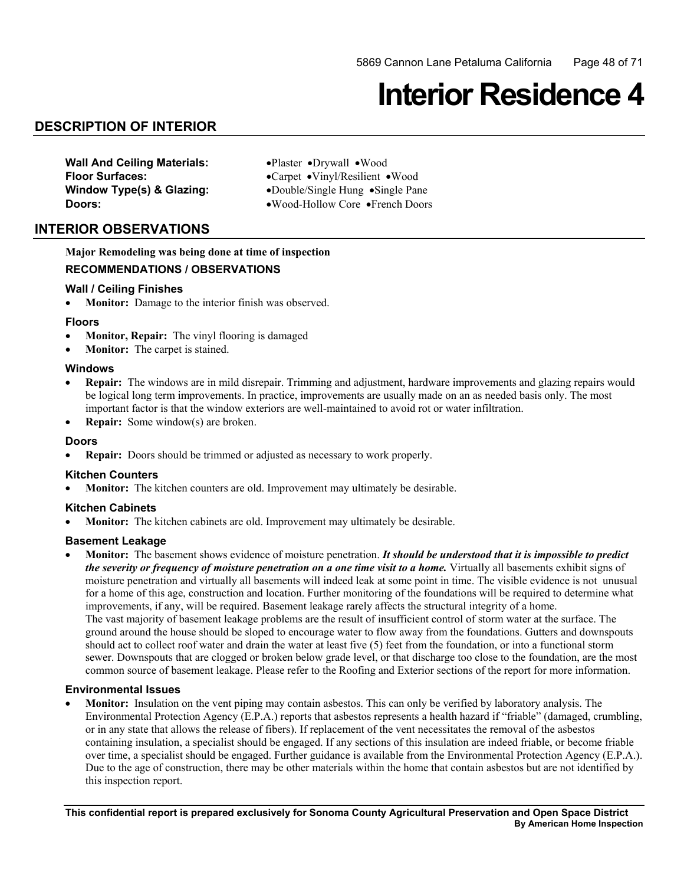# Interior Residence 4

## DESCRIPTION OF INTERIOR

**Wall And Ceiling Materials:** •Plaster •Drywall •Wood
**Floor Surfaces:** •Carpet •Vinyl/Resilient •Wood
**Window Type(s) & Glazing:** •Double/Single Hung •Single Pane
**Doors:** •Wood-Hollow Core •French Doors

## INTERIOR OBSERVATIONS

**Major Remodeling was being done at time of inspection**

### RECOMMENDATIONS / OBSERVATIONS

#### Wall / Ceiling Finishes

- **Monitor:** Damage to the interior finish was observed.

#### Floors

- **Monitor, Repair:** The vinyl flooring is damaged
- **Monitor:** The carpet is stained.

#### Windows

- **Repair:** The windows are in mild disrepair. Trimming and adjustment, hardware improvements and glazing repairs would be logical long term improvements. In practice, improvements are usually made on an as needed basis only. The most important factor is that the window exteriors are well-maintained to avoid rot or water infiltration.
- **Repair:** Some window(s) are broken.

#### Doors

- **Repair:** Doors should be trimmed or adjusted as necessary to work properly.

#### Kitchen Counters

- **Monitor:** The kitchen counters are old. Improvement may ultimately be desirable.

#### Kitchen Cabinets

- **Monitor:** The kitchen cabinets are old. Improvement may ultimately be desirable.

#### Basement Leakage

- **Monitor:** The basement shows evidence of moisture penetration. ***It should be understood that it is impossible to predict the severity or frequency of moisture penetration on a one time visit to a home.*** Virtually all basements exhibit signs of moisture penetration and virtually all basements will indeed leak at some point in time. The visible evidence is not unusual for a home of this age, construction and location. Further monitoring of the foundations will be required to determine what improvements, if any, will be required. Basement leakage rarely affects the structural integrity of a home.
  The vast majority of basement leakage problems are the result of insufficient control of storm water at the surface. The ground around the house should be sloped to encourage water to flow away from the foundations. Gutters and downspouts should act to collect roof water and drain the water at least five (5) feet from the foundation, or into a functional storm sewer. Downspouts that are clogged or broken below grade level, or that discharge too close to the foundation, are the most common source of basement leakage. Please refer to the Roofing and Exterior sections of the report for more information.

#### Environmental Issues

- **Monitor:** Insulation on the vent piping may contain asbestos. This can only be verified by laboratory analysis. The Environmental Protection Agency (E.P.A.) reports that asbestos represents a health hazard if "friable" (damaged, crumbling, or in any state that allows the release of fibers). If replacement of the vent necessitates the removal of the asbestos containing insulation, a specialist should be engaged. If any sections of this insulation are indeed friable, or become friable over time, a specialist should be engaged. Further guidance is available from the Environmental Protection Agency (E.P.A.). Due to the age of construction, there may be other materials within the home that contain asbestos but are not identified by this inspection report.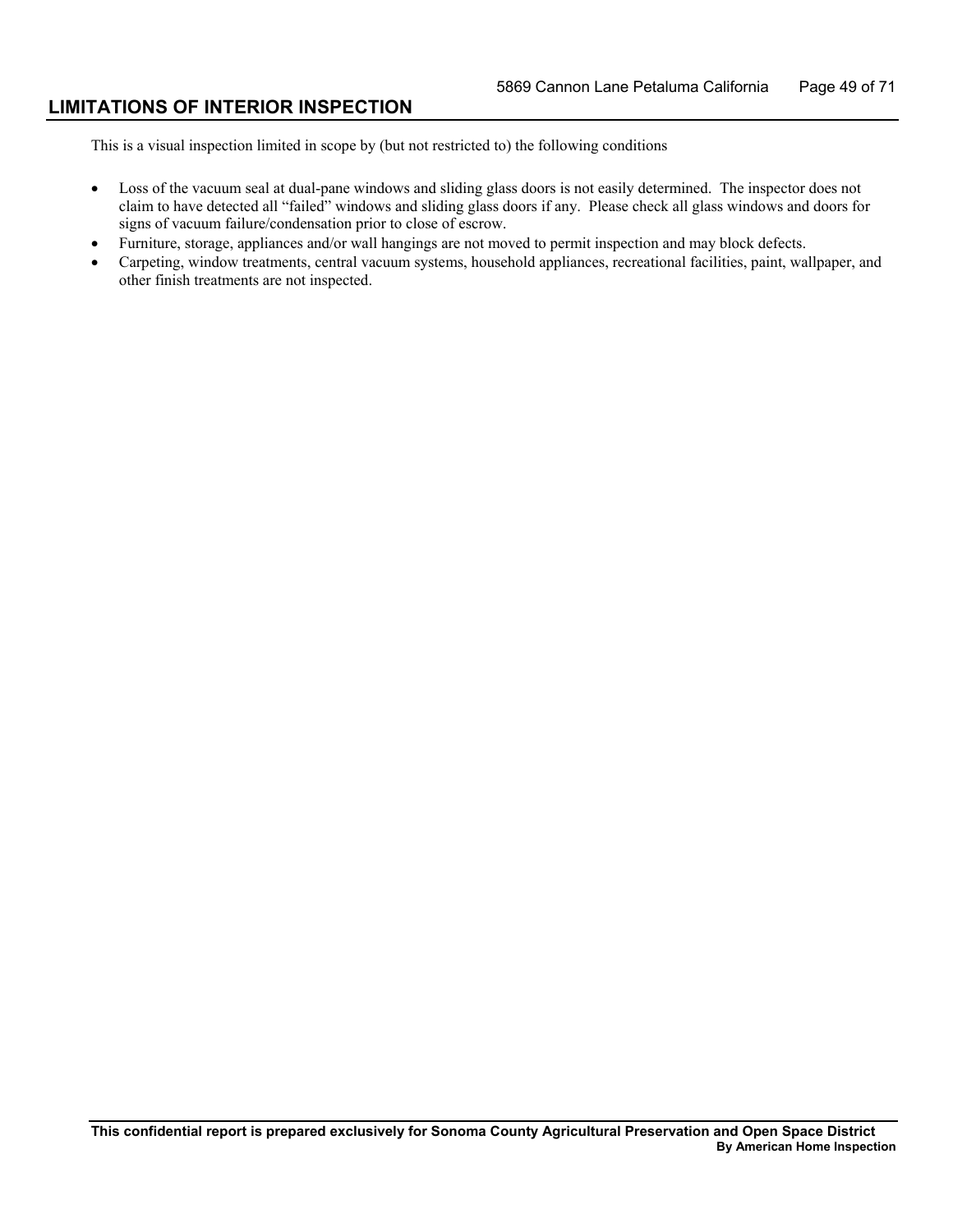## LIMITATIONS OF INTERIOR INSPECTION

This is a visual inspection limited in scope by (but not restricted to) the following conditions

- Loss of the vacuum seal at dual-pane windows and sliding glass doors is not easily determined. The inspector does not claim to have detected all "failed" windows and sliding glass doors if any. Please check all glass windows and doors for signs of vacuum failure/condensation prior to close of escrow.
- Furniture, storage, appliances and/or wall hangings are not moved to permit inspection and may block defects.
- Carpeting, window treatments, central vacuum systems, household appliances, recreational facilities, paint, wallpaper, and other finish treatments are not inspected.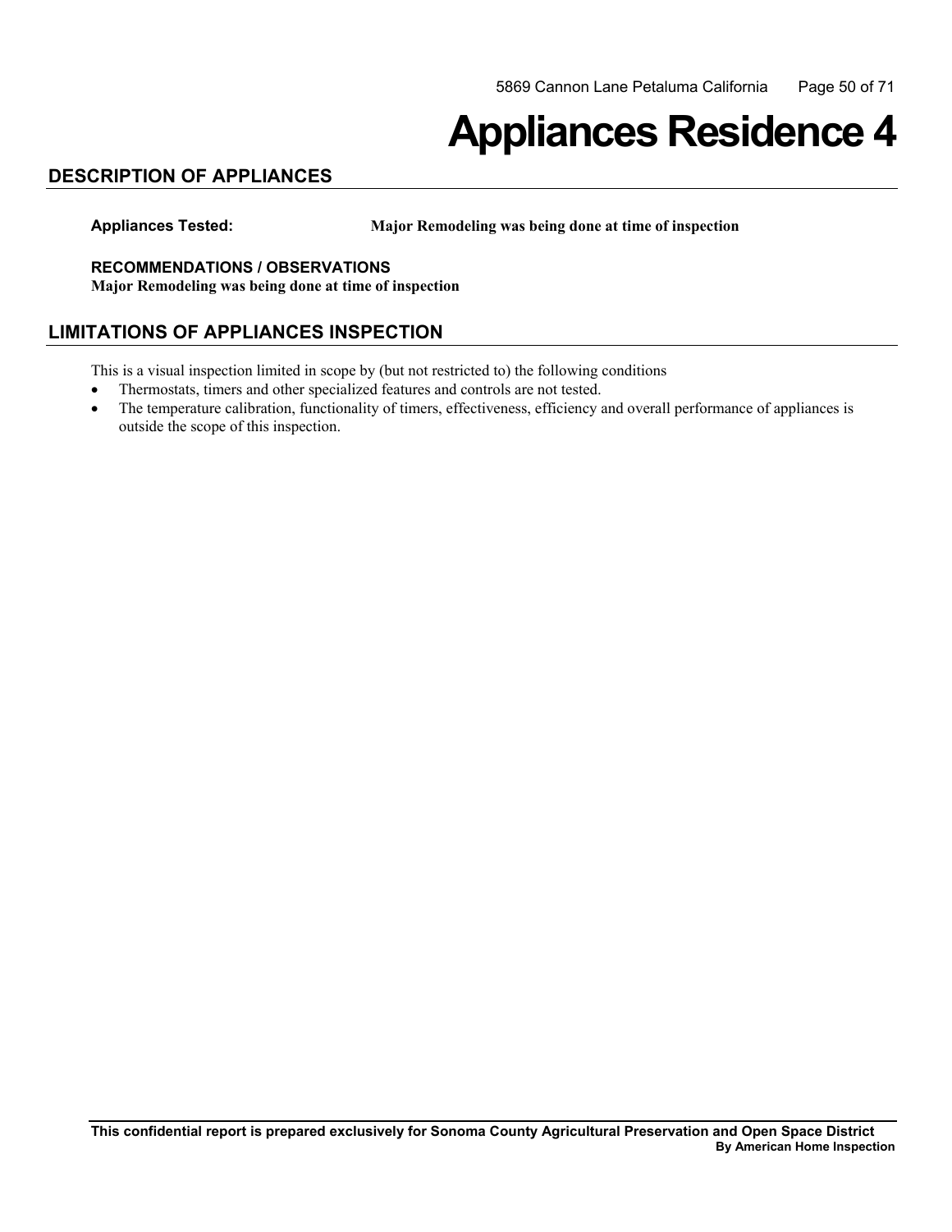# Appliances Residence 4

## DESCRIPTION OF APPLIANCES

**Appliances Tested:** **Major Remodeling was being done at time of inspection**

**RECOMMENDATIONS / OBSERVATIONS**
**Major Remodeling was being done at time of inspection**

## LIMITATIONS OF APPLIANCES INSPECTION

This is a visual inspection limited in scope by (but not restricted to) the following conditions

- Thermostats, timers and other specialized features and controls are not tested.
- The temperature calibration, functionality of timers, effectiveness, efficiency and overall performance of appliances is outside the scope of this inspection.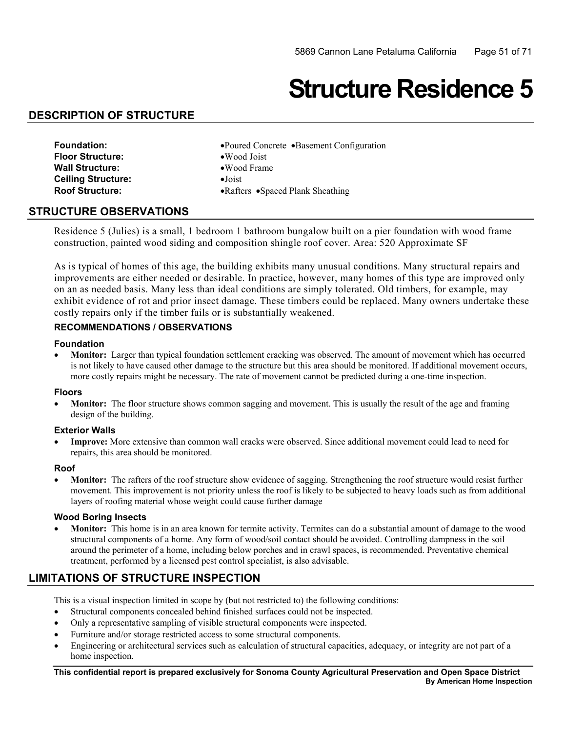# Structure Residence 5

## DESCRIPTION OF STRUCTURE

| | |
|---|---|
| **Foundation:** | •Poured Concrete •Basement Configuration |
| **Floor Structure:** | •Wood Joist |
| **Wall Structure:** | •Wood Frame |
| **Ceiling Structure:** | •Joist |
| **Roof Structure:** | •Rafters •Spaced Plank Sheathing |

## STRUCTURE OBSERVATIONS

Residence 5 (Julies) is a small, 1 bedroom 1 bathroom bungalow built on a pier foundation with wood frame construction, painted wood siding and composition shingle roof cover. Area: 520 Approximate SF

As is typical of homes of this age, the building exhibits many unusual conditions. Many structural repairs and improvements are either needed or desirable. In practice, however, many homes of this type are improved only on an as needed basis. Many less than ideal conditions are simply tolerated. Old timbers, for example, may exhibit evidence of rot and prior insect damage. These timbers could be replaced. Many owners undertake these costly repairs only if the timber fails or is substantially weakened.

### RECOMMENDATIONS / OBSERVATIONS

#### Foundation

- **Monitor:** Larger than typical foundation settlement cracking was observed. The amount of movement which has occurred is not likely to have caused other damage to the structure but this area should be monitored. If additional movement occurs, more costly repairs might be necessary. The rate of movement cannot be predicted during a one-time inspection.

#### Floors

- **Monitor:** The floor structure shows common sagging and movement. This is usually the result of the age and framing design of the building.

#### Exterior Walls

- **Improve:** More extensive than common wall cracks were observed. Since additional movement could lead to need for repairs, this area should be monitored.

#### Roof

- **Monitor:** The rafters of the roof structure show evidence of sagging. Strengthening the roof structure would resist further movement. This improvement is not priority unless the roof is likely to be subjected to heavy loads such as from additional layers of roofing material whose weight could cause further damage

#### Wood Boring Insects

- **Monitor:** This home is in an area known for termite activity. Termites can do a substantial amount of damage to the wood structural components of a home. Any form of wood/soil contact should be avoided. Controlling dampness in the soil around the perimeter of a home, including below porches and in crawl spaces, is recommended. Preventative chemical treatment, performed by a licensed pest control specialist, is also advisable.

## LIMITATIONS OF STRUCTURE INSPECTION

This is a visual inspection limited in scope by (but not restricted to) the following conditions:

- Structural components concealed behind finished surfaces could not be inspected.
- Only a representative sampling of visible structural components were inspected.
- Furniture and/or storage restricted access to some structural components.
- Engineering or architectural services such as calculation of structural capacities, adequacy, or integrity are not part of a home inspection.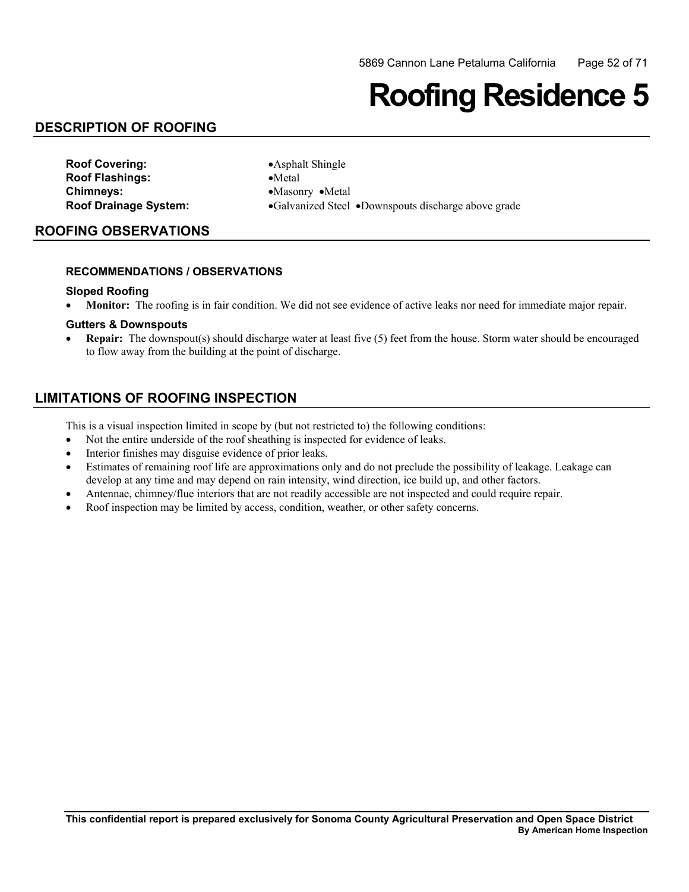# Roofing Residence 5

## DESCRIPTION OF ROOFING

**Roof Covering:** •Asphalt Shingle
**Roof Flashings:** •Metal
**Chimneys:** •Masonry •Metal
**Roof Drainage System:** •Galvanized Steel •Downspouts discharge above grade

## ROOFING OBSERVATIONS

### RECOMMENDATIONS / OBSERVATIONS

**Sloped Roofing**

- **Monitor:** The roofing is in fair condition. We did not see evidence of active leaks nor need for immediate major repair.

**Gutters & Downspouts**

- **Repair:** The downspout(s) should discharge water at least five (5) feet from the house. Storm water should be encouraged to flow away from the building at the point of discharge.

## LIMITATIONS OF ROOFING INSPECTION

This is a visual inspection limited in scope by (but not restricted to) the following conditions:

- Not the entire underside of the roof sheathing is inspected for evidence of leaks.
- Interior finishes may disguise evidence of prior leaks.
- Estimates of remaining roof life are approximations only and do not preclude the possibility of leakage. Leakage can develop at any time and may depend on rain intensity, wind direction, ice build up, and other factors.
- Antennae, chimney/flue interiors that are not readily accessible are not inspected and could require repair.
- Roof inspection may be limited by access, condition, weather, or other safety concerns.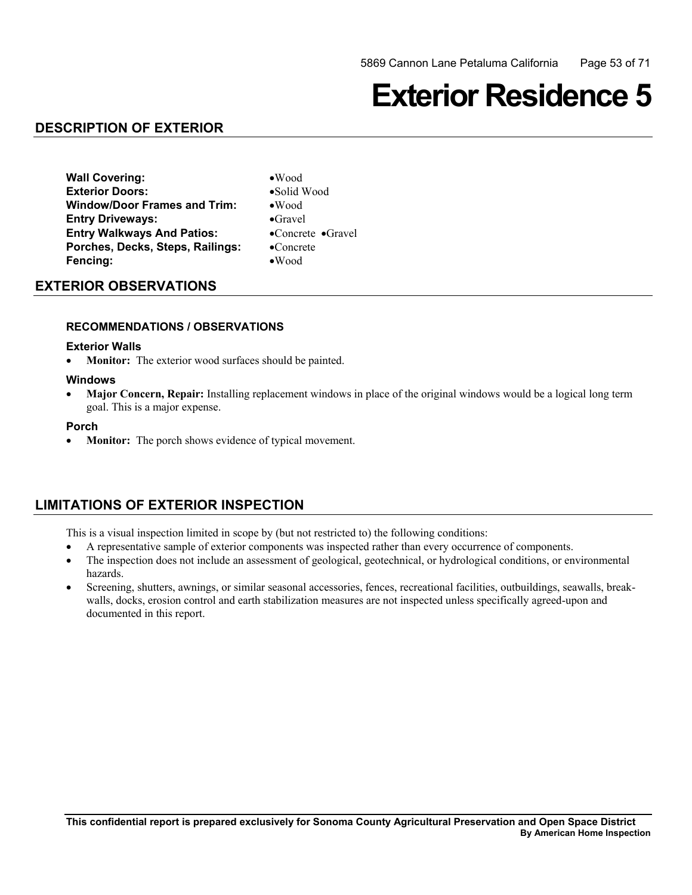# Exterior Residence 5

## DESCRIPTION OF EXTERIOR

| | |
|---|---|
| **Wall Covering:** | •Wood |
| **Exterior Doors:** | •Solid Wood |
| **Window/Door Frames and Trim:** | •Wood |
| **Entry Driveways:** | •Gravel |
| **Entry Walkways And Patios:** | •Concrete •Gravel |
| **Porches, Decks, Steps, Railings:** | •Concrete |
| **Fencing:** | •Wood |

## EXTERIOR OBSERVATIONS

### RECOMMENDATIONS / OBSERVATIONS

#### Exterior Walls

- **Monitor:** The exterior wood surfaces should be painted.

#### Windows

- **Major Concern, Repair:** Installing replacement windows in place of the original windows would be a logical long term goal. This is a major expense.

#### Porch

- **Monitor:** The porch shows evidence of typical movement.

## LIMITATIONS OF EXTERIOR INSPECTION

This is a visual inspection limited in scope by (but not restricted to) the following conditions:

- A representative sample of exterior components was inspected rather than every occurrence of components.
- The inspection does not include an assessment of geological, geotechnical, or hydrological conditions, or environmental hazards.
- Screening, shutters, awnings, or similar seasonal accessories, fences, recreational facilities, outbuildings, seawalls, break-walls, docks, erosion control and earth stabilization measures are not inspected unless specifically agreed-upon and documented in this report.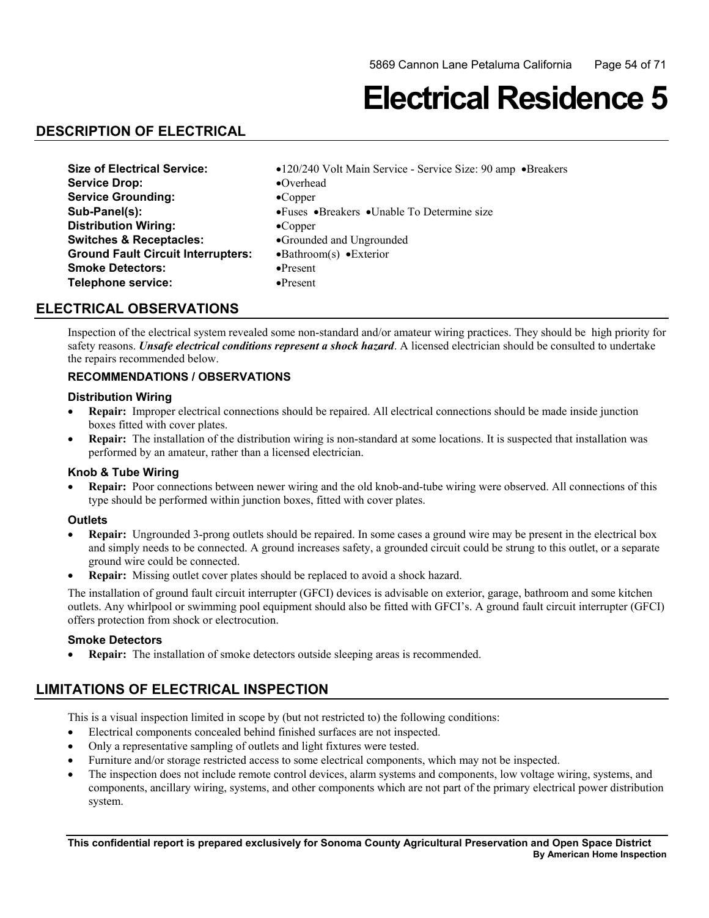# Electrical Residence 5

## DESCRIPTION OF ELECTRICAL

| | |
|---|---|
| **Size of Electrical Service:** | •120/240 Volt Main Service - Service Size: 90 amp •Breakers |
| **Service Drop:** | •Overhead |
| **Service Grounding:** | •Copper |
| **Sub-Panel(s):** | •Fuses •Breakers •Unable To Determine size |
| **Distribution Wiring:** | •Copper |
| **Switches & Receptacles:** | •Grounded and Ungrounded |
| **Ground Fault Circuit Interrupters:** | •Bathroom(s) •Exterior |
| **Smoke Detectors:** | •Present |
| **Telephone service:** | •Present |

## ELECTRICAL OBSERVATIONS

Inspection of the electrical system revealed some non-standard and/or amateur wiring practices. They should be high priority for safety reasons. ***Unsafe electrical conditions represent a shock hazard***. A licensed electrician should be consulted to undertake the repairs recommended below.

### RECOMMENDATIONS / OBSERVATIONS

#### Distribution Wiring

- **Repair:** Improper electrical connections should be repaired. All electrical connections should be made inside junction boxes fitted with cover plates.
- **Repair:** The installation of the distribution wiring is non-standard at some locations. It is suspected that installation was performed by an amateur, rather than a licensed electrician.

#### Knob & Tube Wiring

- **Repair:** Poor connections between newer wiring and the old knob-and-tube wiring were observed. All connections of this type should be performed within junction boxes, fitted with cover plates.

#### Outlets

- **Repair:** Ungrounded 3-prong outlets should be repaired. In some cases a ground wire may be present in the electrical box and simply needs to be connected. A ground increases safety, a grounded circuit could be strung to this outlet, or a separate ground wire could be connected.
- **Repair:** Missing outlet cover plates should be replaced to avoid a shock hazard.

The installation of ground fault circuit interrupter (GFCI) devices is advisable on exterior, garage, bathroom and some kitchen outlets. Any whirlpool or swimming pool equipment should also be fitted with GFCI's. A ground fault circuit interrupter (GFCI) offers protection from shock or electrocution.

#### Smoke Detectors

- **Repair:** The installation of smoke detectors outside sleeping areas is recommended.

## LIMITATIONS OF ELECTRICAL INSPECTION

This is a visual inspection limited in scope by (but not restricted to) the following conditions:

- Electrical components concealed behind finished surfaces are not inspected.
- Only a representative sampling of outlets and light fixtures were tested.
- Furniture and/or storage restricted access to some electrical components, which may not be inspected.
- The inspection does not include remote control devices, alarm systems and components, low voltage wiring, systems, and components, ancillary wiring, systems, and other components which are not part of the primary electrical power distribution system.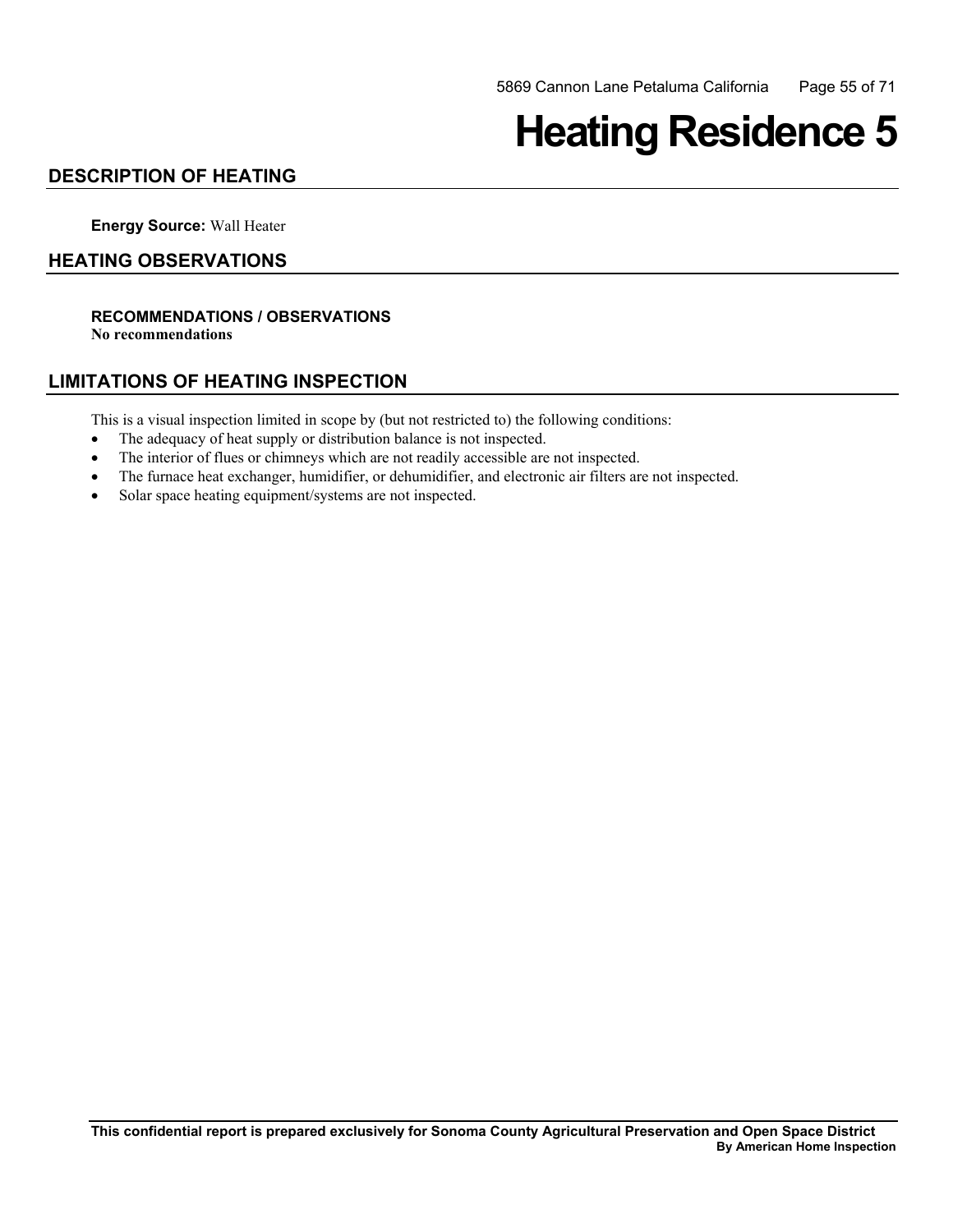# Heating Residence 5

## DESCRIPTION OF HEATING

**Energy Source:** Wall Heater

## HEATING OBSERVATIONS

**RECOMMENDATIONS / OBSERVATIONS**
**No recommendations**

## LIMITATIONS OF HEATING INSPECTION

This is a visual inspection limited in scope by (but not restricted to) the following conditions:

- The adequacy of heat supply or distribution balance is not inspected.
- The interior of flues or chimneys which are not readily accessible are not inspected.
- The furnace heat exchanger, humidifier, or dehumidifier, and electronic air filters are not inspected.
- Solar space heating equipment/systems are not inspected.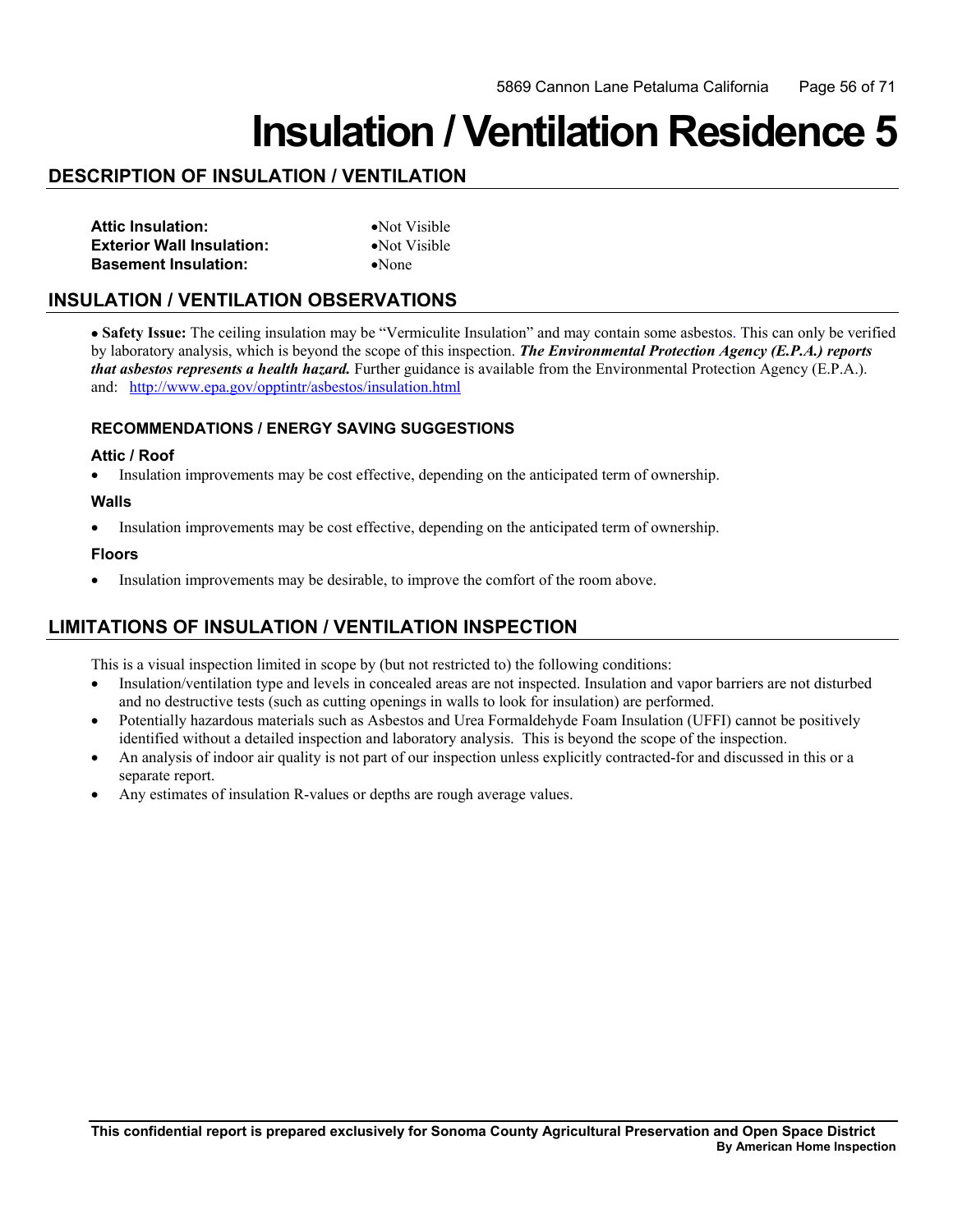# Insulation / Ventilation Residence 5

## DESCRIPTION OF INSULATION / VENTILATION

| | |
|---|---|
| **Attic Insulation:** | •Not Visible |
| **Exterior Wall Insulation:** | •Not Visible |
| **Basement Insulation:** | •None |

## INSULATION / VENTILATION OBSERVATIONS

• **Safety Issue:** The ceiling insulation may be "Vermiculite Insulation" and may contain some asbestos. This can only be verified by laboratory analysis, which is beyond the scope of this inspection. ***The Environmental Protection Agency (E.P.A.) reports that asbestos represents a health hazard.*** Further guidance is available from the Environmental Protection Agency (E.P.A.). and: http://www.epa.gov/opptintr/asbestos/insulation.html

### RECOMMENDATIONS / ENERGY SAVING SUGGESTIONS

#### Attic / Roof

- Insulation improvements may be cost effective, depending on the anticipated term of ownership.

#### Walls

- Insulation improvements may be cost effective, depending on the anticipated term of ownership.

#### Floors

- Insulation improvements may be desirable, to improve the comfort of the room above.

## LIMITATIONS OF INSULATION / VENTILATION INSPECTION

This is a visual inspection limited in scope by (but not restricted to) the following conditions:

- Insulation/ventilation type and levels in concealed areas are not inspected. Insulation and vapor barriers are not disturbed and no destructive tests (such as cutting openings in walls to look for insulation) are performed.
- Potentially hazardous materials such as Asbestos and Urea Formaldehyde Foam Insulation (UFFI) cannot be positively identified without a detailed inspection and laboratory analysis. This is beyond the scope of the inspection.
- An analysis of indoor air quality is not part of our inspection unless explicitly contracted-for and discussed in this or a separate report.
- Any estimates of insulation R-values or depths are rough average values.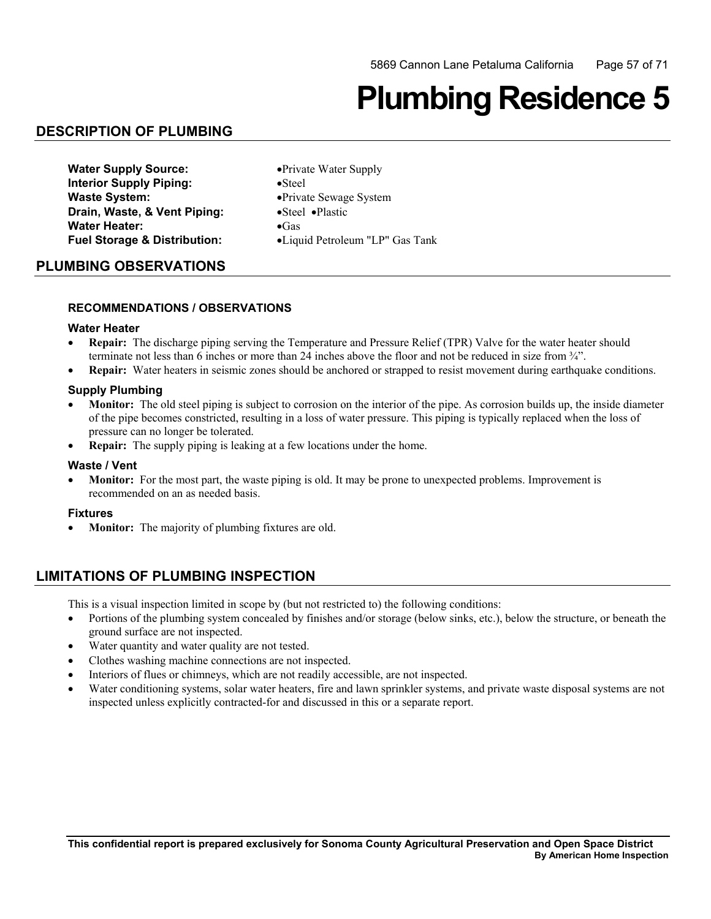# Plumbing Residence 5

## DESCRIPTION OF PLUMBING

**Water Supply Source:** •Private Water Supply
**Interior Supply Piping:** •Steel
**Waste System:** •Private Sewage System
**Drain, Waste, & Vent Piping:** •Steel •Plastic
**Water Heater:** •Gas
**Fuel Storage & Distribution:** •Liquid Petroleum "LP" Gas Tank

## PLUMBING OBSERVATIONS

### RECOMMENDATIONS / OBSERVATIONS

#### Water Heater

- **Repair:** The discharge piping serving the Temperature and Pressure Relief (TPR) Valve for the water heater should terminate not less than 6 inches or more than 24 inches above the floor and not be reduced in size from ¾".
- **Repair:** Water heaters in seismic zones should be anchored or strapped to resist movement during earthquake conditions.

#### Supply Plumbing

- **Monitor:** The old steel piping is subject to corrosion on the interior of the pipe. As corrosion builds up, the inside diameter of the pipe becomes constricted, resulting in a loss of water pressure. This piping is typically replaced when the loss of pressure can no longer be tolerated.
- **Repair:** The supply piping is leaking at a few locations under the home.

#### Waste / Vent

- **Monitor:** For the most part, the waste piping is old. It may be prone to unexpected problems. Improvement is recommended on an as needed basis.

#### Fixtures

- **Monitor:** The majority of plumbing fixtures are old.

## LIMITATIONS OF PLUMBING INSPECTION

This is a visual inspection limited in scope by (but not restricted to) the following conditions:

- Portions of the plumbing system concealed by finishes and/or storage (below sinks, etc.), below the structure, or beneath the ground surface are not inspected.
- Water quantity and water quality are not tested.
- Clothes washing machine connections are not inspected.
- Interiors of flues or chimneys, which are not readily accessible, are not inspected.
- Water conditioning systems, solar water heaters, fire and lawn sprinkler systems, and private waste disposal systems are not inspected unless explicitly contracted-for and discussed in this or a separate report.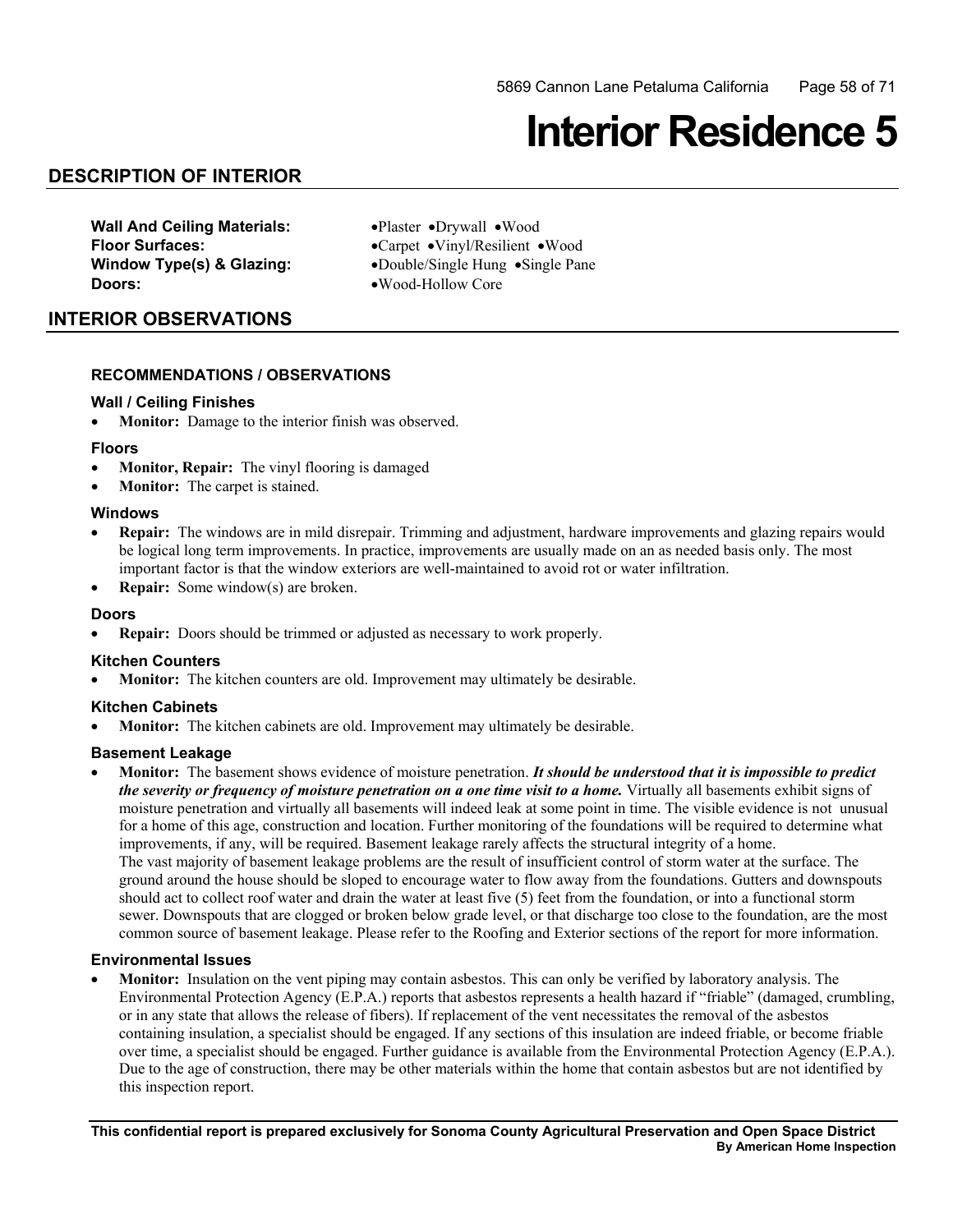# Interior Residence 5

## DESCRIPTION OF INTERIOR

**Wall And Ceiling Materials:** •Plaster •Drywall •Wood
**Floor Surfaces:** •Carpet •Vinyl/Resilient •Wood
**Window Type(s) & Glazing:** •Double/Single Hung •Single Pane
**Doors:** •Wood-Hollow Core

## INTERIOR OBSERVATIONS

### RECOMMENDATIONS / OBSERVATIONS

#### Wall / Ceiling Finishes

- **Monitor:** Damage to the interior finish was observed.

#### Floors

- **Monitor, Repair:** The vinyl flooring is damaged
- **Monitor:** The carpet is stained.

#### Windows

- **Repair:** The windows are in mild disrepair. Trimming and adjustment, hardware improvements and glazing repairs would be logical long term improvements. In practice, improvements are usually made on an as needed basis only. The most important factor is that the window exteriors are well-maintained to avoid rot or water infiltration.
- **Repair:** Some window(s) are broken.

#### Doors

- **Repair:** Doors should be trimmed or adjusted as necessary to work properly.

#### Kitchen Counters

- **Monitor:** The kitchen counters are old. Improvement may ultimately be desirable.

#### Kitchen Cabinets

- **Monitor:** The kitchen cabinets are old. Improvement may ultimately be desirable.

#### Basement Leakage

- **Monitor:** The basement shows evidence of moisture penetration. ***It should be understood that it is impossible to predict the severity or frequency of moisture penetration on a one time visit to a home.*** Virtually all basements exhibit signs of moisture penetration and virtually all basements will indeed leak at some point in time. The visible evidence is not unusual for a home of this age, construction and location. Further monitoring of the foundations will be required to determine what improvements, if any, will be required. Basement leakage rarely affects the structural integrity of a home.
  The vast majority of basement leakage problems are the result of insufficient control of storm water at the surface. The ground around the house should be sloped to encourage water to flow away from the foundations. Gutters and downspouts should act to collect roof water and drain the water at least five (5) feet from the foundation, or into a functional storm sewer. Downspouts that are clogged or broken below grade level, or that discharge too close to the foundation, are the most common source of basement leakage. Please refer to the Roofing and Exterior sections of the report for more information.

#### Environmental Issues

- **Monitor:** Insulation on the vent piping may contain asbestos. This can only be verified by laboratory analysis. The Environmental Protection Agency (E.P.A.) reports that asbestos represents a health hazard if "friable" (damaged, crumbling, or in any state that allows the release of fibers). If replacement of the vent necessitates the removal of the asbestos containing insulation, a specialist should be engaged. If any sections of this insulation are indeed friable, or become friable over time, a specialist should be engaged. Further guidance is available from the Environmental Protection Agency (E.P.A.). Due to the age of construction, there may be other materials within the home that contain asbestos but are not identified by this inspection report.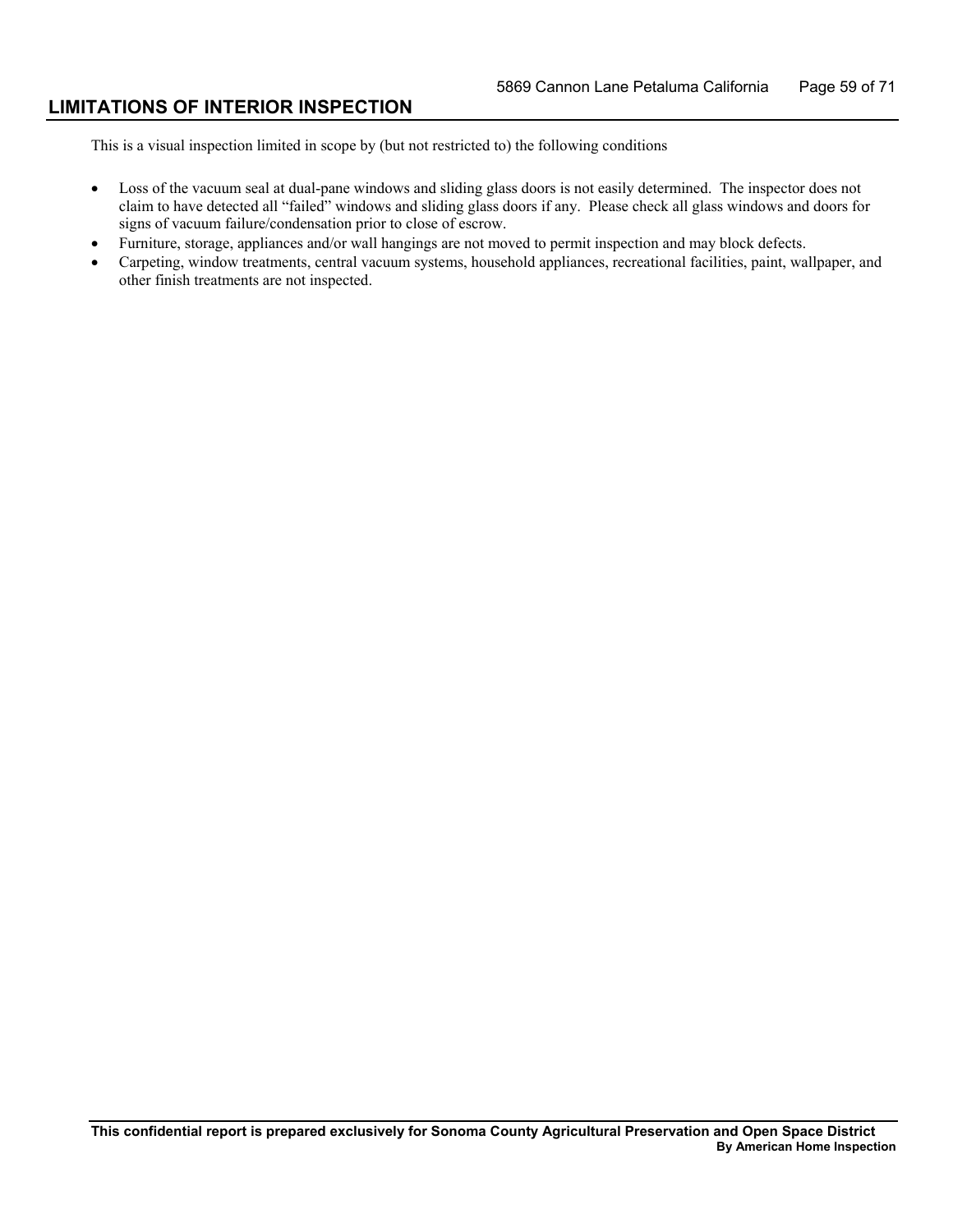## LIMITATIONS OF INTERIOR INSPECTION

This is a visual inspection limited in scope by (but not restricted to) the following conditions

- Loss of the vacuum seal at dual-pane windows and sliding glass doors is not easily determined. The inspector does not claim to have detected all "failed" windows and sliding glass doors if any. Please check all glass windows and doors for signs of vacuum failure/condensation prior to close of escrow.
- Furniture, storage, appliances and/or wall hangings are not moved to permit inspection and may block defects.
- Carpeting, window treatments, central vacuum systems, household appliances, recreational facilities, paint, wallpaper, and other finish treatments are not inspected.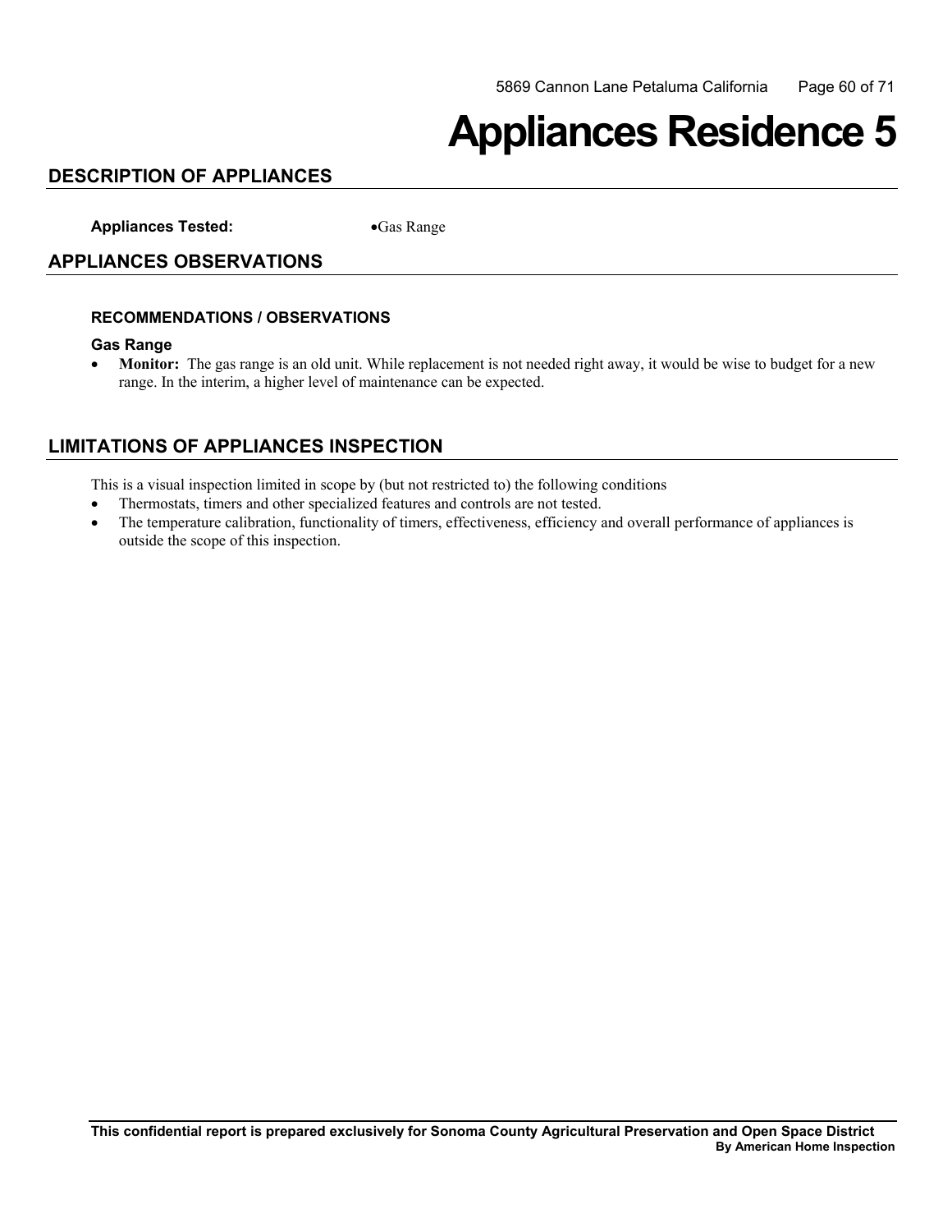# Appliances Residence 5

## DESCRIPTION OF APPLIANCES

**Appliances Tested:** •Gas Range

## APPLIANCES OBSERVATIONS

### RECOMMENDATIONS / OBSERVATIONS

**Gas Range**

- **Monitor:** The gas range is an old unit. While replacement is not needed right away, it would be wise to budget for a new range. In the interim, a higher level of maintenance can be expected.

## LIMITATIONS OF APPLIANCES INSPECTION

This is a visual inspection limited in scope by (but not restricted to) the following conditions

- Thermostats, timers and other specialized features and controls are not tested.
- The temperature calibration, functionality of timers, effectiveness, efficiency and overall performance of appliances is outside the scope of this inspection.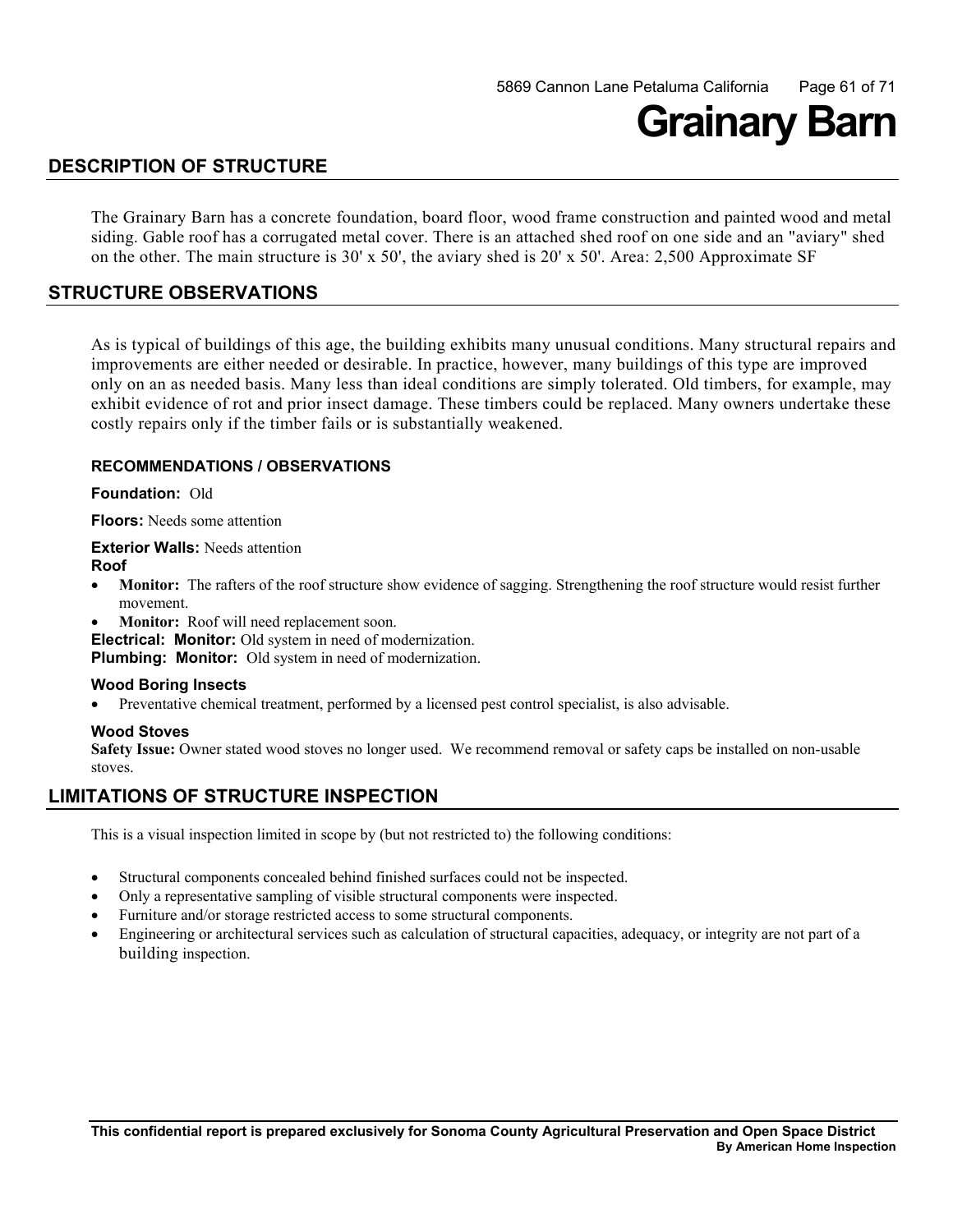# Grainary Barn

## DESCRIPTION OF STRUCTURE

The Grainary Barn has a concrete foundation, board floor, wood frame construction and painted wood and metal siding. Gable roof has a corrugated metal cover. There is an attached shed roof on one side and an "aviary" shed on the other. The main structure is 30' x 50', the aviary shed is 20' x 50'. Area: 2,500 Approximate SF

## STRUCTURE OBSERVATIONS

As is typical of buildings of this age, the building exhibits many unusual conditions. Many structural repairs and improvements are either needed or desirable. In practice, however, many buildings of this type are improved only on an as needed basis. Many less than ideal conditions are simply tolerated. Old timbers, for example, may exhibit evidence of rot and prior insect damage. These timbers could be replaced. Many owners undertake these costly repairs only if the timber fails or is substantially weakened.

#### RECOMMENDATIONS / OBSERVATIONS

**Foundation:** Old

**Floors:** Needs some attention

**Exterior Walls:** Needs attention

**Roof**

- **Monitor:** The rafters of the roof structure show evidence of sagging. Strengthening the roof structure would resist further movement.
- **Monitor:** Roof will need replacement soon.

**Electrical: Monitor:** Old system in need of modernization.

**Plumbing: Monitor:** Old system in need of modernization.

#### Wood Boring Insects

- Preventative chemical treatment, performed by a licensed pest control specialist, is also advisable.

#### Wood Stoves

**Safety Issue:** Owner stated wood stoves no longer used. We recommend removal or safety caps be installed on non-usable stoves.

## LIMITATIONS OF STRUCTURE INSPECTION

This is a visual inspection limited in scope by (but not restricted to) the following conditions:

- Structural components concealed behind finished surfaces could not be inspected.
- Only a representative sampling of visible structural components were inspected.
- Furniture and/or storage restricted access to some structural components.
- Engineering or architectural services such as calculation of structural capacities, adequacy, or integrity are not part of a building inspection.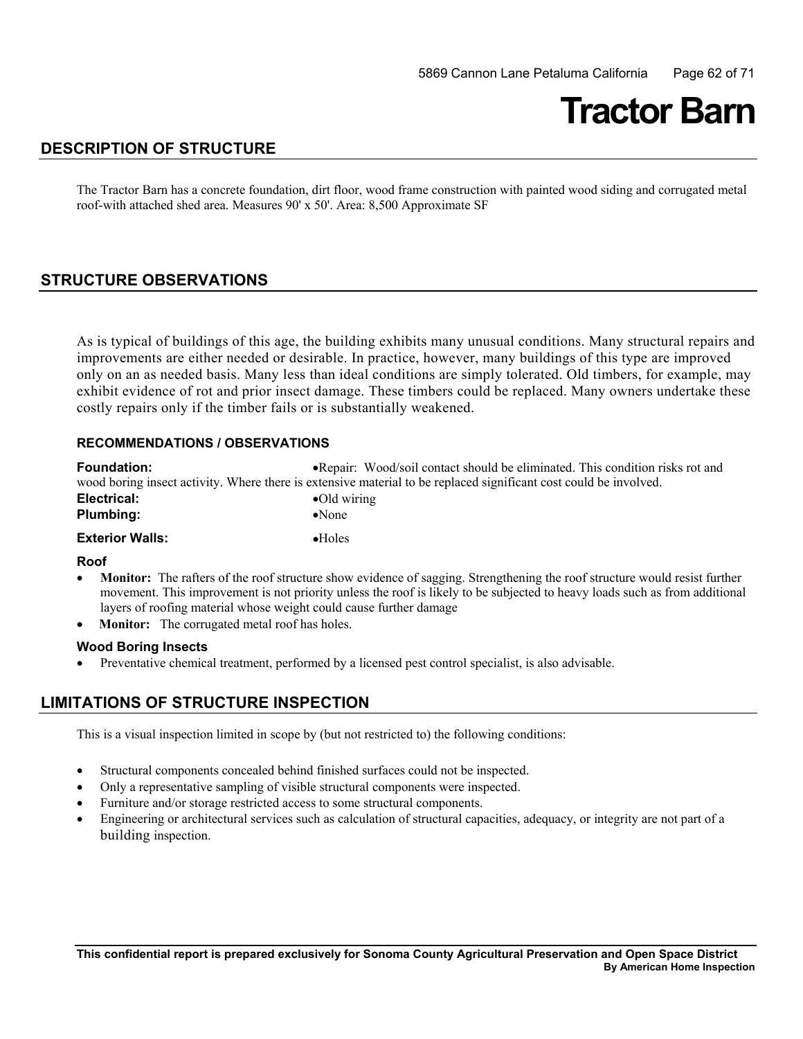# Tractor Barn

## DESCRIPTION OF STRUCTURE

The Tractor Barn has a concrete foundation, dirt floor, wood frame construction with painted wood siding and corrugated metal roof-with attached shed area. Measures 90' x 50'. Area: 8,500 Approximate SF

## STRUCTURE OBSERVATIONS

As is typical of buildings of this age, the building exhibits many unusual conditions. Many structural repairs and improvements are either needed or desirable. In practice, however, many buildings of this type are improved only on an as needed basis. Many less than ideal conditions are simply tolerated. Old timbers, for example, may exhibit evidence of rot and prior insect damage. These timbers could be replaced. Many owners undertake these costly repairs only if the timber fails or is substantially weakened.

### RECOMMENDATIONS / OBSERVATIONS

**Foundation:** •Repair: Wood/soil contact should be eliminated. This condition risks rot and wood boring insect activity. Where there is extensive material to be replaced significant cost could be involved.

**Electrical:** •Old wiring

**Plumbing:** •None

**Exterior Walls:** •Holes

### Roof

- **Monitor:** The rafters of the roof structure show evidence of sagging. Strengthening the roof structure would resist further movement. This improvement is not priority unless the roof is likely to be subjected to heavy loads such as from additional layers of roofing material whose weight could cause further damage
- **Monitor:** The corrugated metal roof has holes.

### Wood Boring Insects

- Preventative chemical treatment, performed by a licensed pest control specialist, is also advisable.

## LIMITATIONS OF STRUCTURE INSPECTION

This is a visual inspection limited in scope by (but not restricted to) the following conditions:

- Structural components concealed behind finished surfaces could not be inspected.
- Only a representative sampling of visible structural components were inspected.
- Furniture and/or storage restricted access to some structural components.
- Engineering or architectural services such as calculation of structural capacities, adequacy, or integrity are not part of a building inspection.

**This confidential report is prepared exclusively for Sonoma County Agricultural Preservation and Open Space District**
**By American Home Inspection**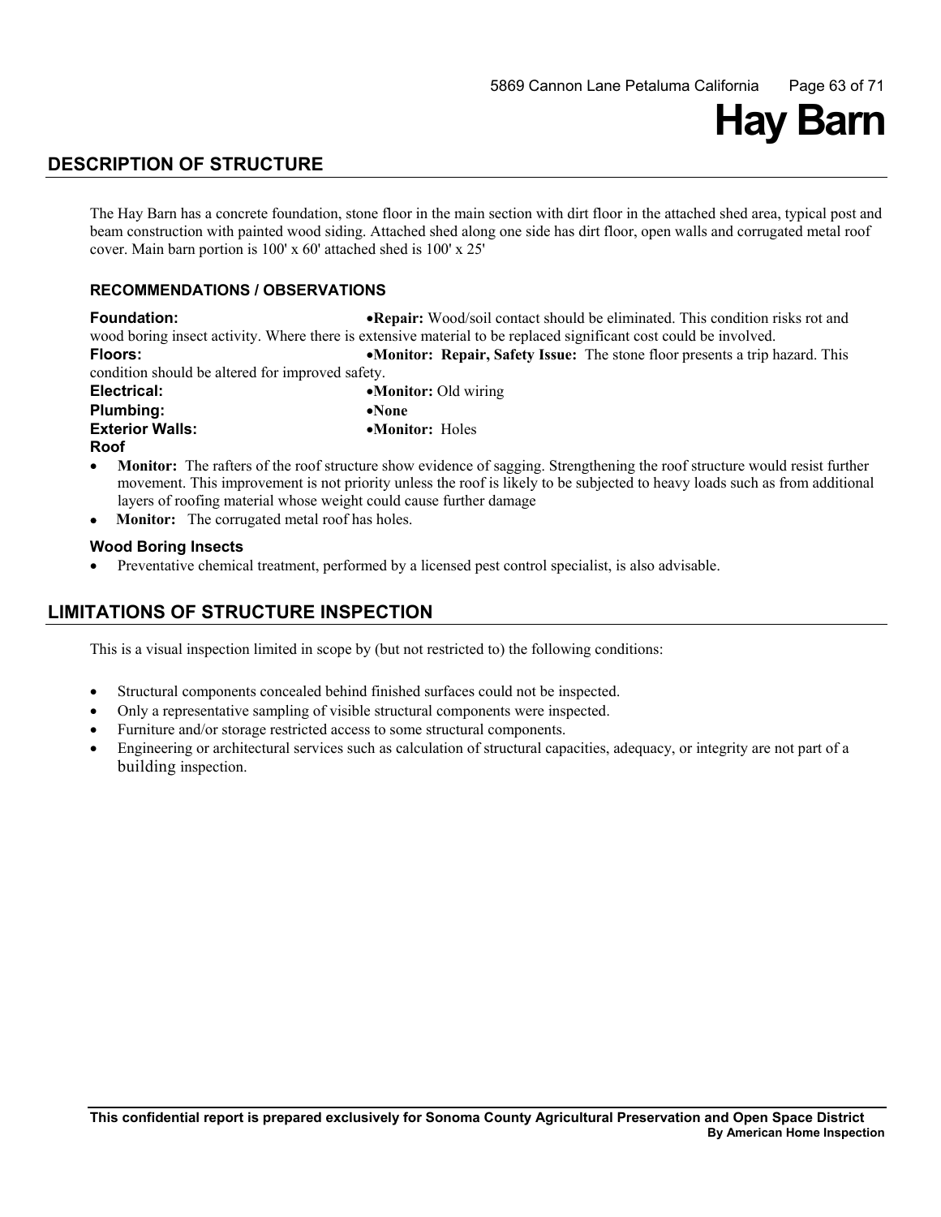# Hay Barn

## DESCRIPTION OF STRUCTURE

The Hay Barn has a concrete foundation, stone floor in the main section with dirt floor in the attached shed area, typical post and beam construction with painted wood siding. Attached shed along one side has dirt floor, open walls and corrugated metal roof cover. Main barn portion is 100' x 60' attached shed is 100' x 25'

### RECOMMENDATIONS / OBSERVATIONS

**Foundation:** •**Repair:** Wood/soil contact should be eliminated. This condition risks rot and wood boring insect activity. Where there is extensive material to be replaced significant cost could be involved.

**Floors:** •**Monitor: Repair, Safety Issue:** The stone floor presents a trip hazard. This condition should be altered for improved safety.

**Electrical:** •**Monitor:** Old wiring

**Plumbing:** •**None**

**Exterior Walls:** •**Monitor:** Holes

**Roof**

- **Monitor:** The rafters of the roof structure show evidence of sagging. Strengthening the roof structure would resist further movement. This improvement is not priority unless the roof is likely to be subjected to heavy loads such as from additional layers of roofing material whose weight could cause further damage
- **Monitor:** The corrugated metal roof has holes.

**Wood Boring Insects**

- Preventative chemical treatment, performed by a licensed pest control specialist, is also advisable.

## LIMITATIONS OF STRUCTURE INSPECTION

This is a visual inspection limited in scope by (but not restricted to) the following conditions:

- Structural components concealed behind finished surfaces could not be inspected.
- Only a representative sampling of visible structural components were inspected.
- Furniture and/or storage restricted access to some structural components.
- Engineering or architectural services such as calculation of structural capacities, adequacy, or integrity are not part of a building inspection.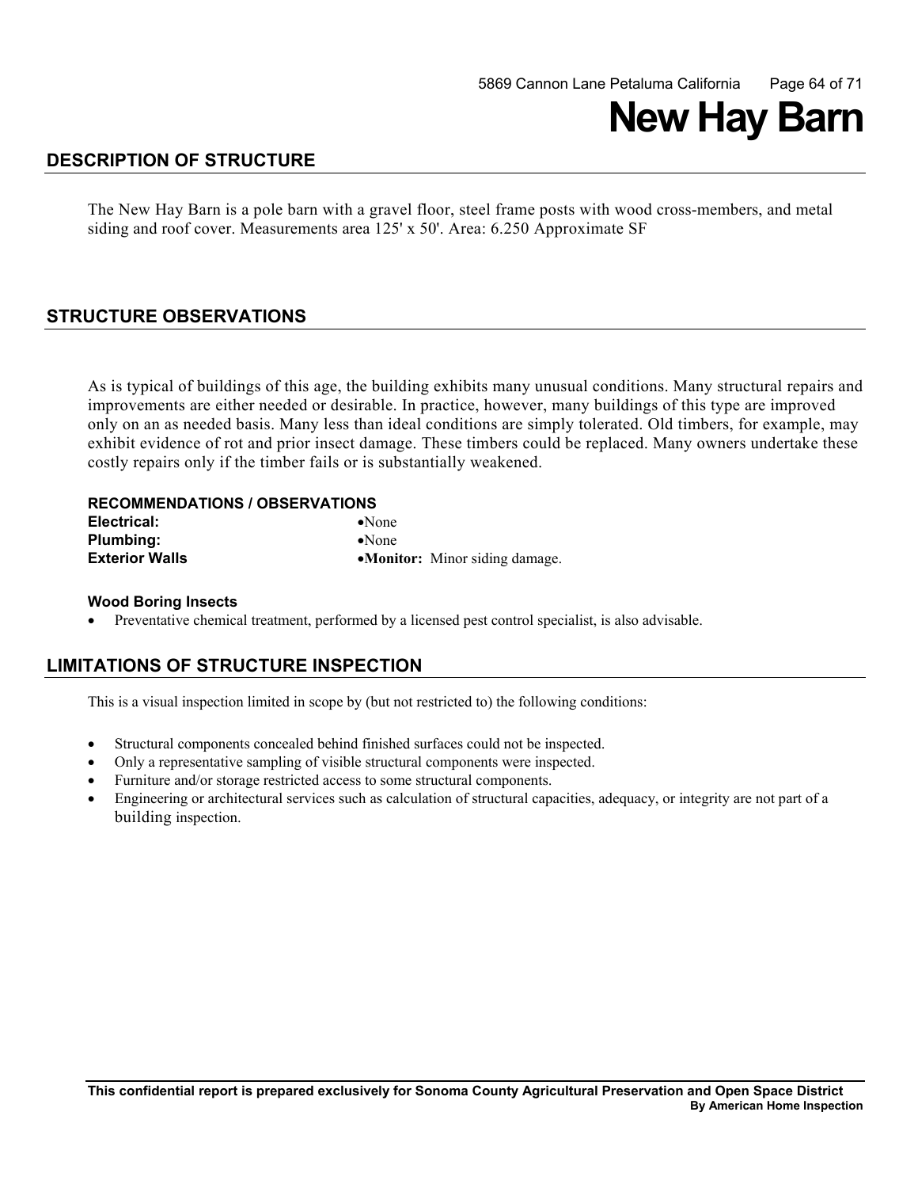# New Hay Barn

## DESCRIPTION OF STRUCTURE

The New Hay Barn is a pole barn with a gravel floor, steel frame posts with wood cross-members, and metal siding and roof cover. Measurements area 125' x 50'. Area: 6.250 Approximate SF

## STRUCTURE OBSERVATIONS

As is typical of buildings of this age, the building exhibits many unusual conditions. Many structural repairs and improvements are either needed or desirable. In practice, however, many buildings of this type are improved only on an as needed basis. Many less than ideal conditions are simply tolerated. Old timbers, for example, may exhibit evidence of rot and prior insect damage. These timbers could be replaced. Many owners undertake these costly repairs only if the timber fails or is substantially weakened.

### RECOMMENDATIONS / OBSERVATIONS

| | |
|---|---|
| **Electrical:** | •None |
| **Plumbing:** | •None |
| **Exterior Walls** | •**Monitor:** Minor siding damage. |

### Wood Boring Insects

- Preventative chemical treatment, performed by a licensed pest control specialist, is also advisable.

## LIMITATIONS OF STRUCTURE INSPECTION

This is a visual inspection limited in scope by (but not restricted to) the following conditions:

- Structural components concealed behind finished surfaces could not be inspected.
- Only a representative sampling of visible structural components were inspected.
- Furniture and/or storage restricted access to some structural components.
- Engineering or architectural services such as calculation of structural capacities, adequacy, or integrity are not part of a building inspection.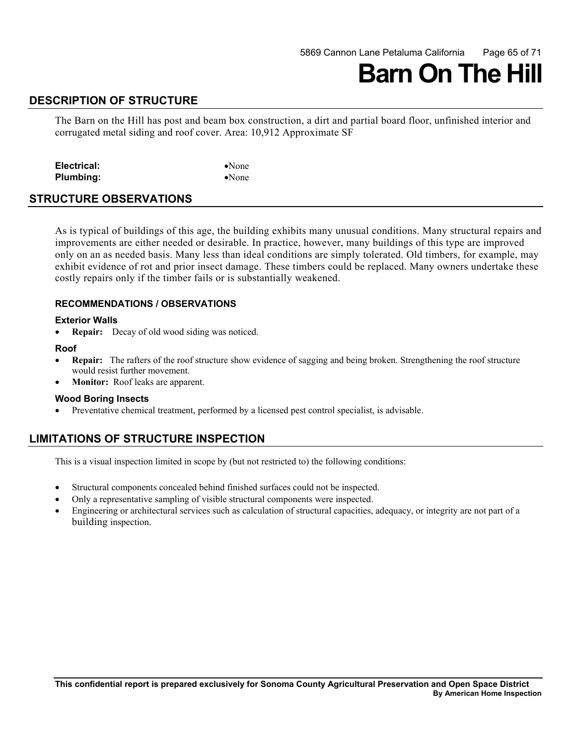# Barn On The Hill

## DESCRIPTION OF STRUCTURE

The Barn on the Hill has post and beam box construction, a dirt and partial board floor, unfinished interior and corrugated metal siding and roof cover. Area: 10,912 Approximate SF

**Electrical:** •None
**Plumbing:** •None

## STRUCTURE OBSERVATIONS

As is typical of buildings of this age, the building exhibits many unusual conditions. Many structural repairs and improvements are either needed or desirable. In practice, however, many buildings of this type are improved only on an as needed basis. Many less than ideal conditions are simply tolerated. Old timbers, for example, may exhibit evidence of rot and prior insect damage. These timbers could be replaced. Many owners undertake these costly repairs only if the timber fails or is substantially weakened.

### RECOMMENDATIONS / OBSERVATIONS

#### Exterior Walls

- **Repair:** Decay of old wood siding was noticed.

#### Roof

- **Repair:** The rafters of the roof structure show evidence of sagging and being broken. Strengthening the roof structure would resist further movement.
- **Monitor:** Roof leaks are apparent.

#### Wood Boring Insects

- Preventative chemical treatment, performed by a licensed pest control specialist, is advisable.

## LIMITATIONS OF STRUCTURE INSPECTION

This is a visual inspection limited in scope by (but not restricted to) the following conditions:

- Structural components concealed behind finished surfaces could not be inspected.
- Only a representative sampling of visible structural components were inspected.
- Engineering or architectural services such as calculation of structural capacities, adequacy, or integrity are not part of a building inspection.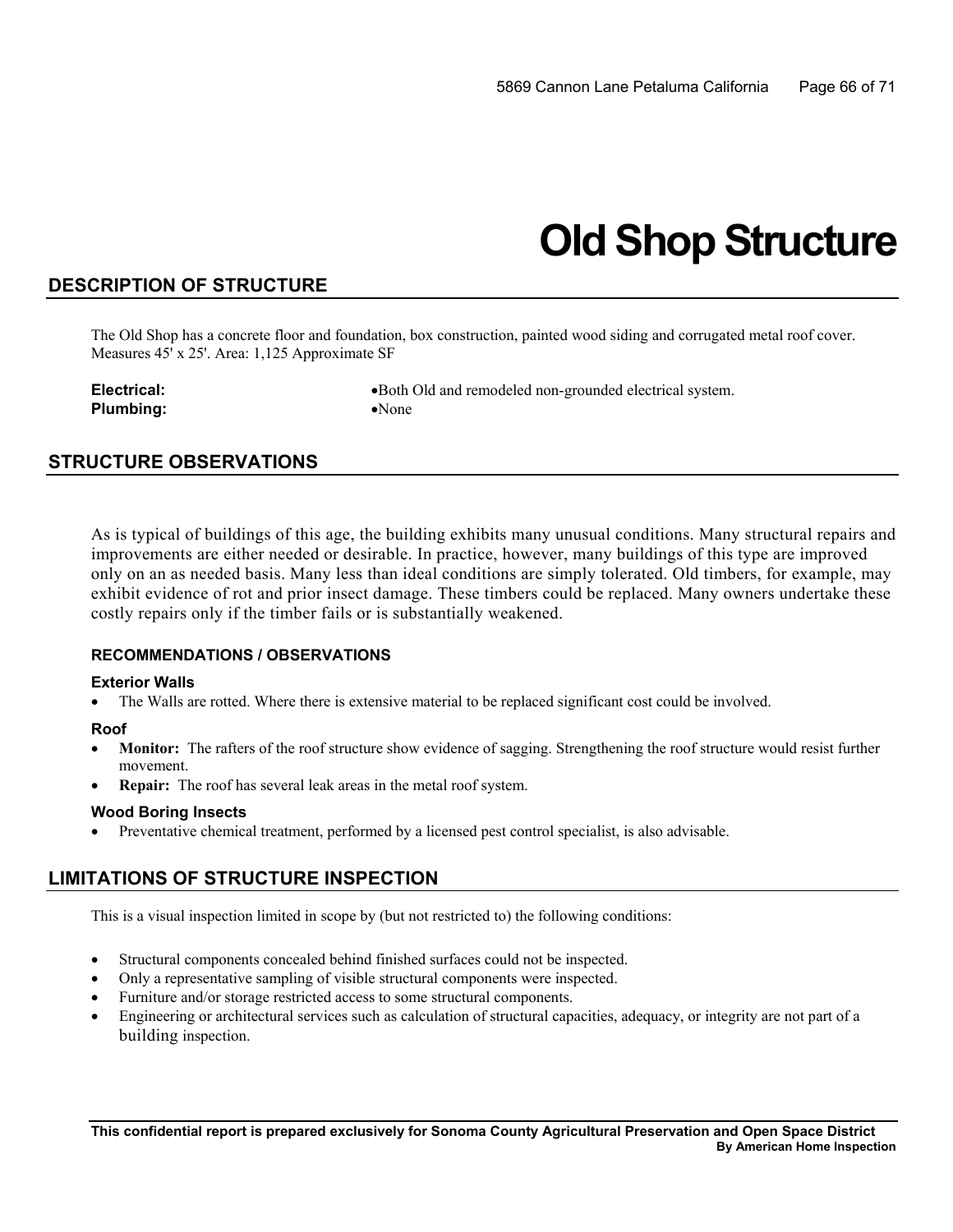# Old Shop Structure

## DESCRIPTION OF STRUCTURE

The Old Shop has a concrete floor and foundation, box construction, painted wood siding and corrugated metal roof cover. Measures 45' x 25'. Area: 1,125 Approximate SF

**Electrical:** •Both Old and remodeled non-grounded electrical system.
**Plumbing:** •None

## STRUCTURE OBSERVATIONS

As is typical of buildings of this age, the building exhibits many unusual conditions. Many structural repairs and improvements are either needed or desirable. In practice, however, many buildings of this type are improved only on an as needed basis. Many less than ideal conditions are simply tolerated. Old timbers, for example, may exhibit evidence of rot and prior insect damage. These timbers could be replaced. Many owners undertake these costly repairs only if the timber fails or is substantially weakened.

### RECOMMENDATIONS / OBSERVATIONS

#### Exterior Walls

- The Walls are rotted. Where there is extensive material to be replaced significant cost could be involved.

#### Roof

- **Monitor:** The rafters of the roof structure show evidence of sagging. Strengthening the roof structure would resist further movement.
- **Repair:** The roof has several leak areas in the metal roof system.

#### Wood Boring Insects

- Preventative chemical treatment, performed by a licensed pest control specialist, is also advisable.

## LIMITATIONS OF STRUCTURE INSPECTION

This is a visual inspection limited in scope by (but not restricted to) the following conditions:

- Structural components concealed behind finished surfaces could not be inspected.
- Only a representative sampling of visible structural components were inspected.
- Furniture and/or storage restricted access to some structural components.
- Engineering or architectural services such as calculation of structural capacities, adequacy, or integrity are not part of a building inspection.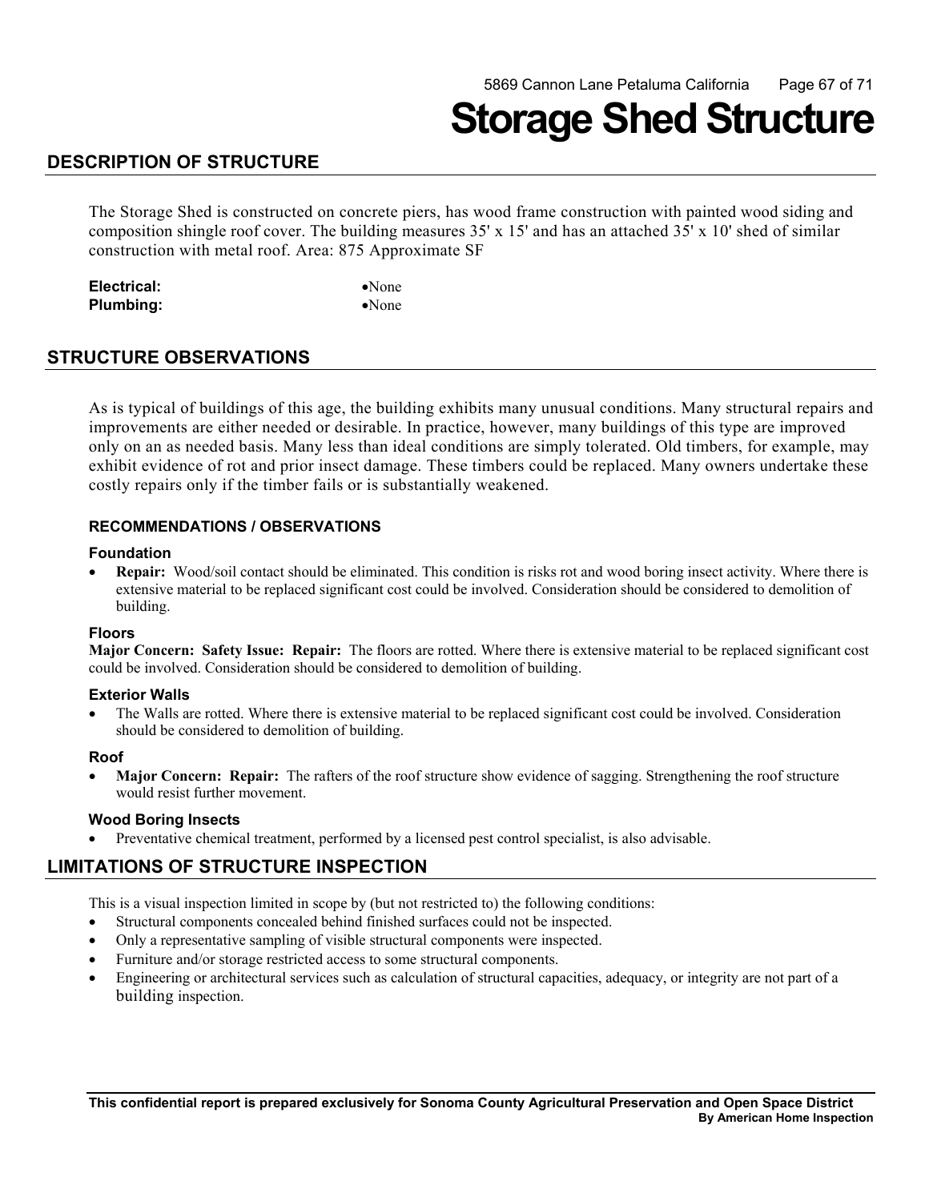# Storage Shed Structure

## DESCRIPTION OF STRUCTURE

The Storage Shed is constructed on concrete piers, has wood frame construction with painted wood siding and composition shingle roof cover. The building measures 35' x 15' and has an attached 35' x 10' shed of similar construction with metal roof. Area: 875 Approximate SF

| | |
|---|---|
| **Electrical:** | •None |
| **Plumbing:** | •None |

## STRUCTURE OBSERVATIONS

As is typical of buildings of this age, the building exhibits many unusual conditions. Many structural repairs and improvements are either needed or desirable. In practice, however, many buildings of this type are improved only on an as needed basis. Many less than ideal conditions are simply tolerated. Old timbers, for example, may exhibit evidence of rot and prior insect damage. These timbers could be replaced. Many owners undertake these costly repairs only if the timber fails or is substantially weakened.

### RECOMMENDATIONS / OBSERVATIONS

#### Foundation

- **Repair:** Wood/soil contact should be eliminated. This condition is risks rot and wood boring insect activity. Where there is extensive material to be replaced significant cost could be involved. Consideration should be considered to demolition of building.

#### Floors

**Major Concern: Safety Issue: Repair:** The floors are rotted. Where there is extensive material to be replaced significant cost could be involved. Consideration should be considered to demolition of building.

#### Exterior Walls

- The Walls are rotted. Where there is extensive material to be replaced significant cost could be involved. Consideration should be considered to demolition of building.

#### Roof

- **Major Concern: Repair:** The rafters of the roof structure show evidence of sagging. Strengthening the roof structure would resist further movement.

#### Wood Boring Insects

- Preventative chemical treatment, performed by a licensed pest control specialist, is also advisable.

## LIMITATIONS OF STRUCTURE INSPECTION

This is a visual inspection limited in scope by (but not restricted to) the following conditions:

- Structural components concealed behind finished surfaces could not be inspected.
- Only a representative sampling of visible structural components were inspected.
- Furniture and/or storage restricted access to some structural components.
- Engineering or architectural services such as calculation of structural capacities, adequacy, or integrity are not part of a building inspection.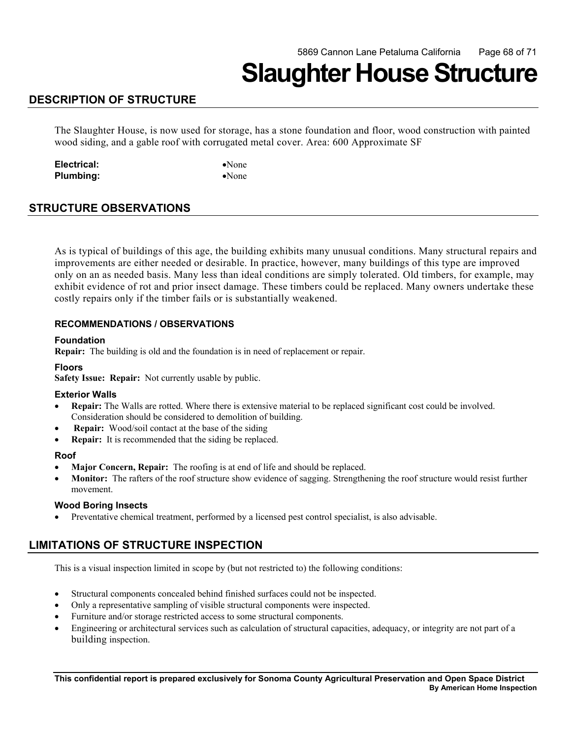# Slaughter House Structure

## DESCRIPTION OF STRUCTURE

The Slaughter House, is now used for storage, has a stone foundation and floor, wood construction with painted wood siding, and a gable roof with corrugated metal cover. Area: 600 Approximate SF

| | |
|---|---|
| **Electrical:** | •None |
| **Plumbing:** | •None |

## STRUCTURE OBSERVATIONS

As is typical of buildings of this age, the building exhibits many unusual conditions. Many structural repairs and improvements are either needed or desirable. In practice, however, many buildings of this type are improved only on an as needed basis. Many less than ideal conditions are simply tolerated. Old timbers, for example, may exhibit evidence of rot and prior insect damage. These timbers could be replaced. Many owners undertake these costly repairs only if the timber fails or is substantially weakened.

#### RECOMMENDATIONS / OBSERVATIONS

**Foundation**

**Repair:** The building is old and the foundation is in need of replacement or repair.

**Floors**

**Safety Issue: Repair:** Not currently usable by public.

**Exterior Walls**

- **Repair:** The Walls are rotted. Where there is extensive material to be replaced significant cost could be involved. Consideration should be considered to demolition of building.
- **Repair:** Wood/soil contact at the base of the siding
- **Repair:** It is recommended that the siding be replaced.

**Roof**

- **Major Concern, Repair:** The roofing is at end of life and should be replaced.
- **Monitor:** The rafters of the roof structure show evidence of sagging. Strengthening the roof structure would resist further movement.

**Wood Boring Insects**

- Preventative chemical treatment, performed by a licensed pest control specialist, is also advisable.

## LIMITATIONS OF STRUCTURE INSPECTION

This is a visual inspection limited in scope by (but not restricted to) the following conditions:

- Structural components concealed behind finished surfaces could not be inspected.
- Only a representative sampling of visible structural components were inspected.
- Furniture and/or storage restricted access to some structural components.
- Engineering or architectural services such as calculation of structural capacities, adequacy, or integrity are not part of a building inspection.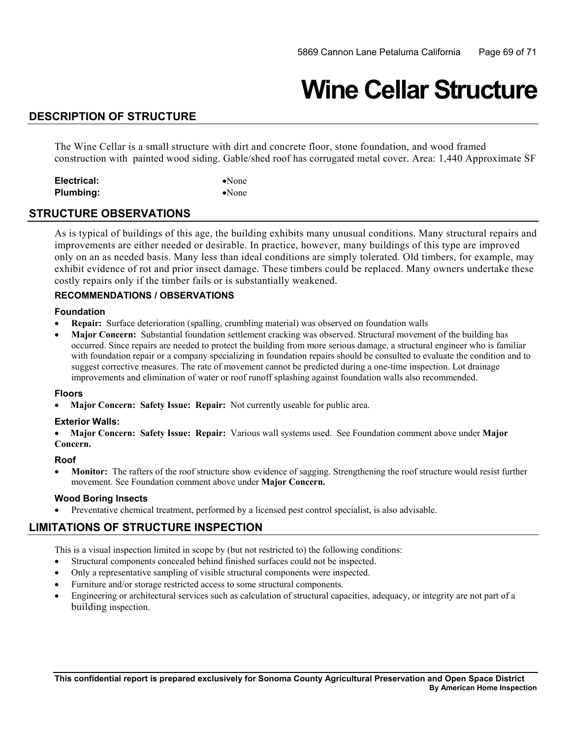# Wine Cellar Structure

## DESCRIPTION OF STRUCTURE

The Wine Cellar is a small structure with dirt and concrete floor, stone foundation, and wood framed construction with painted wood siding. Gable/shed roof has corrugated metal cover. Area: 1,440 Approximate SF

| | |
|---|---|
| **Electrical:** | •None |
| **Plumbing:** | •None |

## STRUCTURE OBSERVATIONS

As is typical of buildings of this age, the building exhibits many unusual conditions. Many structural repairs and improvements are either needed or desirable. In practice, however, many buildings of this type are improved only on an as needed basis. Many less than ideal conditions are simply tolerated. Old timbers, for example, may exhibit evidence of rot and prior insect damage. These timbers could be replaced. Many owners undertake these costly repairs only if the timber fails or is substantially weakened.

### RECOMMENDATIONS / OBSERVATIONS

#### Foundation

- **Repair:** Surface deterioration (spalling, crumbling material) was observed on foundation walls
- **Major Concern:** Substantial foundation settlement cracking was observed. Structural movement of the building has occurred. Since repairs are needed to protect the building from more serious damage, a structural engineer who is familiar with foundation repair or a company specializing in foundation repairs should be consulted to evaluate the condition and to suggest corrective measures. The rate of movement cannot be predicted during a one-time inspection. Lot drainage improvements and elimination of water or roof runoff splashing against foundation walls also recommended.

#### Floors

- **Major Concern: Safety Issue: Repair:** Not currently useable for public area.

#### Exterior Walls:

- **Major Concern: Safety Issue: Repair:** Various wall systems used. See Foundation comment above under **Major Concern.**

#### Roof

- **Monitor:** The rafters of the roof structure show evidence of sagging. Strengthening the roof structure would resist further movement. See Foundation comment above under **Major Concern.**

#### Wood Boring Insects

- Preventative chemical treatment, performed by a licensed pest control specialist, is also advisable.

## LIMITATIONS OF STRUCTURE INSPECTION

This is a visual inspection limited in scope by (but not restricted to) the following conditions:

- Structural components concealed behind finished surfaces could not be inspected.
- Only a representative sampling of visible structural components were inspected.
- Furniture and/or storage restricted access to some structural components.
- Engineering or architectural services such as calculation of structural capacities, adequacy, or integrity are not part of a building inspection.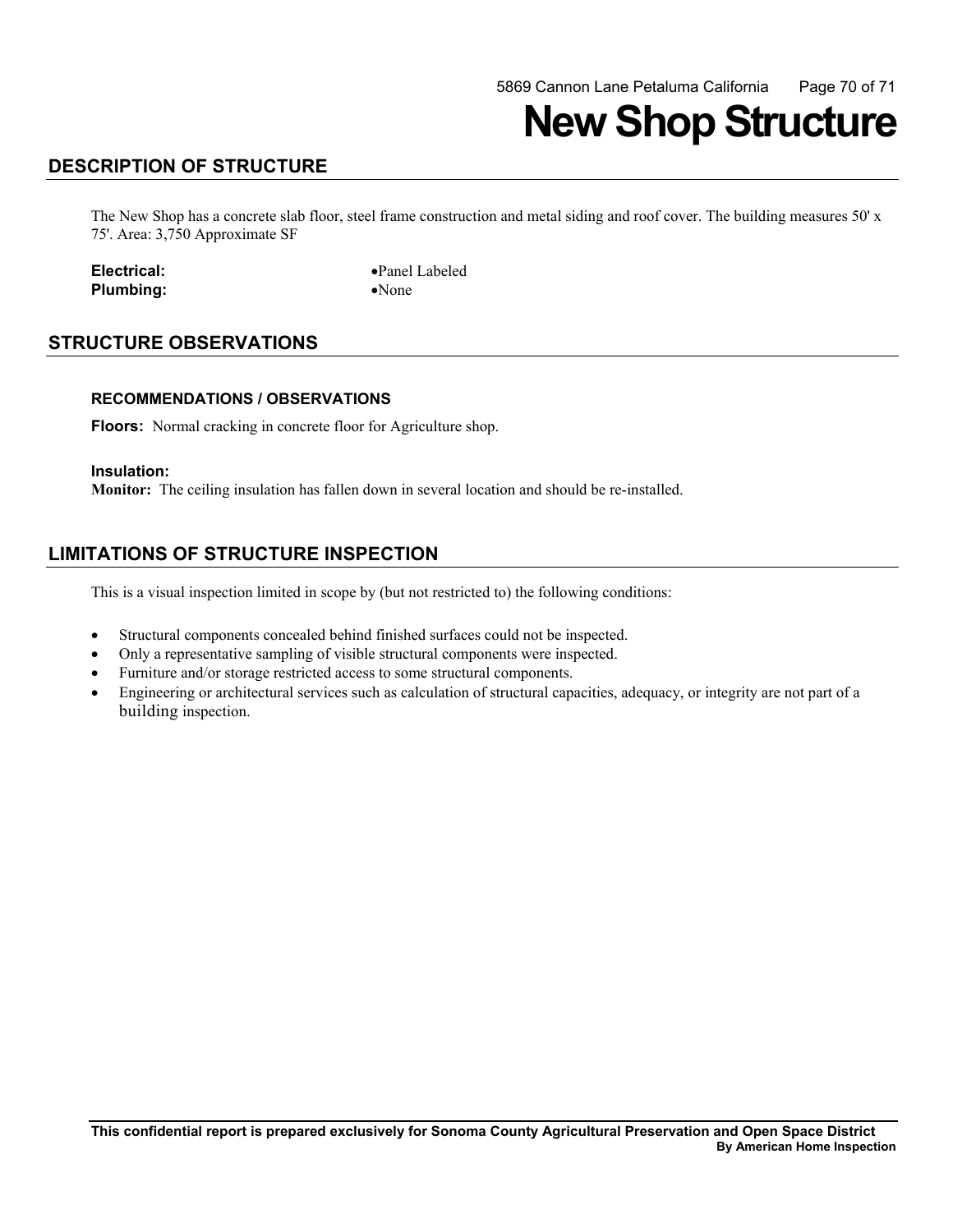# New Shop Structure

## DESCRIPTION OF STRUCTURE

The New Shop has a concrete slab floor, steel frame construction and metal siding and roof cover. The building measures 50' x 75'. Area: 3,750 Approximate SF

**Electrical:** •Panel Labeled
**Plumbing:** •None

## STRUCTURE OBSERVATIONS

### RECOMMENDATIONS / OBSERVATIONS

**Floors:** Normal cracking in concrete floor for Agriculture shop.

**Insulation:**
**Monitor:** The ceiling insulation has fallen down in several location and should be re-installed.

## LIMITATIONS OF STRUCTURE INSPECTION

This is a visual inspection limited in scope by (but not restricted to) the following conditions:

- Structural components concealed behind finished surfaces could not be inspected.
- Only a representative sampling of visible structural components were inspected.
- Furniture and/or storage restricted access to some structural components.
- Engineering or architectural services such as calculation of structural capacities, adequacy, or integrity are not part of a building inspection.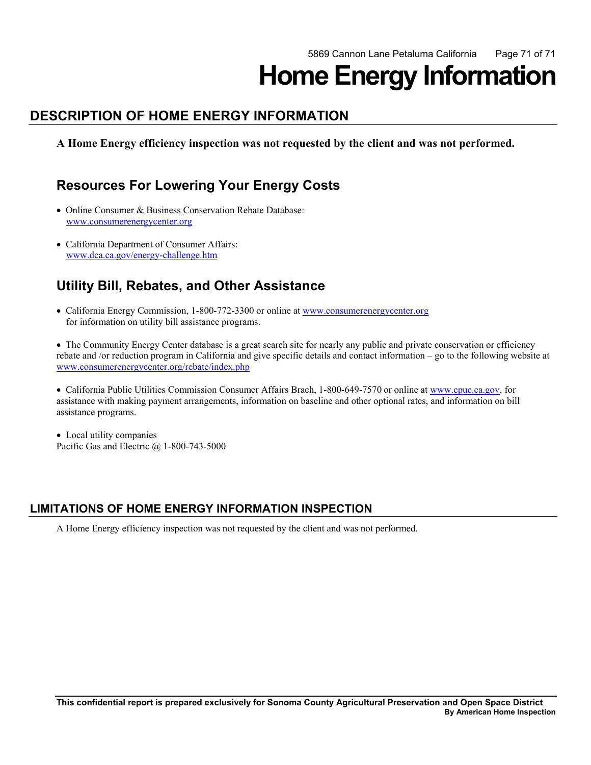# Home Energy Information

## DESCRIPTION OF HOME ENERGY INFORMATION

**A Home Energy efficiency inspection was not requested by the client and was not performed.**

### Resources For Lowering Your Energy Costs

- Online Consumer & Business Conservation Rebate Database: www.consumerenergycenter.org
- California Department of Consumer Affairs: www.dca.ca.gov/energy-challenge.htm

### Utility Bill, Rebates, and Other Assistance

- California Energy Commission, 1-800-772-3300 or online at www.consumerenergycenter.org for information on utility bill assistance programs.

- The Community Energy Center database is a great search site for nearly any public and private conservation or efficiency rebate and /or reduction program in California and give specific details and contact information – go to the following website at www.consumerenergycenter.org/rebate/index.php

- California Public Utilities Commission Consumer Affairs Brach, 1-800-649-7570 or online at www.cpuc.ca.gov, for assistance with making payment arrangements, information on baseline and other optional rates, and information on bill assistance programs.

- Local utility companies

Pacific Gas and Electric @ 1-800-743-5000

## LIMITATIONS OF HOME ENERGY INFORMATION INSPECTION

A Home Energy efficiency inspection was not requested by the client and was not performed.